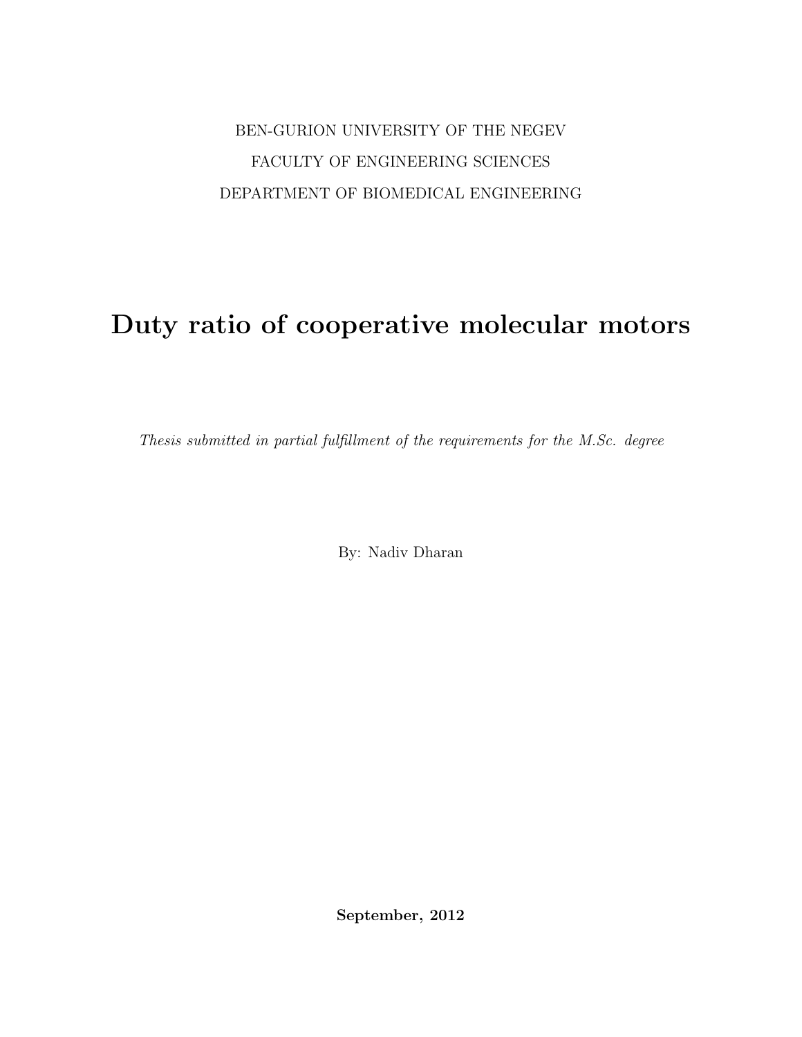BEN-GURION UNIVERSITY OF THE NEGEV

FACULTY OF ENGINEERING SCIENCES

DEPARTMENT OF BIOMEDICAL ENGINEERING

# Duty ratio of cooperative molecular motors

*Thesis submitted in partial fulfillment of the requirements for the M.Sc. degree*

By: Nadiv Dharan

**September, 2012**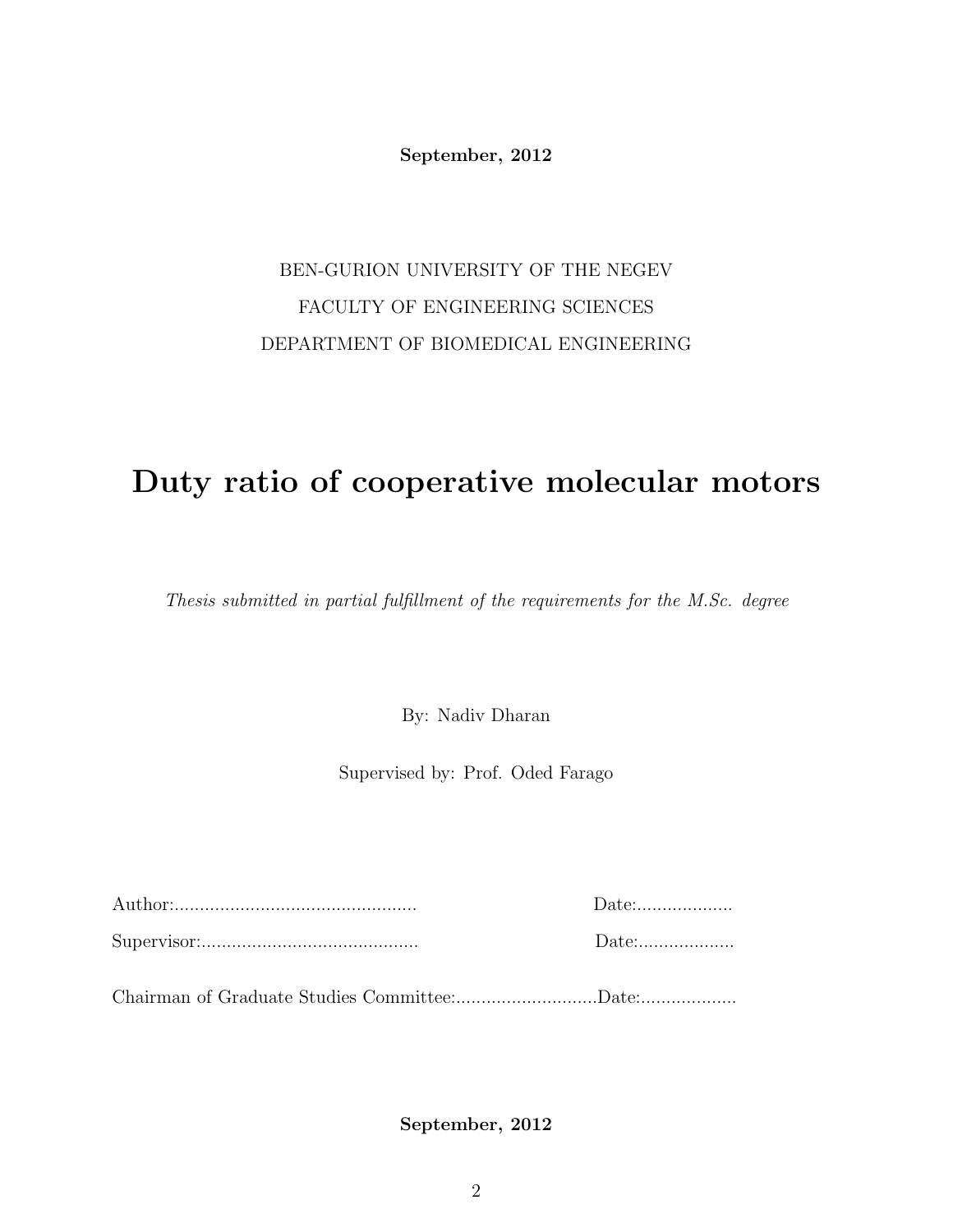**September, 2012**

BEN-GURION UNIVERSITY OF THE NEGEV

FACULTY OF ENGINEERING SCIENCES

DEPARTMENT OF BIOMEDICAL ENGINEERING

# Duty ratio of cooperative molecular motors

*Thesis submitted in partial fulfillment of the requirements for the M.Sc. degree*

By: Nadiv Dharan

Supervised by: Prof. Oded Farago

Author:................................................ Date:...................

Supervisor:........................................... Date:...................

Chairman of Graduate Studies Committee:............................Date:...................

**September, 2012**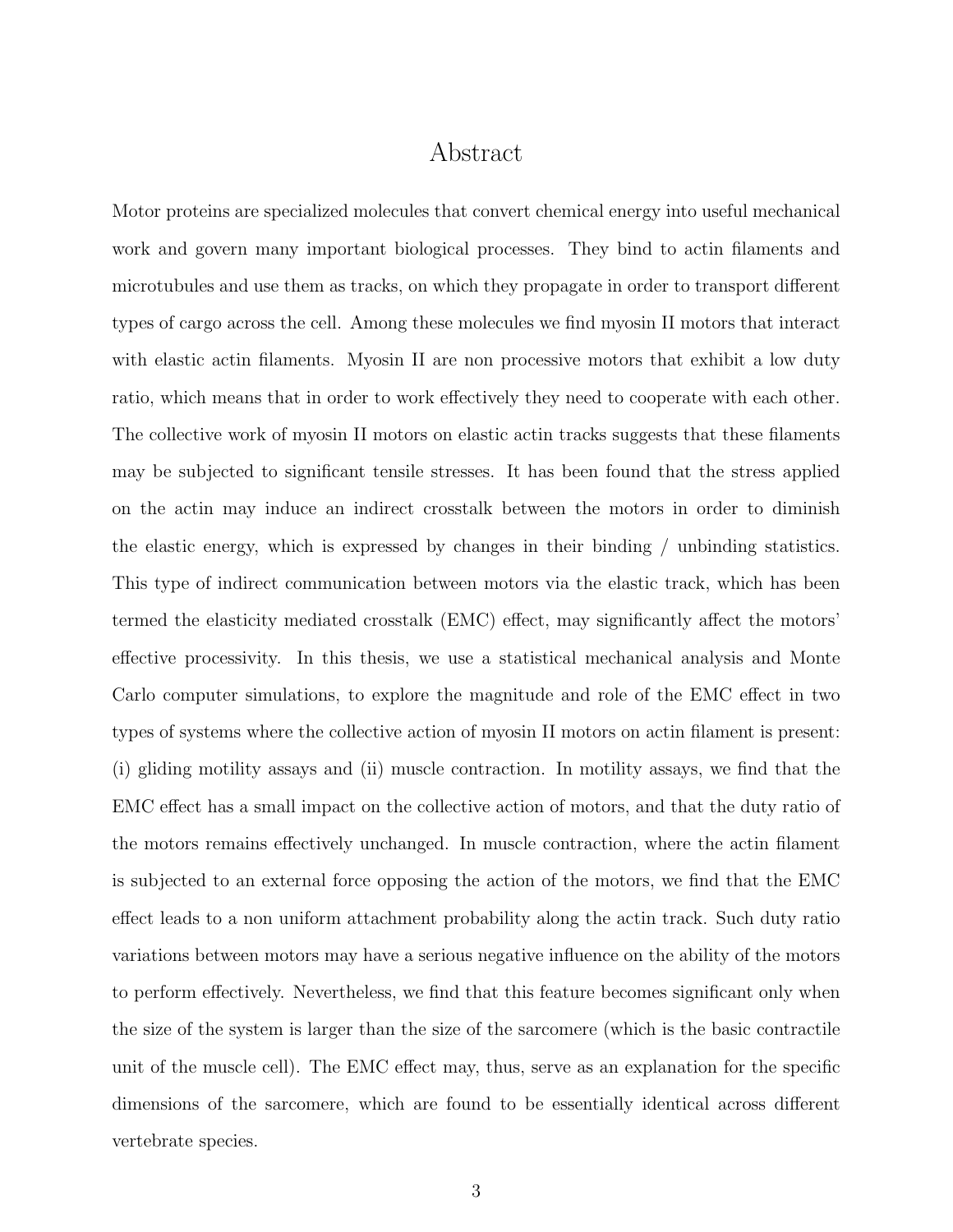# Abstract

Motor proteins are specialized molecules that convert chemical energy into useful mechanical work and govern many important biological processes. They bind to actin filaments and microtubules and use them as tracks, on which they propagate in order to transport different types of cargo across the cell. Among these molecules we find myosin II motors that interact with elastic actin filaments. Myosin II are non processive motors that exhibit a low duty ratio, which means that in order to work effectively they need to cooperate with each other. The collective work of myosin II motors on elastic actin tracks suggests that these filaments may be subjected to significant tensile stresses. It has been found that the stress applied on the actin may induce an indirect crosstalk between the motors in order to diminish the elastic energy, which is expressed by changes in their binding / unbinding statistics. This type of indirect communication between motors via the elastic track, which has been termed the elasticity mediated crosstalk (EMC) effect, may significantly affect the motors' effective processivity. In this thesis, we use a statistical mechanical analysis and Monte Carlo computer simulations, to explore the magnitude and role of the EMC effect in two types of systems where the collective action of myosin II motors on actin filament is present: (i) gliding motility assays and (ii) muscle contraction. In motility assays, we find that the EMC effect has a small impact on the collective action of motors, and that the duty ratio of the motors remains effectively unchanged. In muscle contraction, where the actin filament is subjected to an external force opposing the action of the motors, we find that the EMC effect leads to a non uniform attachment probability along the actin track. Such duty ratio variations between motors may have a serious negative influence on the ability of the motors to perform effectively. Nevertheless, we find that this feature becomes significant only when the size of the system is larger than the size of the sarcomere (which is the basic contractile unit of the muscle cell). The EMC effect may, thus, serve as an explanation for the specific dimensions of the sarcomere, which are found to be essentially identical across different vertebrate species.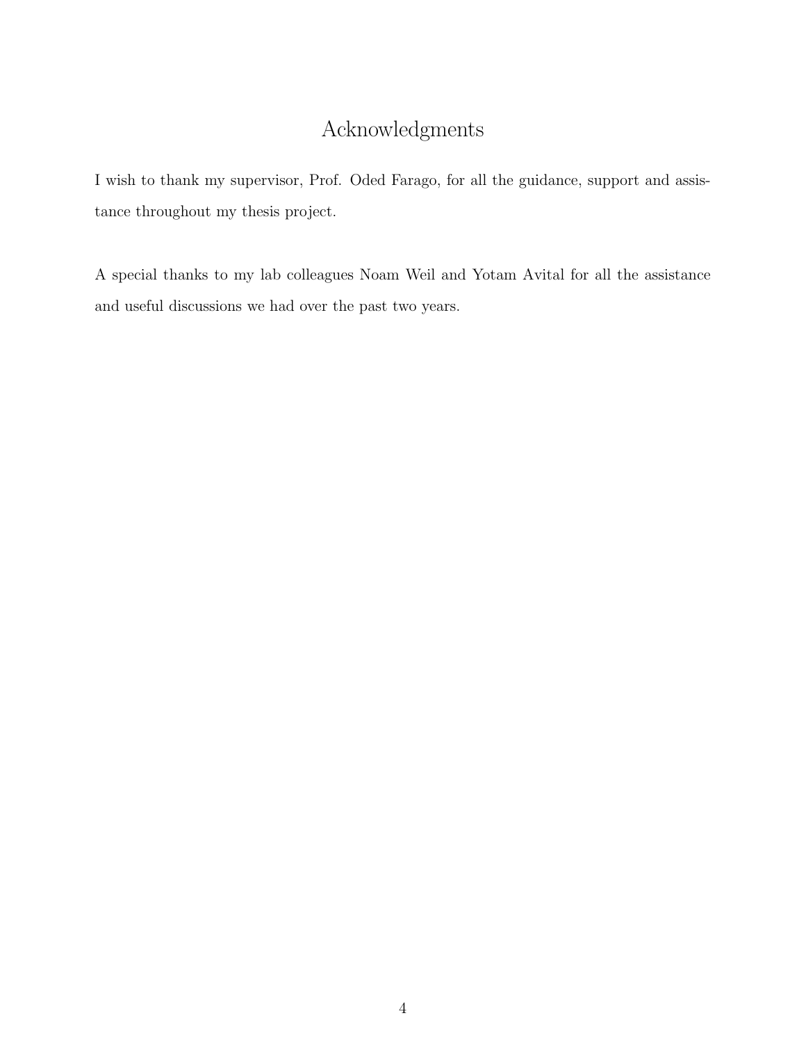# Acknowledgments

I wish to thank my supervisor, Prof. Oded Farago, for all the guidance, support and assistance throughout my thesis project.

A special thanks to my lab colleagues Noam Weil and Yotam Avital for all the assistance and useful discussions we had over the past two years.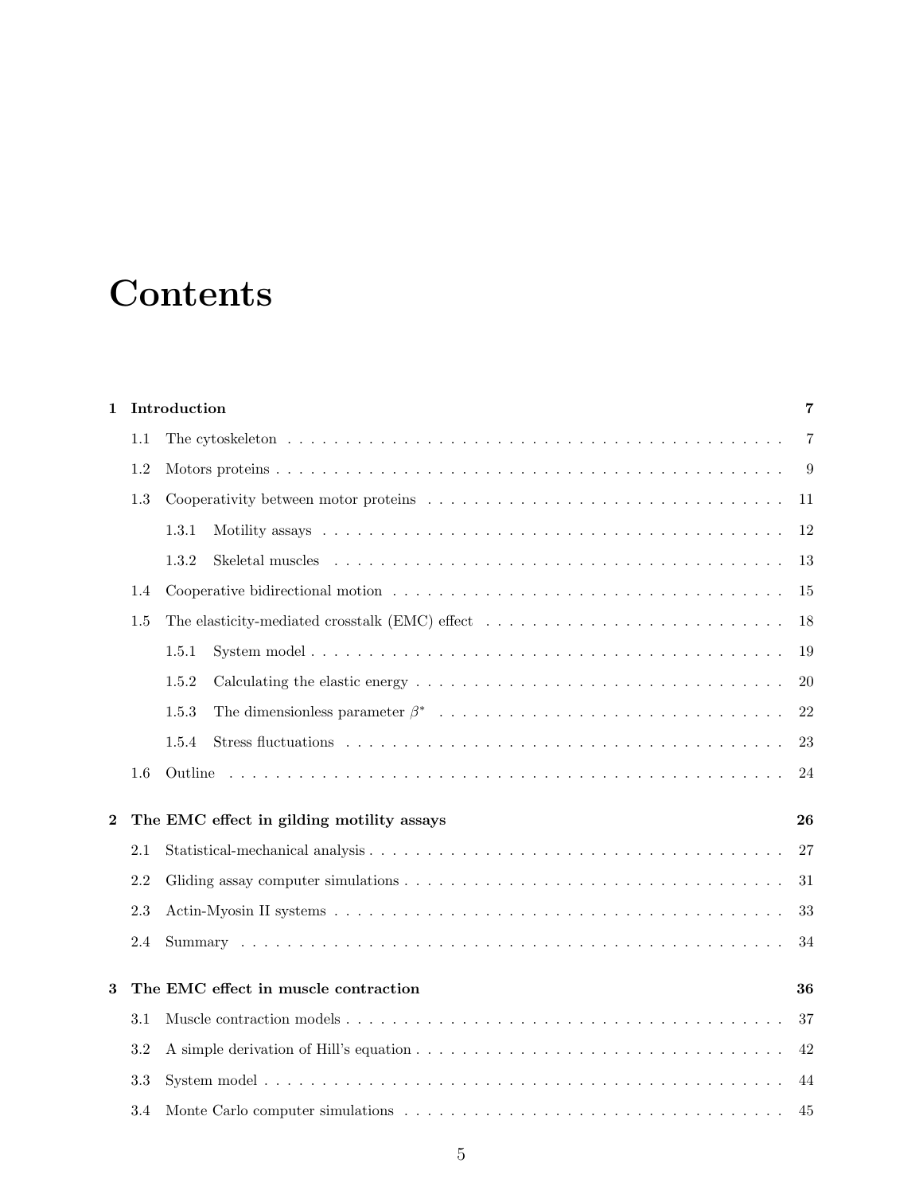# Contents

**1 Introduction** **7**

- 1.1 The cytoskeleton . . . . . . . . . . 7
- 1.2 Motors proteins . . . . . . . . . . 9
- 1.3 Cooperativity between motor proteins . . . . . . . . . . 11
  - 1.3.1 Motility assays . . . . . . . . . . 12
  - 1.3.2 Skeletal muscles . . . . . . . . . . 13
- 1.4 Cooperative bidirectional motion . . . . . . . . . . 15
- 1.5 The elasticity-mediated crosstalk (EMC) effect . . . . . . . . . . 18
  - 1.5.1 System model . . . . . . . . . . 19
  - 1.5.2 Calculating the elastic energy . . . . . . . . . . 20
  - 1.5.3 The dimensionless parameter $\beta^*$ . . . . . . . . . . 22
  - 1.5.4 Stress fluctuations . . . . . . . . . . 23
- 1.6 Outline . . . . . . . . . . 24

**2 The EMC effect in gilding motility assays** **26**

- 2.1 Statistical-mechanical analysis . . . . . . . . . . 27
- 2.2 Gliding assay computer simulations . . . . . . . . . . 31
- 2.3 Actin-Myosin II systems . . . . . . . . . . 33
- 2.4 Summary . . . . . . . . . . 34

**3 The EMC effect in muscle contraction** **36**

- 3.1 Muscle contraction models . . . . . . . . . . 37
- 3.2 A simple derivation of Hill's equation . . . . . . . . . . 42
- 3.3 System model . . . . . . . . . . 44
- 3.4 Monte Carlo computer simulations . . . . . . . . . . 45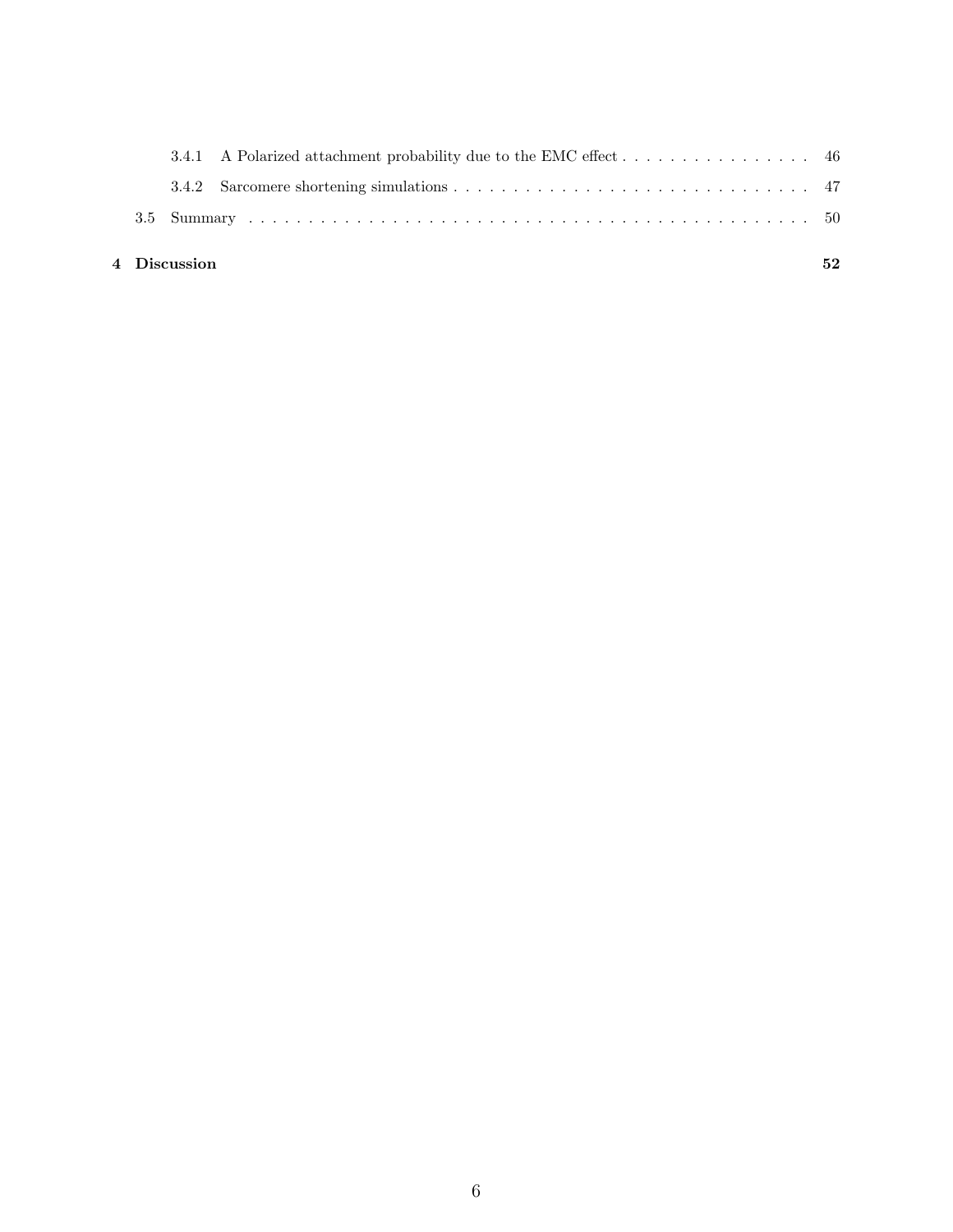3.4.1 A Polarized attachment probability due to the EMC effect . . . . . . . . . . . . . . . . 46

3.4.2 Sarcomere shortening simulations . . . . . . . . . . . . . . . . . . . . . . . . . . . . . . 47

3.5 Summary . . . . . . . . . . . . . . . . . . . . . . . . . . . . . . . . . . . . . . . . . . . . 50

**4 Discussion** **52**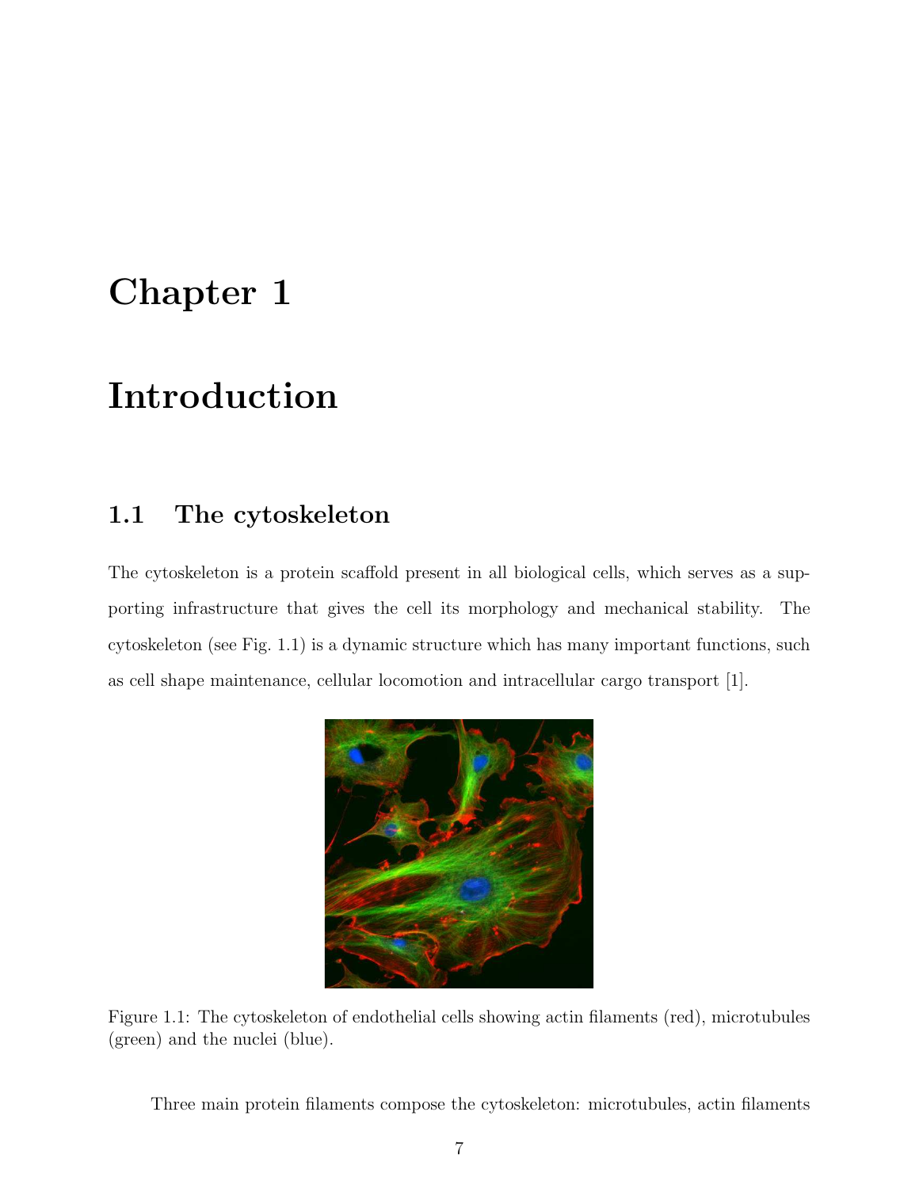# Chapter 1

# Introduction

## 1.1 The cytoskeleton

The cytoskeleton is a protein scaffold present in all biological cells, which serves as a supporting infrastructure that gives the cell its morphology and mechanical stability. The cytoskeleton (see Fig. 1.1) is a dynamic structure which has many important functions, such as cell shape maintenance, cellular locomotion and intracellular cargo transport [1].

Figure 1.1: The cytoskeleton of endothelial cells showing actin filaments (red), microtubules (green) and the nuclei (blue).

Three main protein filaments compose the cytoskeleton: microtubules, actin filaments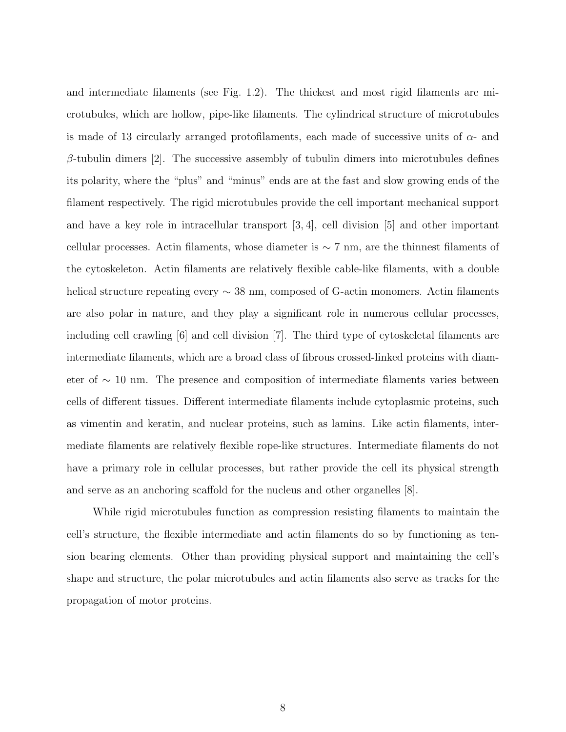and intermediate filaments (see Fig. 1.2). The thickest and most rigid filaments are microtubules, which are hollow, pipe-like filaments. The cylindrical structure of microtubules is made of 13 circularly arranged protofilaments, each made of successive units of $\alpha$- and $\beta$-tubulin dimers [2]. The successive assembly of tubulin dimers into microtubules defines its polarity, where the "plus" and "minus" ends are at the fast and slow growing ends of the filament respectively. The rigid microtubules provide the cell important mechanical support and have a key role in intracellular transport [3, 4], cell division [5] and other important cellular processes. Actin filaments, whose diameter is $\sim$ 7 nm, are the thinnest filaments of the cytoskeleton. Actin filaments are relatively flexible cable-like filaments, with a double helical structure repeating every $\sim$ 38 nm, composed of G-actin monomers. Actin filaments are also polar in nature, and they play a significant role in numerous cellular processes, including cell crawling [6] and cell division [7]. The third type of cytoskeletal filaments are intermediate filaments, which are a broad class of fibrous crossed-linked proteins with diameter of $\sim$ 10 nm. The presence and composition of intermediate filaments varies between cells of different tissues. Different intermediate filaments include cytoplasmic proteins, such as vimentin and keratin, and nuclear proteins, such as lamins. Like actin filaments, intermediate filaments are relatively flexible rope-like structures. Intermediate filaments do not have a primary role in cellular processes, but rather provide the cell its physical strength and serve as an anchoring scaffold for the nucleus and other organelles [8].

While rigid microtubules function as compression resisting filaments to maintain the cell's structure, the flexible intermediate and actin filaments do so by functioning as tension bearing elements. Other than providing physical support and maintaining the cell's shape and structure, the polar microtubules and actin filaments also serve as tracks for the propagation of motor proteins.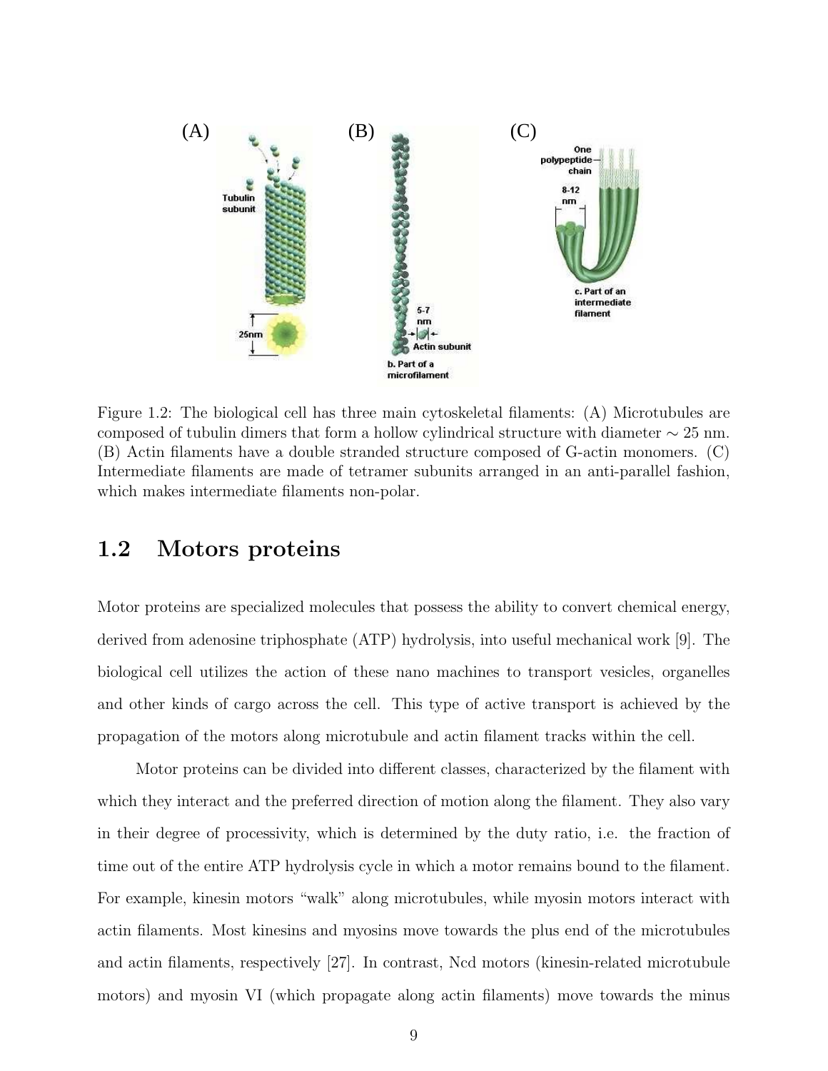(A)

Tubulin subunit

25nm

(B)

5-7 nm

Actin subunit

b. Part of a microfilament

(C)

One polypeptide chain

8-12 nm

c. Part of an intermediate filament

Figure 1.2: The biological cell has three main cytoskeletal filaments: (A) Microtubules are composed of tubulin dimers that form a hollow cylindrical structure with diameter $\sim 25$ nm. (B) Actin filaments have a double stranded structure composed of G-actin monomers. (C) Intermediate filaments are made of tetramer subunits arranged in an anti-parallel fashion, which makes intermediate filaments non-polar.

## 1.2 Motors proteins

Motor proteins are specialized molecules that possess the ability to convert chemical energy, derived from adenosine triphosphate (ATP) hydrolysis, into useful mechanical work [9]. The biological cell utilizes the action of these nano machines to transport vesicles, organelles and other kinds of cargo across the cell. This type of active transport is achieved by the propagation of the motors along microtubule and actin filament tracks within the cell.

Motor proteins can be divided into different classes, characterized by the filament with which they interact and the preferred direction of motion along the filament. They also vary in their degree of processivity, which is determined by the duty ratio, i.e. the fraction of time out of the entire ATP hydrolysis cycle in which a motor remains bound to the filament. For example, kinesin motors "walk" along microtubules, while myosin motors interact with actin filaments. Most kinesins and myosins move towards the plus end of the microtubules and actin filaments, respectively [27]. In contrast, Ncd motors (kinesin-related microtubule motors) and myosin VI (which propagate along actin filaments) move towards the minus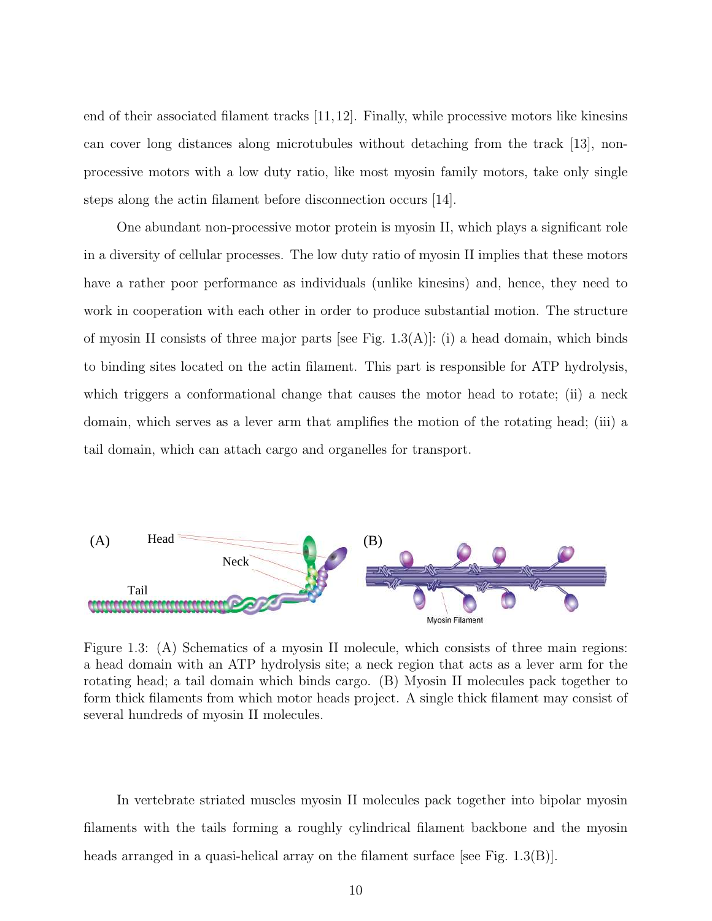end of their associated filament tracks [11,12]. Finally, while processive motors like kinesins can cover long distances along microtubules without detaching from the track [13], non-processive motors with a low duty ratio, like most myosin family motors, take only single steps along the actin filament before disconnection occurs [14].

One abundant non-processive motor protein is myosin II, which plays a significant role in a diversity of cellular processes. The low duty ratio of myosin II implies that these motors have a rather poor performance as individuals (unlike kinesins) and, hence, they need to work in cooperation with each other in order to produce substantial motion. The structure of myosin II consists of three major parts [see Fig. 1.3(A)]: (i) a head domain, which binds to binding sites located on the actin filament. This part is responsible for ATP hydrolysis, which triggers a conformational change that causes the motor head to rotate; (ii) a neck domain, which serves as a lever arm that amplifies the motion of the rotating head; (iii) a tail domain, which can attach cargo and organelles for transport.

(A) Head Neck Tail

(B) Myosin Filament

Figure 1.3: (A) Schematics of a myosin II molecule, which consists of three main regions: a head domain with an ATP hydrolysis site; a neck region that acts as a lever arm for the rotating head; a tail domain which binds cargo. (B) Myosin II molecules pack together to form thick filaments from which motor heads project. A single thick filament may consist of several hundreds of myosin II molecules.

In vertebrate striated muscles myosin II molecules pack together into bipolar myosin filaments with the tails forming a roughly cylindrical filament backbone and the myosin heads arranged in a quasi-helical array on the filament surface [see Fig. 1.3(B)].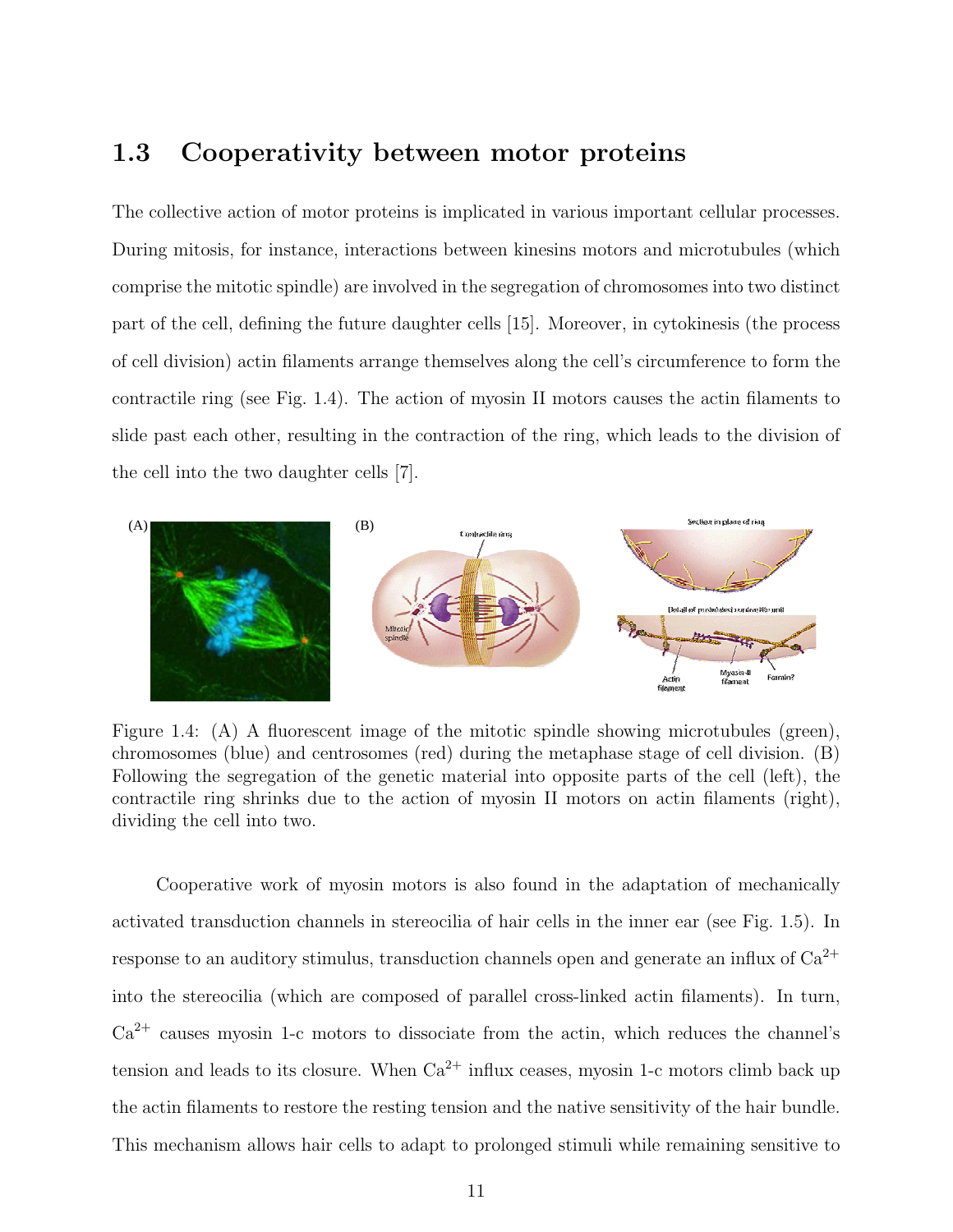## 1.3 Cooperativity between motor proteins

The collective action of motor proteins is implicated in various important cellular processes. During mitosis, for instance, interactions between kinesins motors and microtubules (which comprise the mitotic spindle) are involved in the segregation of chromosomes into two distinct part of the cell, defining the future daughter cells [15]. Moreover, in cytokinesis (the process of cell division) actin filaments arrange themselves along the cell's circumference to form the contractile ring (see Fig. 1.4). The action of myosin II motors causes the actin filaments to slide past each other, resulting in the contraction of the ring, which leads to the division of the cell into the two daughter cells [7].

(A)

(B)

Contractile ring

Mitotic spindle

Section in plane of ring

Detail of proteinless contractile unit

Actin filament

Myosin-II filament

Formin?

Figure 1.4: (A) A fluorescent image of the mitotic spindle showing microtubules (green), chromosomes (blue) and centrosomes (red) during the metaphase stage of cell division. (B) Following the segregation of the genetic material into opposite parts of the cell (left), the contractile ring shrinks due to the action of myosin II motors on actin filaments (right), dividing the cell into two.

Cooperative work of myosin motors is also found in the adaptation of mechanically activated transduction channels in stereocilia of hair cells in the inner ear (see Fig. 1.5). In response to an auditory stimulus, transduction channels open and generate an influx of $Ca^{2+}$ into the stereocilia (which are composed of parallel cross-linked actin filaments). In turn, $Ca^{2+}$ causes myosin 1-c motors to dissociate from the actin, which reduces the channel's tension and leads to its closure. When $Ca^{2+}$ influx ceases, myosin 1-c motors climb back up the actin filaments to restore the resting tension and the native sensitivity of the hair bundle. This mechanism allows hair cells to adapt to prolonged stimuli while remaining sensitive to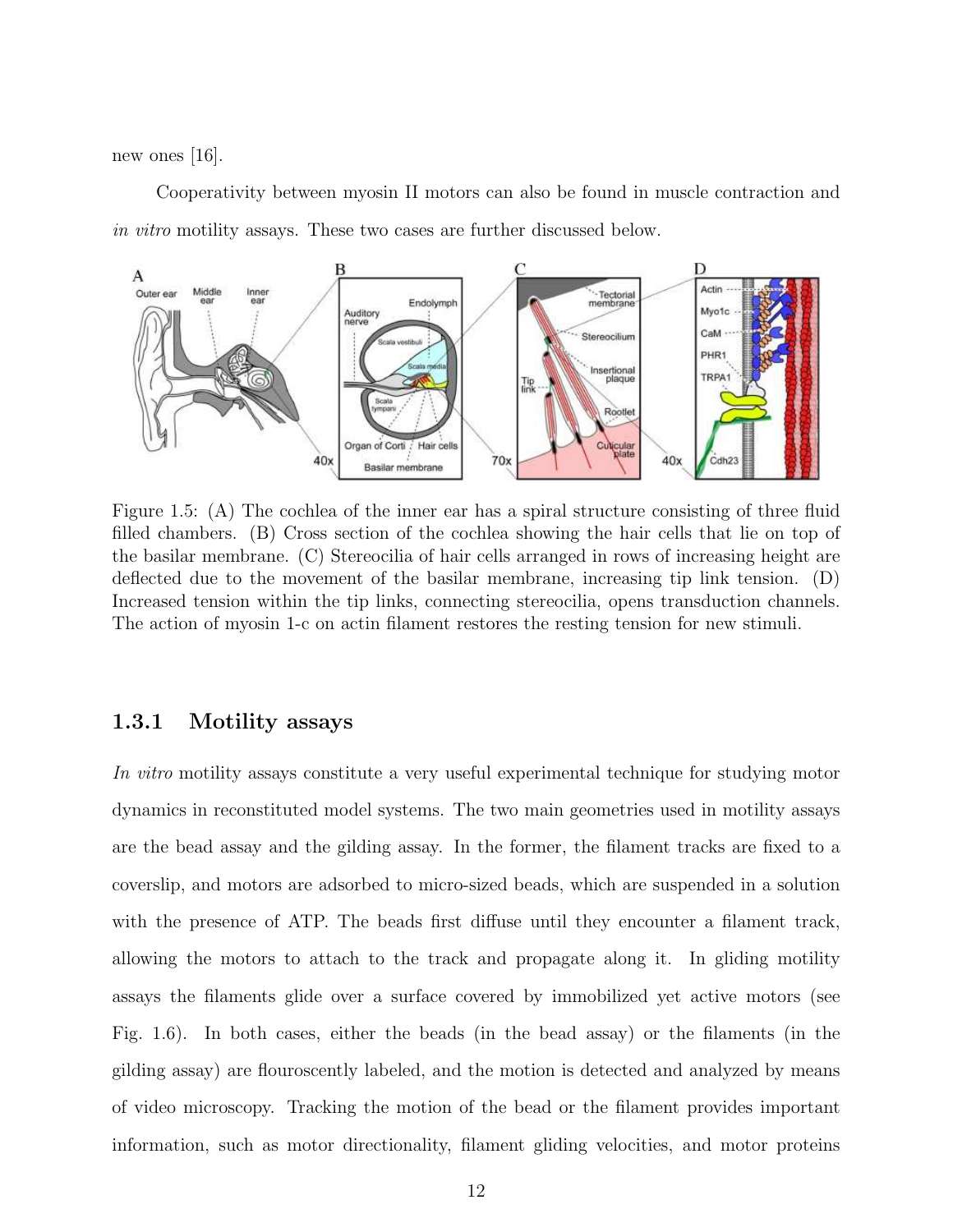new ones [16].

Cooperativity between myosin II motors can also be found in muscle contraction and *in vitro* motility assays. These two cases are further discussed below.

Figure 1.5: (A) The cochlea of the inner ear has a spiral structure consisting of three fluid filled chambers. (B) Cross section of the cochlea showing the hair cells that lie on top of the basilar membrane. (C) Stereocilia of hair cells arranged in rows of increasing height are deflected due to the movement of the basilar membrane, increasing tip link tension. (D) Increased tension within the tip links, connecting stereocilia, opens transduction channels. The action of myosin 1-c on actin filament restores the resting tension for new stimuli.

### 1.3.1 Motility assays

*In vitro* motility assays constitute a very useful experimental technique for studying motor dynamics in reconstituted model systems. The two main geometries used in motility assays are the bead assay and the gilding assay. In the former, the filament tracks are fixed to a coverslip, and motors are adsorbed to micro-sized beads, which are suspended in a solution with the presence of ATP. The beads first diffuse until they encounter a filament track, allowing the motors to attach to the track and propagate along it. In gliding motility assays the filaments glide over a surface covered by immobilized yet active motors (see Fig. 1.6). In both cases, either the beads (in the bead assay) or the filaments (in the gilding assay) are flouroscently labeled, and the motion is detected and analyzed by means of video microscopy. Tracking the motion of the bead or the filament provides important information, such as motor directionality, filament gliding velocities, and motor proteins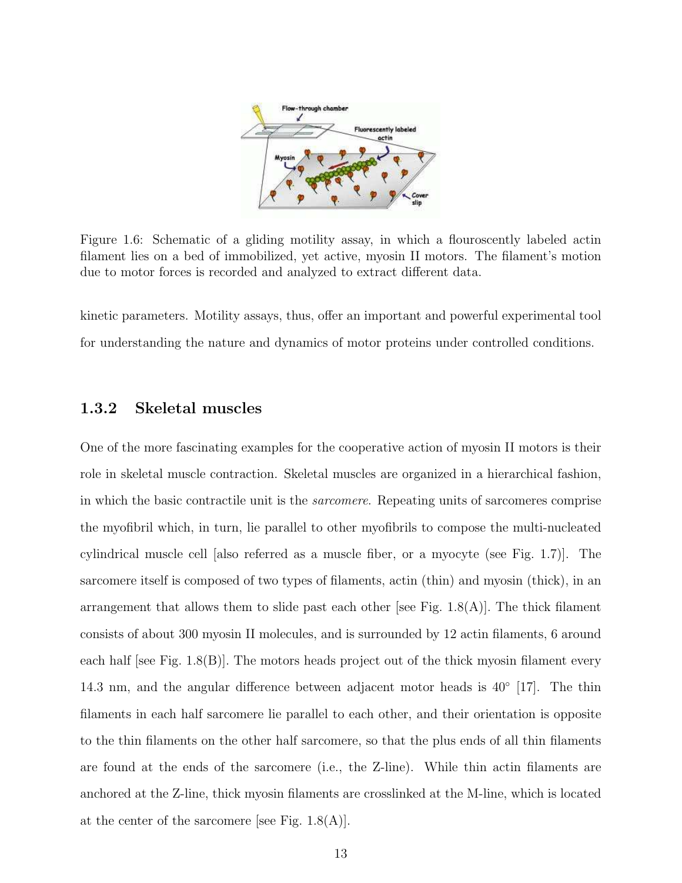Flow-through chamber
Fluorescently labeled actin
Myosin
Cover slip

Figure 1.6: Schematic of a gliding motility assay, in which a flouroscently labeled actin filament lies on a bed of immobilized, yet active, myosin II motors. The filament's motion due to motor forces is recorded and analyzed to extract different data.

kinetic parameters. Motility assays, thus, offer an important and powerful experimental tool for understanding the nature and dynamics of motor proteins under controlled conditions.

### 1.3.2 Skeletal muscles

One of the more fascinating examples for the cooperative action of myosin II motors is their role in skeletal muscle contraction. Skeletal muscles are organized in a hierarchical fashion, in which the basic contractile unit is the *sarcomere*. Repeating units of sarcomeres comprise the myofibril which, in turn, lie parallel to other myofibrils to compose the multi-nucleated cylindrical muscle cell [also referred as a muscle fiber, or a myocyte (see Fig. 1.7)]. The sarcomere itself is composed of two types of filaments, actin (thin) and myosin (thick), in an arrangement that allows them to slide past each other [see Fig. 1.8(A)]. The thick filament consists of about 300 myosin II molecules, and is surrounded by 12 actin filaments, 6 around each half [see Fig. 1.8(B)]. The motors heads project out of the thick myosin filament every 14.3 nm, and the angular difference between adjacent motor heads is $40^{\circ}$ [17]. The thin filaments in each half sarcomere lie parallel to each other, and their orientation is opposite to the thin filaments on the other half sarcomere, so that the plus ends of all thin filaments are found at the ends of the sarcomere (i.e., the Z-line). While thin actin filaments are anchored at the Z-line, thick myosin filaments are crosslinked at the M-line, which is located at the center of the sarcomere [see Fig. 1.8(A)].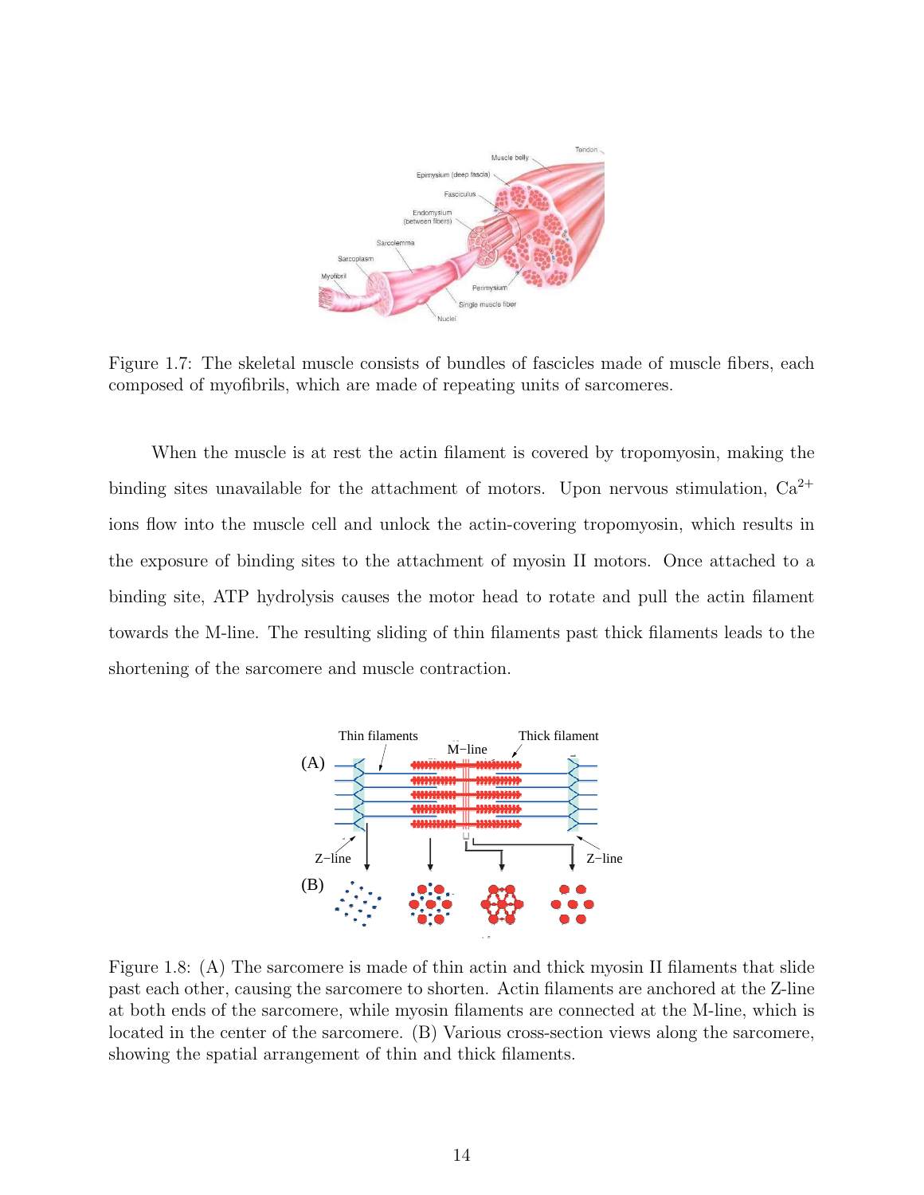Muscle belly

Tendon

Epimysium (deep fascia)

Fasciculus

Endomysium (between fibers)

Sarcolemma

Sarcoplasm

Myofibril

Perimysium

Single muscle fiber

Nuclei

Figure 1.7: The skeletal muscle consists of bundles of fascicles made of muscle fibers, each composed of myofibrils, which are made of repeating units of sarcomeres.

When the muscle is at rest the actin filament is covered by tropomyosin, making the binding sites unavailable for the attachment of motors. Upon nervous stimulation, $Ca^{2+}$ ions flow into the muscle cell and unlock the actin-covering tropomyosin, which results in the exposure of binding sites to the attachment of myosin II motors. Once attached to a binding site, ATP hydrolysis causes the motor head to rotate and pull the actin filament towards the M-line. The resulting sliding of thin filaments past thick filaments leads to the shortening of the sarcomere and muscle contraction.

(A)

Thin filaments

M−line

Thick filament

Z−line

Z−line

(B)

Figure 1.8: (A) The sarcomere is made of thin actin and thick myosin II filaments that slide past each other, causing the sarcomere to shorten. Actin filaments are anchored at the Z-line at both ends of the sarcomere, while myosin filaments are connected at the M-line, which is located in the center of the sarcomere. (B) Various cross-section views along the sarcomere, showing the spatial arrangement of thin and thick filaments.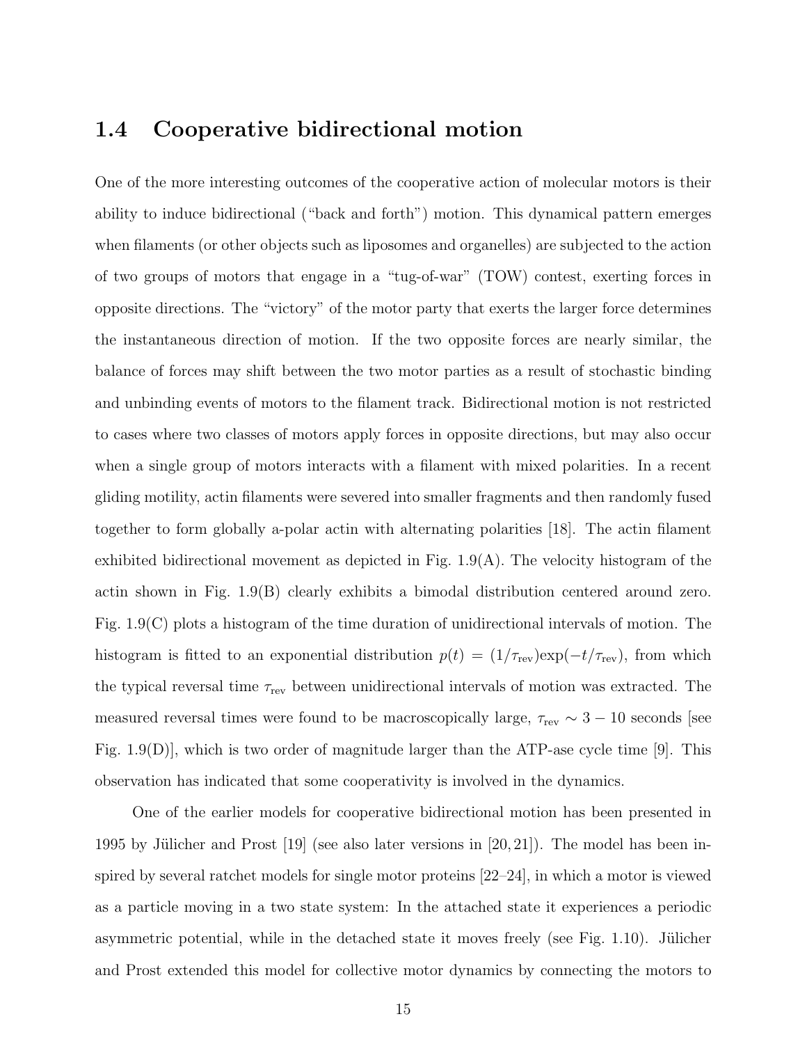## 1.4 Cooperative bidirectional motion

One of the more interesting outcomes of the cooperative action of molecular motors is their ability to induce bidirectional ("back and forth") motion. This dynamical pattern emerges when filaments (or other objects such as liposomes and organelles) are subjected to the action of two groups of motors that engage in a "tug-of-war" (TOW) contest, exerting forces in opposite directions. The "victory" of the motor party that exerts the larger force determines the instantaneous direction of motion. If the two opposite forces are nearly similar, the balance of forces may shift between the two motor parties as a result of stochastic binding and unbinding events of motors to the filament track. Bidirectional motion is not restricted to cases where two classes of motors apply forces in opposite directions, but may also occur when a single group of motors interacts with a filament with mixed polarities. In a recent gliding motility, actin filaments were severed into smaller fragments and then randomly fused together to form globally a-polar actin with alternating polarities [18]. The actin filament exhibited bidirectional movement as depicted in Fig. 1.9(A). The velocity histogram of the actin shown in Fig. 1.9(B) clearly exhibits a bimodal distribution centered around zero. Fig. 1.9(C) plots a histogram of the time duration of unidirectional intervals of motion. The histogram is fitted to an exponential distribution $p(t) = (1/\tau_{\rm rev})\exp(-t/\tau_{\rm rev})$, from which the typical reversal time $\tau_{\rm rev}$ between unidirectional intervals of motion was extracted. The measured reversal times were found to be macroscopically large, $\tau_{\rm rev} \sim 3-10$ seconds [see Fig. 1.9(D)], which is two order of magnitude larger than the ATP-ase cycle time [9]. This observation has indicated that some cooperativity is involved in the dynamics.

One of the earlier models for cooperative bidirectional motion has been presented in 1995 by Jülicher and Prost [19] (see also later versions in [20, 21]). The model has been inspired by several ratchet models for single motor proteins [22–24], in which a motor is viewed as a particle moving in a two state system: In the attached state it experiences a periodic asymmetric potential, while in the detached state it moves freely (see Fig. 1.10). Jülicher and Prost extended this model for collective motor dynamics by connecting the motors to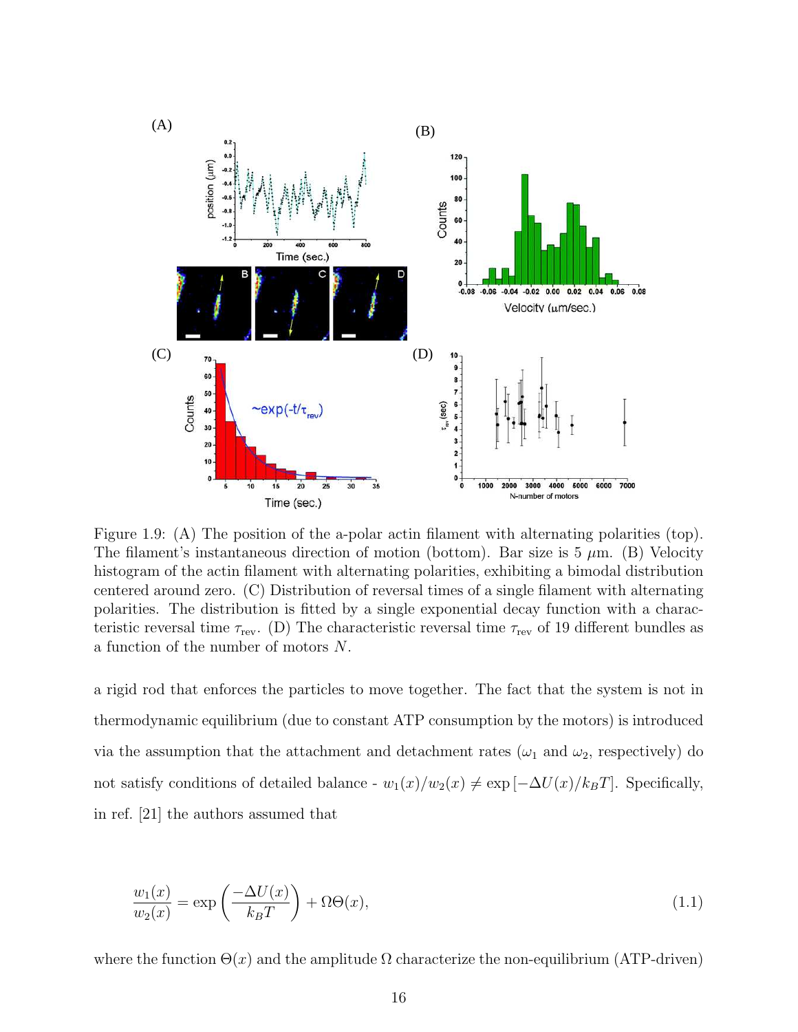(A)

0.2
0.0
-0.2
-0.4
-0.6
-0.8
-1.0
-1.2
position (μm)
0
200
400
600
800
Time (sec.)

B
C
D

(B)

120
100
80
60
40
20
0
Counts
-0.08 -0.06 -0.04 -0.02 0.00 0.02 0.04 0.06 0.08
Velocity (μm/sec.)

(C)

70
60
50
40
30
20
10
0
Counts
~exp(-t/τ_rev)
5 10 15 20 25 30 35
Time (sec.)

(D)

10
9
8
7
6
5
4
3
2
1
0
τ_rev (sec)
0 1000 2000 3000 4000 5000 6000 7000
N-number of motors

Figure 1.9: (A) The position of the a-polar actin filament with alternating polarities (top). The filament's instantaneous direction of motion (bottom). Bar size is 5 $\mu$m. (B) Velocity histogram of the actin filament with alternating polarities, exhibiting a bimodal distribution centered around zero. (C) Distribution of reversal times of a single filament with alternating polarities. The distribution is fitted by a single exponential decay function with a characteristic reversal time $\tau_{\rm rev}$. (D) The characteristic reversal time $\tau_{\rm rev}$ of 19 different bundles as a function of the number of motors $N$.

a rigid rod that enforces the particles to move together. The fact that the system is not in thermodynamic equilibrium (due to constant ATP consumption by the motors) is introduced via the assumption that the attachment and detachment rates ($\omega_1$ and $\omega_2$, respectively) do not satisfy conditions of detailed balance - $w_1(x)/w_2(x) \neq \exp\left[-\Delta U(x)/k_BT\right]$. Specifically, in ref. [21] the authors assumed that

$$\frac{w_1(x)}{w_2(x)} = \exp\left(\frac{-\Delta U(x)}{k_BT}\right) + \Omega\Theta(x), \tag{1.1}$$

where the function $\Theta(x)$ and the amplitude $\Omega$ characterize the non-equilibrium (ATP-driven)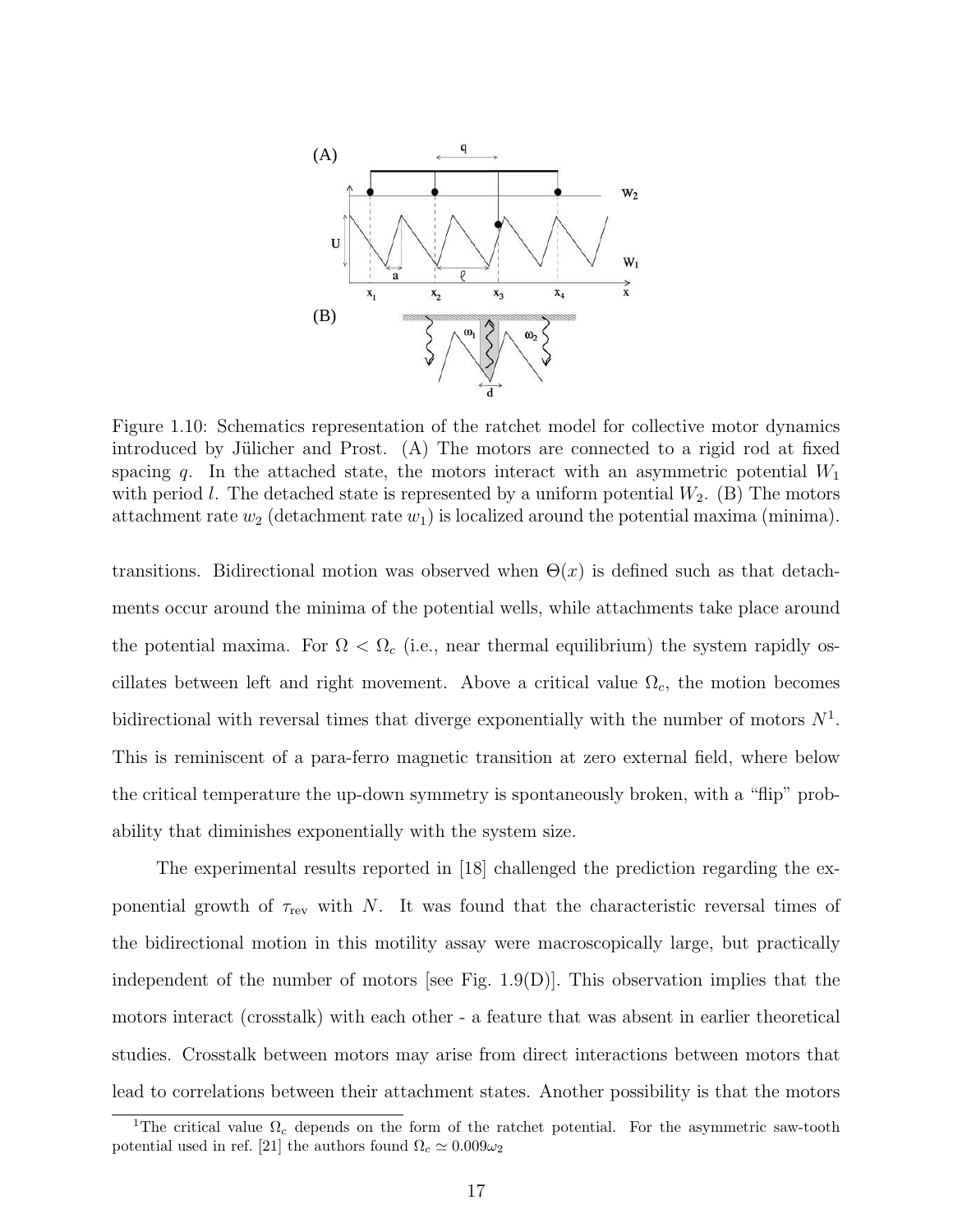(A)

q

$W_2$

U

$W_1$

a

$\ell$

$x_1$ $x_2$ $x_3$ $x_4$ x

(B)

$\omega_1$ $\omega_2$

d

Figure 1.10: Schematics representation of the ratchet model for collective motor dynamics introduced by Jülicher and Prost. (A) The motors are connected to a rigid rod at fixed spacing $q$. In the attached state, the motors interact with an asymmetric potential $W_1$ with period $l$. The detached state is represented by a uniform potential $W_2$. (B) The motors attachment rate $w_2$ (detachment rate $w_1$) is localized around the potential maxima (minima).

transitions. Bidirectional motion was observed when $\Theta(x)$ is defined such as that detachments occur around the minima of the potential wells, while attachments take place around the potential maxima. For $\Omega < \Omega_c$ (i.e., near thermal equilibrium) the system rapidly oscillates between left and right movement. Above a critical value $\Omega_c$, the motion becomes bidirectional with reversal times that diverge exponentially with the number of motors $N$[1]. This is reminiscent of a para-ferro magnetic transition at zero external field, where below the critical temperature the up-down symmetry is spontaneously broken, with a "flip" probability that diminishes exponentially with the system size.

The experimental results reported in [18] challenged the prediction regarding the exponential growth of $\tau_{\text{rev}}$ with $N$. It was found that the characteristic reversal times of the bidirectional motion in this motility assay were macroscopically large, but practically independent of the number of motors [see Fig. 1.9(D)]. This observation implies that the motors interact (crosstalk) with each other - a feature that was absent in earlier theoretical studies. Crosstalk between motors may arise from direct interactions between motors that lead to correlations between their attachment states. Another possibility is that the motors

[1] The critical value $\Omega_c$ depends on the form of the ratchet potential. For the asymmetric saw-tooth potential used in ref. [21] the authors found $\Omega_c \simeq 0.009\omega_2$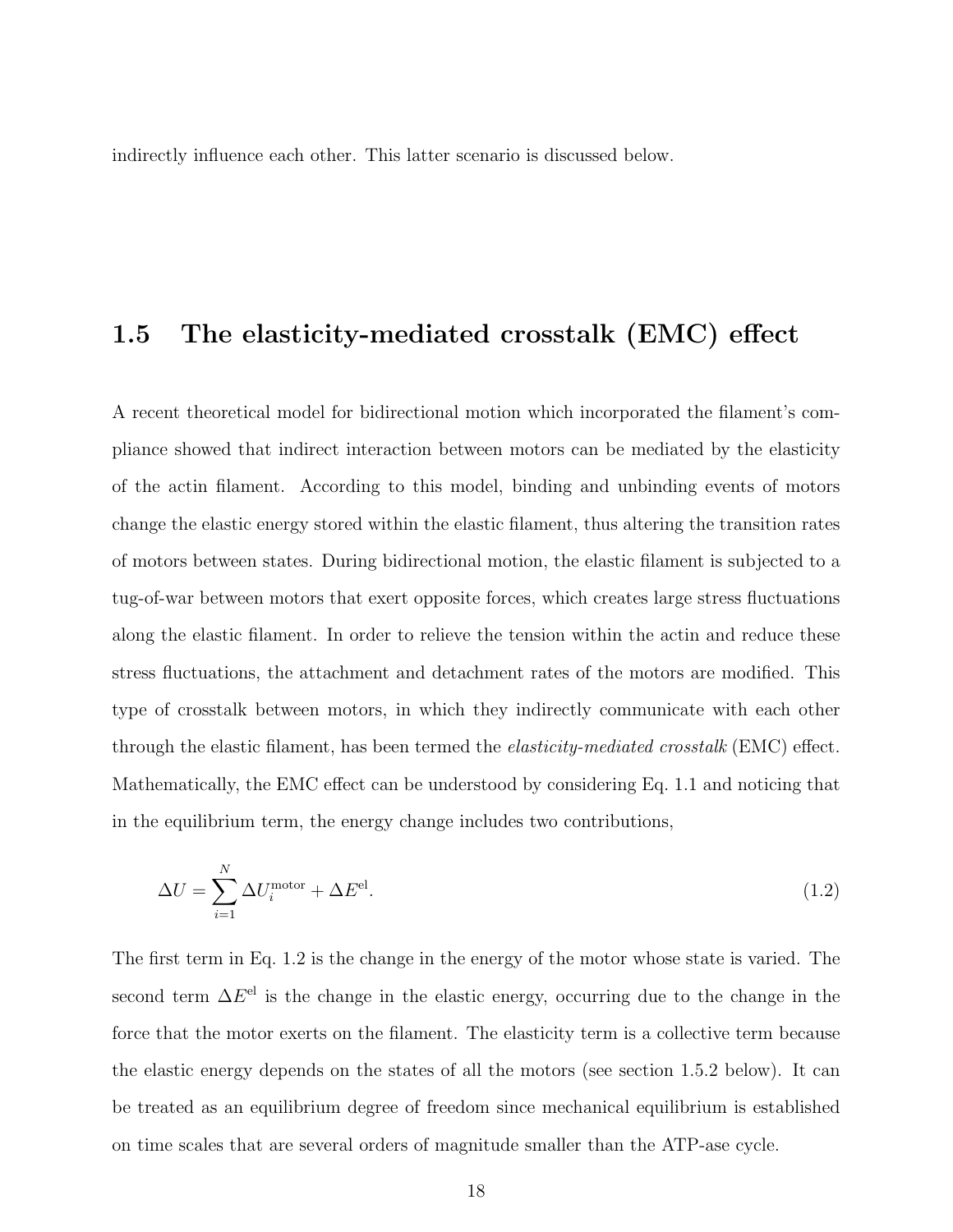indirectly influence each other. This latter scenario is discussed below.

## 1.5 The elasticity-mediated crosstalk (EMC) effect

A recent theoretical model for bidirectional motion which incorporated the filament's compliance showed that indirect interaction between motors can be mediated by the elasticity of the actin filament. According to this model, binding and unbinding events of motors change the elastic energy stored within the elastic filament, thus altering the transition rates of motors between states. During bidirectional motion, the elastic filament is subjected to a tug-of-war between motors that exert opposite forces, which creates large stress fluctuations along the elastic filament. In order to relieve the tension within the actin and reduce these stress fluctuations, the attachment and detachment rates of the motors are modified. This type of crosstalk between motors, in which they indirectly communicate with each other through the elastic filament, has been termed the *elasticity-mediated crosstalk* (EMC) effect. Mathematically, the EMC effect can be understood by considering Eq. 1.1 and noticing that in the equilibrium term, the energy change includes two contributions,

$$\Delta U = \sum_{i=1}^{N} \Delta U_i^{\text{motor}} + \Delta E^{\text{el}}. \tag{1.2}$$

The first term in Eq. 1.2 is the change in the energy of the motor whose state is varied. The second term $\Delta E^{\text{el}}$ is the change in the elastic energy, occurring due to the change in the force that the motor exerts on the filament. The elasticity term is a collective term because the elastic energy depends on the states of all the motors (see section 1.5.2 below). It can be treated as an equilibrium degree of freedom since mechanical equilibrium is established on time scales that are several orders of magnitude smaller than the ATP-ase cycle.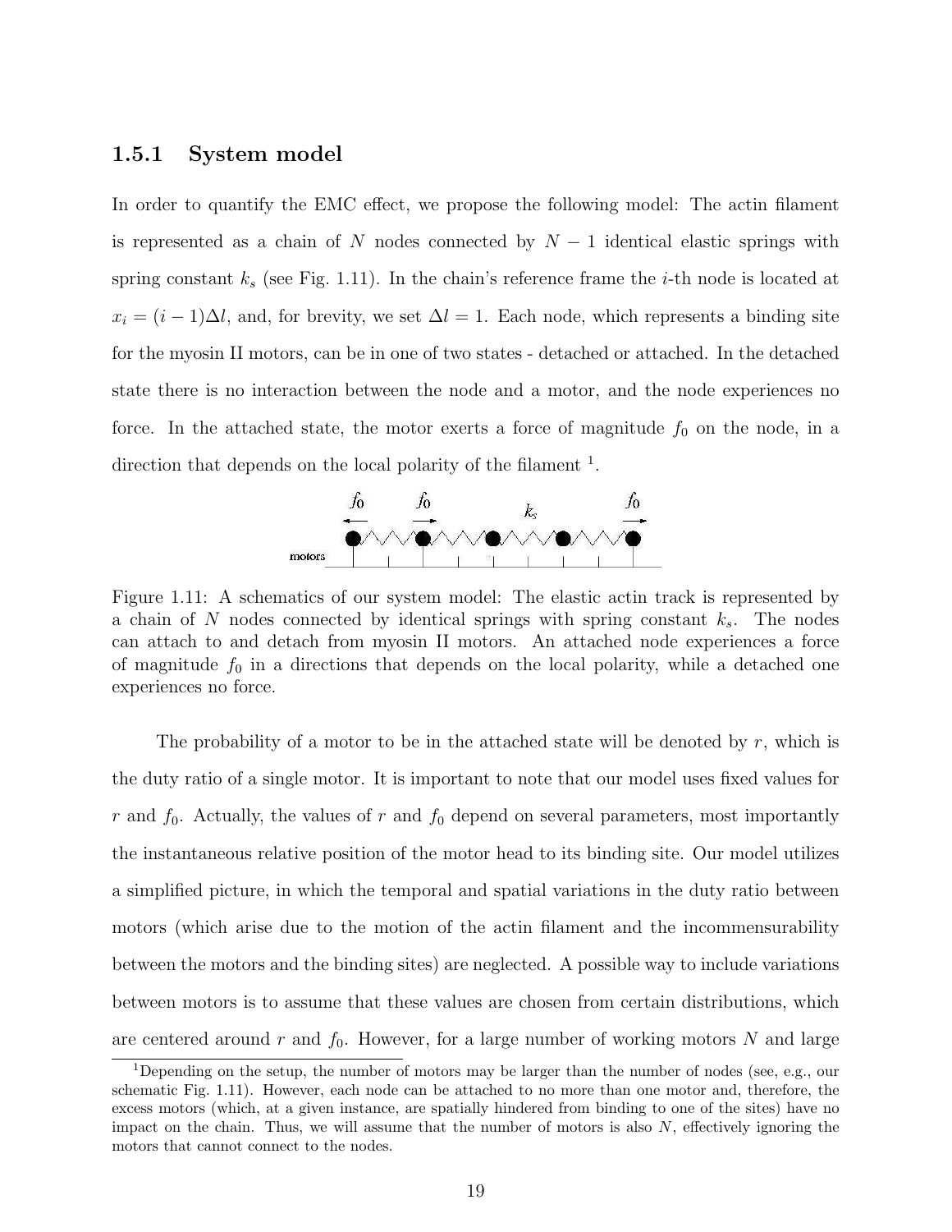### 1.5.1 System model

In order to quantify the EMC effect, we propose the following model: The actin filament is represented as a chain of $N$ nodes connected by $N-1$ identical elastic springs with spring constant $k_s$ (see Fig. 1.11). In the chain's reference frame the $i$-th node is located at $x_i = (i-1)\Delta l$, and, for brevity, we set $\Delta l = 1$. Each node, which represents a binding site for the myosin II motors, can be in one of two states - detached or attached. In the detached state there is no interaction between the node and a motor, and the node experiences no force. In the attached state, the motor exerts a force of magnitude $f_0$ on the node, in a direction that depends on the local polarity of the filament [1].

$f_0$ $f_0$ $k_s$ $f_0$

motors

Figure 1.11: A schematics of our system model: The elastic actin track is represented by a chain of $N$ nodes connected by identical springs with spring constant $k_s$. The nodes can attach to and detach from myosin II motors. An attached node experiences a force of magnitude $f_0$ in a directions that depends on the local polarity, while a detached one experiences no force.

The probability of a motor to be in the attached state will be denoted by $r$, which is the duty ratio of a single motor. It is important to note that our model uses fixed values for $r$ and $f_0$. Actually, the values of $r$ and $f_0$ depend on several parameters, most importantly the instantaneous relative position of the motor head to its binding site. Our model utilizes a simplified picture, in which the temporal and spatial variations in the duty ratio between motors (which arise due to the motion of the actin filament and the incommensurability between the motors and the binding sites) are neglected. A possible way to include variations between motors is to assume that these values are chosen from certain distributions, which are centered around $r$ and $f_0$. However, for a large number of working motors $N$ and large

[1] Depending on the setup, the number of motors may be larger than the number of nodes (see, e.g., our schematic Fig. 1.11). However, each node can be attached to no more than one motor and, therefore, the excess motors (which, at a given instance, are spatially hindered from binding to one of the sites) have no impact on the chain. Thus, we will assume that the number of motors is also $N$, effectively ignoring the motors that cannot connect to the nodes.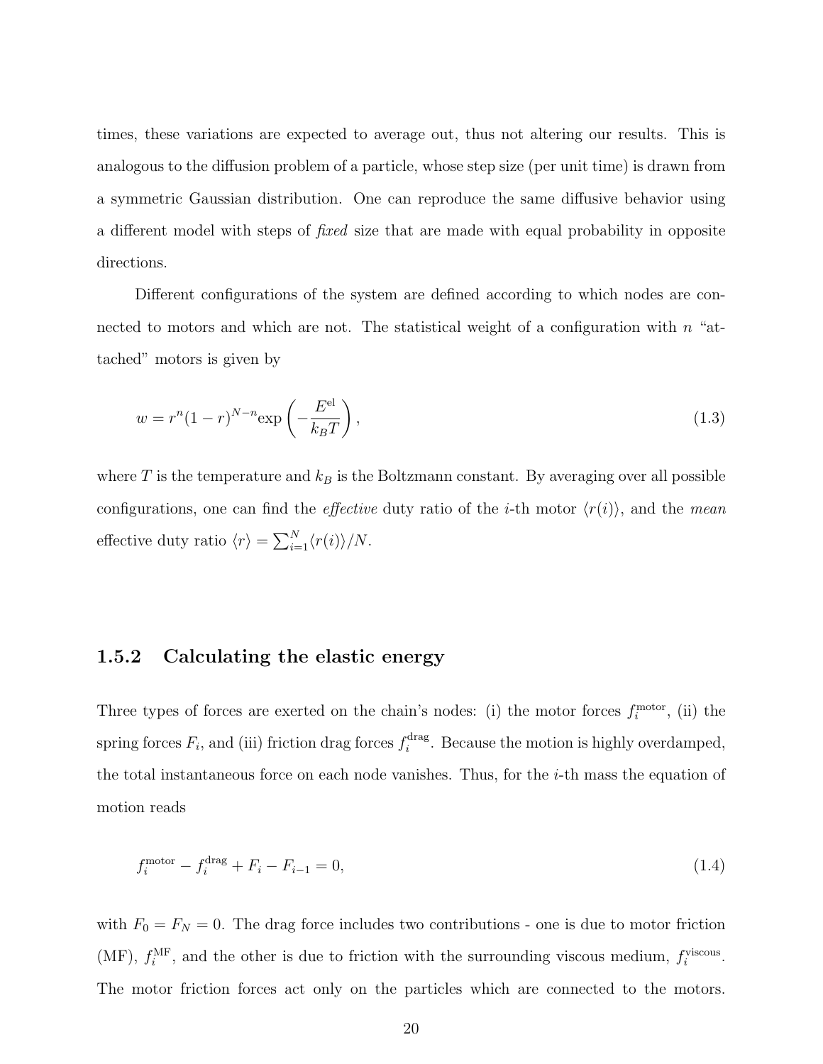times, these variations are expected to average out, thus not altering our results. This is analogous to the diffusion problem of a particle, whose step size (per unit time) is drawn from a symmetric Gaussian distribution. One can reproduce the same diffusive behavior using a different model with steps of *fixed* size that are made with equal probability in opposite directions.

Different configurations of the system are defined according to which nodes are connected to motors and which are not. The statistical weight of a configuration with $n$ "attached" motors is given by

$$w = r^n (1-r)^{N-n} \exp\left(-\frac{E^{\rm el}}{k_B T}\right), \tag{1.3}$$

where $T$ is the temperature and $k_B$ is the Boltzmann constant. By averaging over all possible configurations, one can find the *effective* duty ratio of the $i$-th motor $\langle r(i)\rangle$, and the *mean* effective duty ratio $\langle r\rangle = \sum_{i=1}^{N}\langle r(i)\rangle/N$.

### 1.5.2 Calculating the elastic energy

Three types of forces are exerted on the chain's nodes: (i) the motor forces $f_i^{\rm motor}$, (ii) the spring forces $F_i$, and (iii) friction drag forces $f_i^{\rm drag}$. Because the motion is highly overdamped, the total instantaneous force on each node vanishes. Thus, for the $i$-th mass the equation of motion reads

$$f_i^{\rm motor} - f_i^{\rm drag} + F_i - F_{i-1} = 0, \tag{1.4}$$

with $F_0 = F_N = 0$. The drag force includes two contributions - one is due to motor friction (MF), $f_i^{\rm MF}$, and the other is due to friction with the surrounding viscous medium, $f_i^{\rm viscous}$. The motor friction forces act only on the particles which are connected to the motors.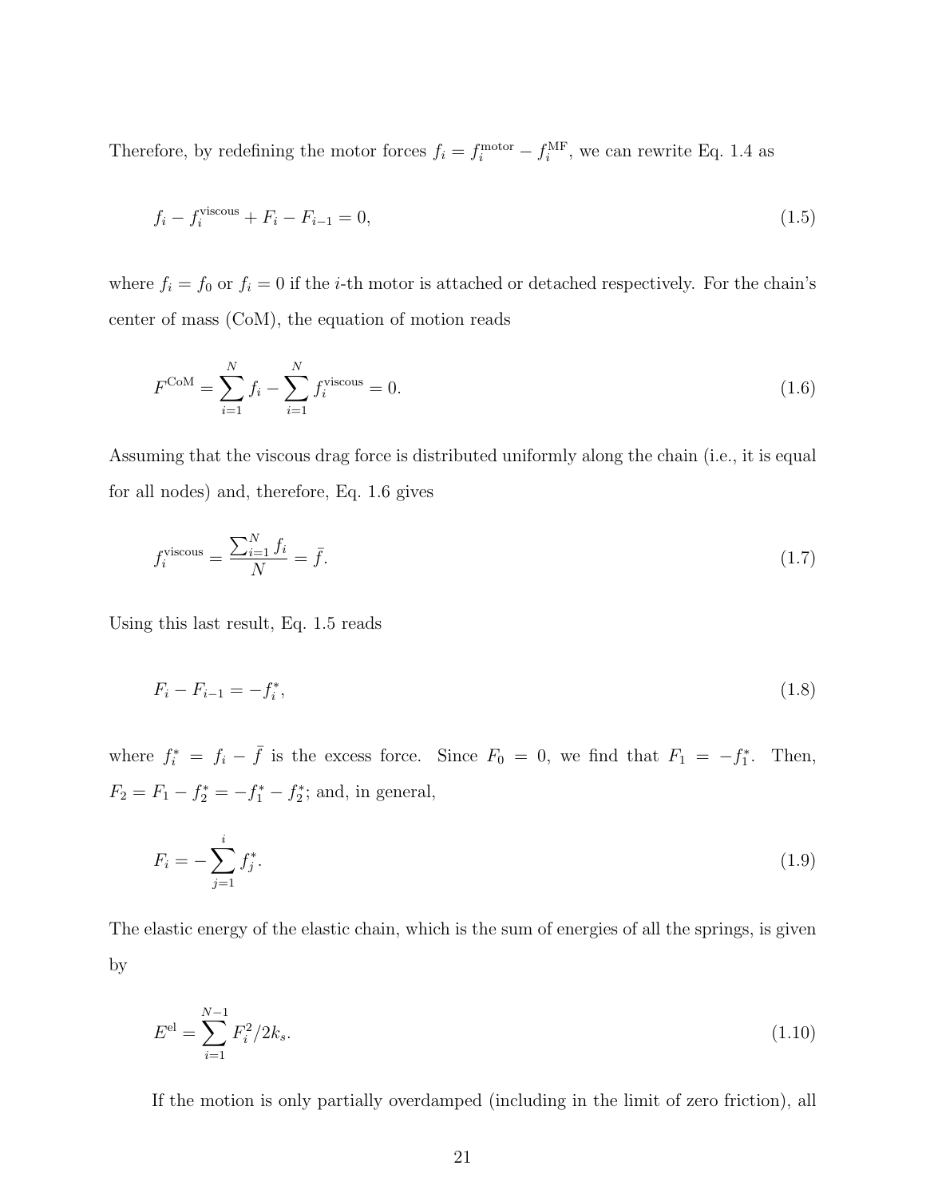Therefore, by redefining the motor forces $f_i = f_i^{\text{motor}} - f_i^{\text{MF}}$, we can rewrite Eq. 1.4 as

$$f_i - f_i^{\text{viscous}} + F_i - F_{i-1} = 0, \tag{1.5}$$

where $f_i = f_0$ or $f_i = 0$ if the $i$-th motor is attached or detached respectively. For the chain's center of mass (CoM), the equation of motion reads

$$F^{\text{CoM}} = \sum_{i=1}^{N} f_i - \sum_{i=1}^{N} f_i^{\text{viscous}} = 0. \tag{1.6}$$

Assuming that the viscous drag force is distributed uniformly along the chain (i.e., it is equal for all nodes) and, therefore, Eq. 1.6 gives

$$f_i^{\text{viscous}} = \frac{\sum_{i=1}^{N} f_i}{N} = \bar{f}. \tag{1.7}$$

Using this last result, Eq. 1.5 reads

$$F_i - F_{i-1} = -f_i^*, \tag{1.8}$$

where $f_i^* = f_i - \bar{f}$ is the excess force. Since $F_0 = 0$, we find that $F_1 = -f_1^*$. Then, $F_2 = F_1 - f_2^* = -f_1^* - f_2^*$; and, in general,

$$F_i = -\sum_{j=1}^{i} f_j^*. \tag{1.9}$$

The elastic energy of the elastic chain, which is the sum of energies of all the springs, is given by

$$E^{\text{el}} = \sum_{i=1}^{N-1} F_i^2 / 2k_s. \tag{1.10}$$

If the motion is only partially overdamped (including in the limit of zero friction), all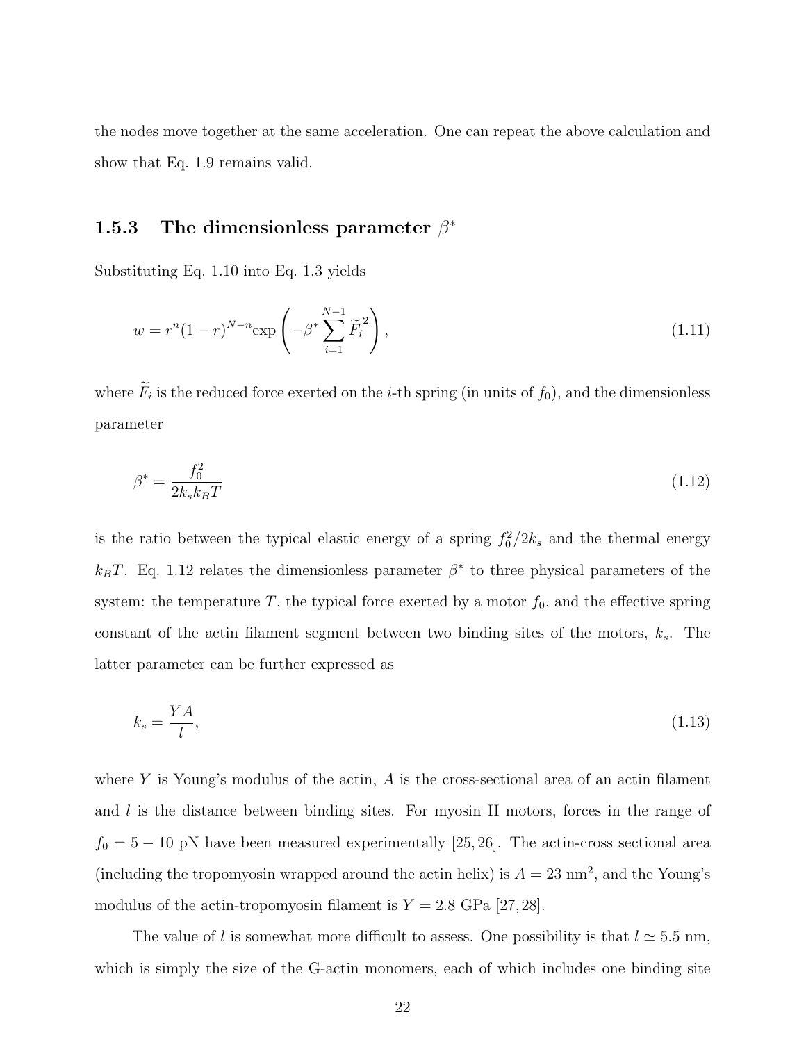the nodes move together at the same acceleration. One can repeat the above calculation and show that Eq. 1.9 remains valid.

### 1.5.3 The dimensionless parameter $\beta^*$

Substituting Eq. 1.10 into Eq. 1.3 yields

$$w = r^n(1-r)^{N-n}\exp\left(-\beta^*\sum_{i=1}^{N-1}\widetilde{F}_i^{\,2}\right), \tag{1.11}$$

where $\widetilde{F}_i$ is the reduced force exerted on the $i$-th spring (in units of $f_0$), and the dimensionless parameter

$$\beta^* = \frac{f_0^2}{2k_s k_B T} \tag{1.12}$$

is the ratio between the typical elastic energy of a spring $f_0^2/2k_s$ and the thermal energy $k_BT$. Eq. 1.12 relates the dimensionless parameter $\beta^*$ to three physical parameters of the system: the temperature $T$, the typical force exerted by a motor $f_0$, and the effective spring constant of the actin filament segment between two binding sites of the motors, $k_s$. The latter parameter can be further expressed as

$$k_s = \frac{YA}{l}, \tag{1.13}$$

where $Y$ is Young's modulus of the actin, $A$ is the cross-sectional area of an actin filament and $l$ is the distance between binding sites. For myosin II motors, forces in the range of $f_0 = 5-10$ pN have been measured experimentally [25, 26]. The actin-cross sectional area (including the tropomyosin wrapped around the actin helix) is $A = 23$ nm$^2$, and the Young's modulus of the actin-tropomyosin filament is $Y = 2.8$ GPa [27, 28].

The value of $l$ is somewhat more difficult to assess. One possibility is that $l \simeq 5.5$ nm, which is simply the size of the G-actin monomers, each of which includes one binding site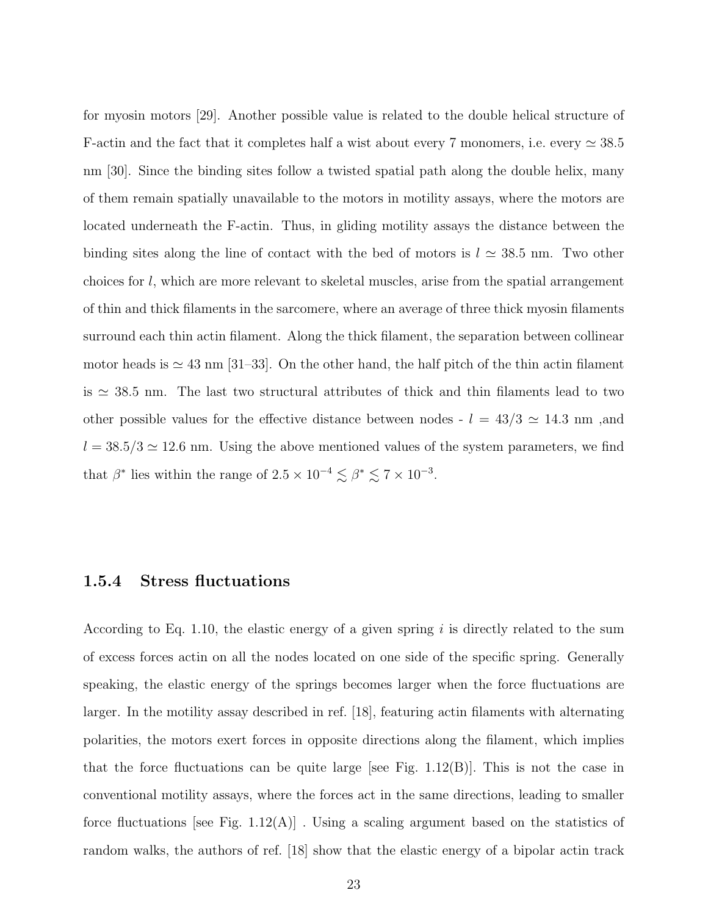for myosin motors [29]. Another possible value is related to the double helical structure of F-actin and the fact that it completes half a wist about every 7 monomers, i.e. every $\simeq 38.5$ nm [30]. Since the binding sites follow a twisted spatial path along the double helix, many of them remain spatially unavailable to the motors in motility assays, where the motors are located underneath the F-actin. Thus, in gliding motility assays the distance between the binding sites along the line of contact with the bed of motors is $l \simeq 38.5$ nm. Two other choices for $l$, which are more relevant to skeletal muscles, arise from the spatial arrangement of thin and thick filaments in the sarcomere, where an average of three thick myosin filaments surround each thin actin filament. Along the thick filament, the separation between collinear motor heads is $\simeq 43$ nm [31–33]. On the other hand, the half pitch of the thin actin filament is $\simeq 38.5$ nm. The last two structural attributes of thick and thin filaments lead to two other possible values for the effective distance between nodes - $l = 43/3 \simeq 14.3$ nm ,and $l = 38.5/3 \simeq 12.6$ nm. Using the above mentioned values of the system parameters, we find that $\beta^*$ lies within the range of $2.5 \times 10^{-4} \lesssim \beta^* \lesssim 7 \times 10^{-3}$.

### 1.5.4 Stress fluctuations

According to Eq. 1.10, the elastic energy of a given spring $i$ is directly related to the sum of excess forces actin on all the nodes located on one side of the specific spring. Generally speaking, the elastic energy of the springs becomes larger when the force fluctuations are larger. In the motility assay described in ref. [18], featuring actin filaments with alternating polarities, the motors exert forces in opposite directions along the filament, which implies that the force fluctuations can be quite large [see Fig. 1.12(B)]. This is not the case in conventional motility assays, where the forces act in the same directions, leading to smaller force fluctuations [see Fig. 1.12(A)] . Using a scaling argument based on the statistics of random walks, the authors of ref. [18] show that the elastic energy of a bipolar actin track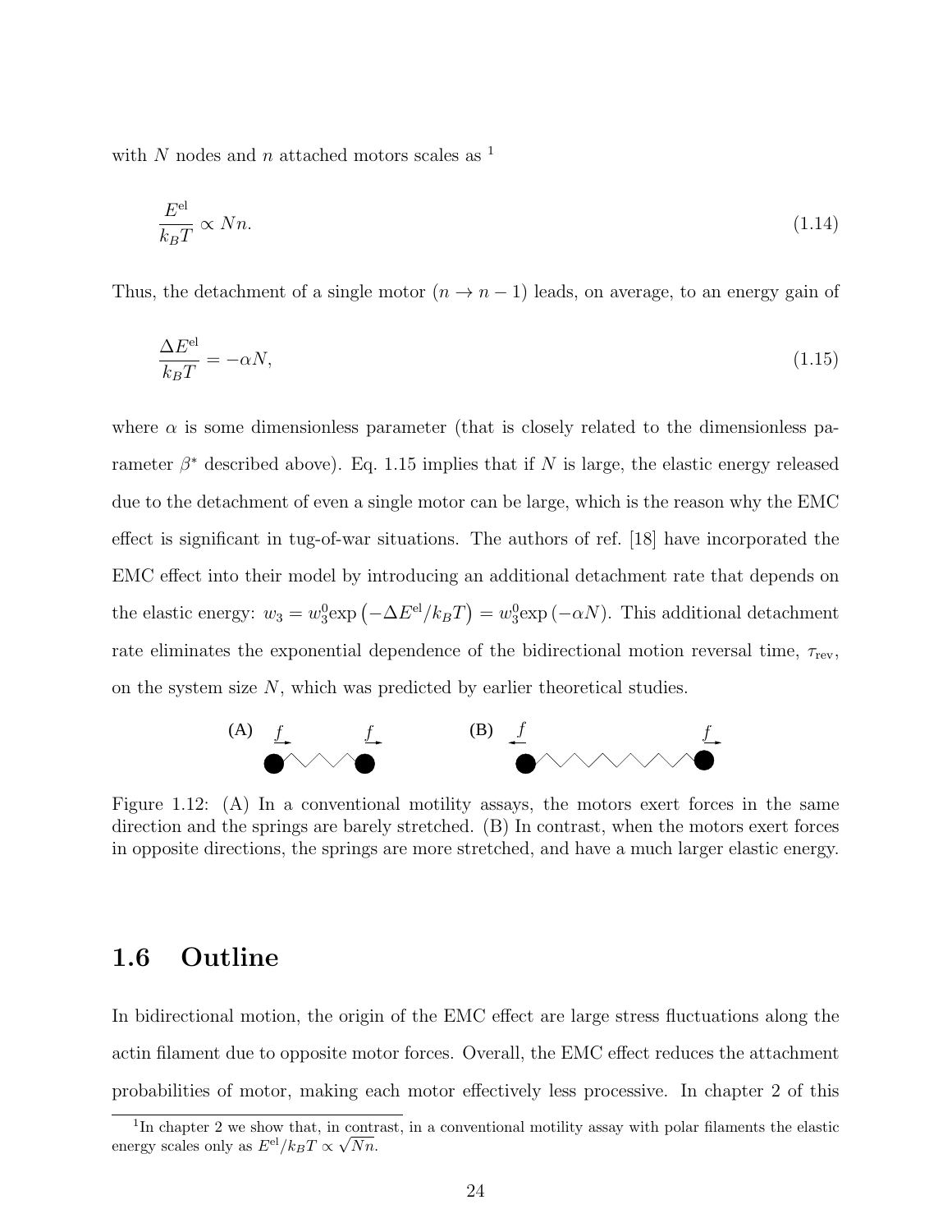with $N$ nodes and $n$ attached motors scales as [1]

$$\frac{E^{\rm el}}{k_B T} \propto Nn. \tag{1.14}$$

Thus, the detachment of a single motor ($n \rightarrow n-1$) leads, on average, to an energy gain of

$$\frac{\Delta E^{\rm el}}{k_B T} = -\alpha N, \tag{1.15}$$

where $\alpha$ is some dimensionless parameter (that is closely related to the dimensionless parameter $\beta^*$ described above). Eq. 1.15 implies that if $N$ is large, the elastic energy released due to the detachment of even a single motor can be large, which is the reason why the EMC effect is significant in tug-of-war situations. The authors of ref. [18] have incorporated the EMC effect into their model by introducing an additional detachment rate that depends on the elastic energy: $w_3 = w_3^0 \exp\left(-\Delta E^{\rm el}/k_B T\right) = w_3^0 \exp\left(-\alpha N\right)$. This additional detachment rate eliminates the exponential dependence of the bidirectional motion reversal time, $\tau_{\rm rev}$, on the system size $N$, which was predicted by earlier theoretical studies.

(A) $f$ $f$ (B) $f$ $f$

Figure 1.12: (A) In a conventional motility assays, the motors exert forces in the same direction and the springs are barely stretched. (B) In contrast, when the motors exert forces in opposite directions, the springs are more stretched, and have a much larger elastic energy.

## 1.6 Outline

In bidirectional motion, the origin of the EMC effect are large stress fluctuations along the actin filament due to opposite motor forces. Overall, the EMC effect reduces the attachment probabilities of motor, making each motor effectively less processive. In chapter 2 of this

[1] In chapter 2 we show that, in contrast, in a conventional motility assay with polar filaments the elastic energy scales only as $E^{\rm el}/k_B T \propto \sqrt{Nn}$.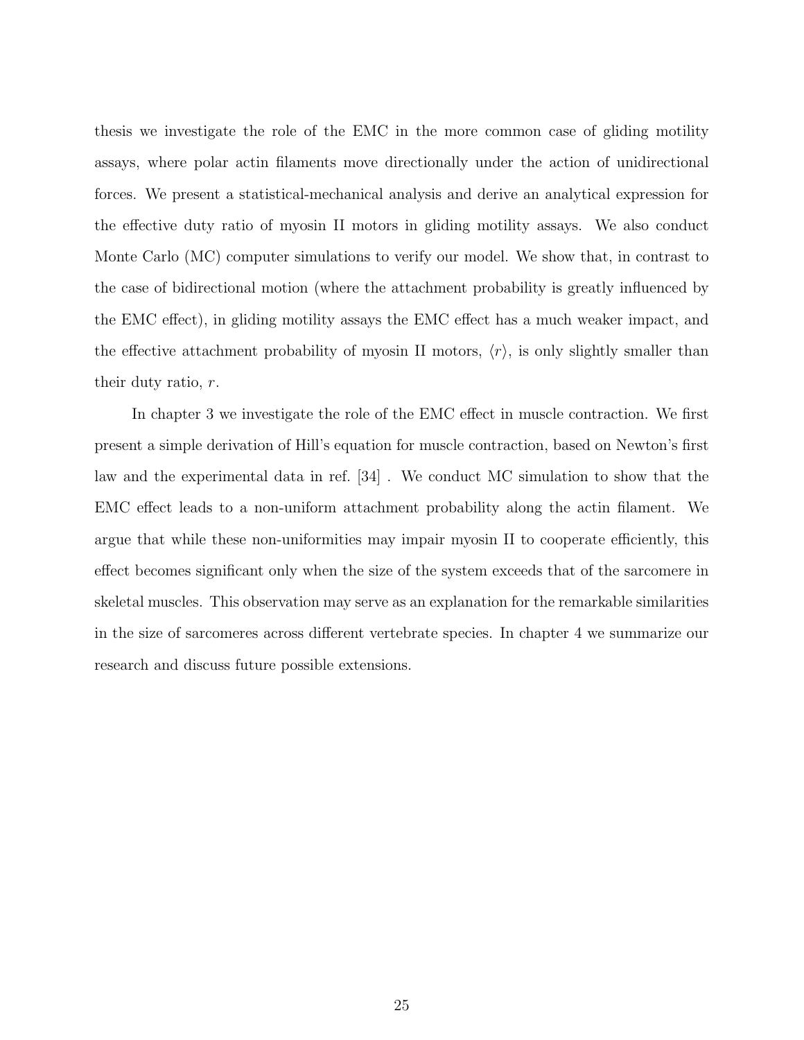thesis we investigate the role of the EMC in the more common case of gliding motility assays, where polar actin filaments move directionally under the action of unidirectional forces. We present a statistical-mechanical analysis and derive an analytical expression for the effective duty ratio of myosin II motors in gliding motility assays. We also conduct Monte Carlo (MC) computer simulations to verify our model. We show that, in contrast to the case of bidirectional motion (where the attachment probability is greatly influenced by the EMC effect), in gliding motility assays the EMC effect has a much weaker impact, and the effective attachment probability of myosin II motors, $\langle r \rangle$, is only slightly smaller than their duty ratio, $r$.

In chapter 3 we investigate the role of the EMC effect in muscle contraction. We first present a simple derivation of Hill's equation for muscle contraction, based on Newton's first law and the experimental data in ref. [34] . We conduct MC simulation to show that the EMC effect leads to a non-uniform attachment probability along the actin filament. We argue that while these non-uniformities may impair myosin II to cooperate efficiently, this effect becomes significant only when the size of the system exceeds that of the sarcomere in skeletal muscles. This observation may serve as an explanation for the remarkable similarities in the size of sarcomeres across different vertebrate species. In chapter 4 we summarize our research and discuss future possible extensions.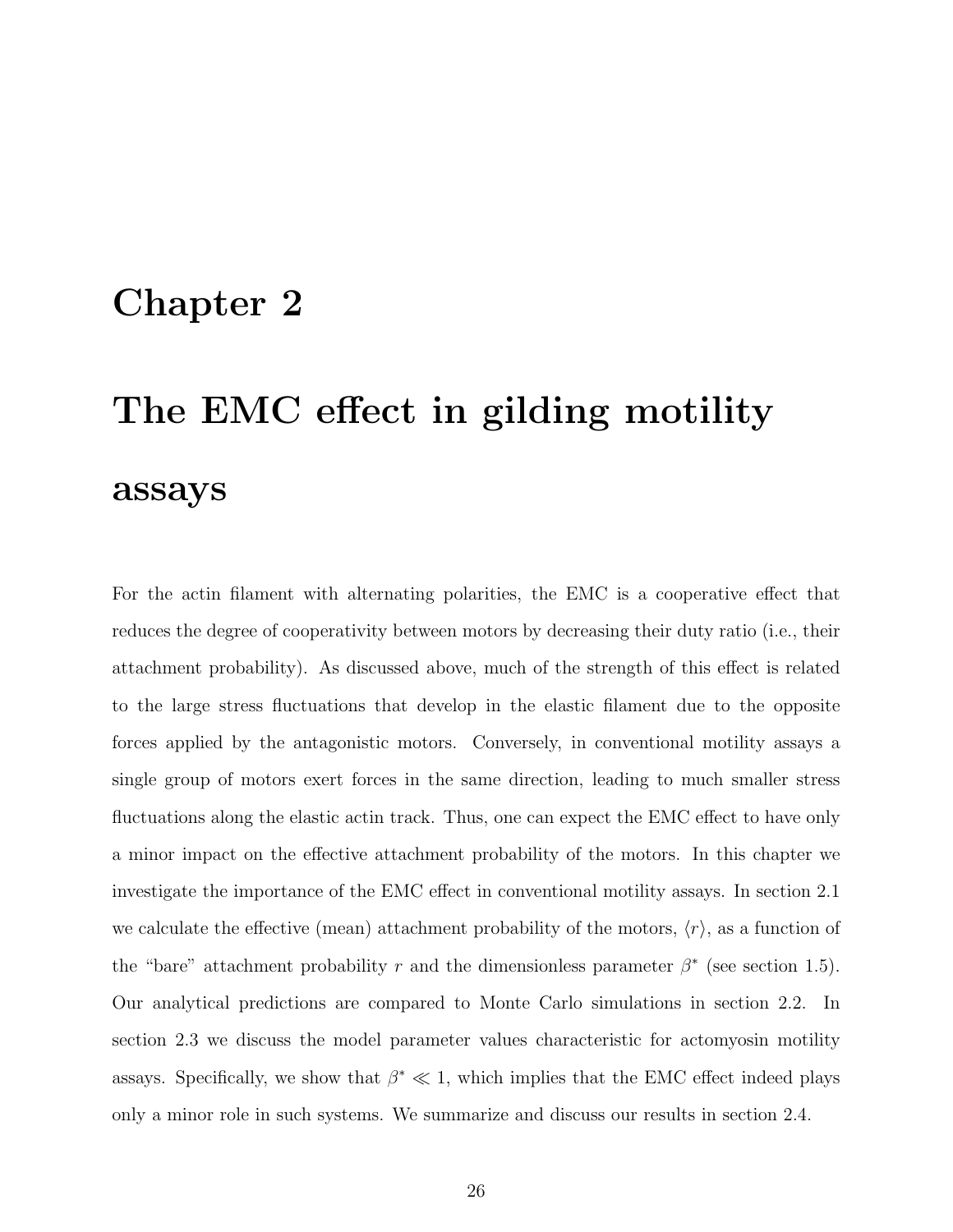# Chapter 2

# The EMC effect in gilding motility assays

For the actin filament with alternating polarities, the EMC is a cooperative effect that reduces the degree of cooperativity between motors by decreasing their duty ratio (i.e., their attachment probability). As discussed above, much of the strength of this effect is related to the large stress fluctuations that develop in the elastic filament due to the opposite forces applied by the antagonistic motors. Conversely, in conventional motility assays a single group of motors exert forces in the same direction, leading to much smaller stress fluctuations along the elastic actin track. Thus, one can expect the EMC effect to have only a minor impact on the effective attachment probability of the motors. In this chapter we investigate the importance of the EMC effect in conventional motility assays. In section 2.1 we calculate the effective (mean) attachment probability of the motors, $\langle r \rangle$, as a function of the "bare" attachment probability $r$ and the dimensionless parameter $\beta^*$ (see section 1.5). Our analytical predictions are compared to Monte Carlo simulations in section 2.2. In section 2.3 we discuss the model parameter values characteristic for actomyosin motility assays. Specifically, we show that $\beta^* \ll 1$, which implies that the EMC effect indeed plays only a minor role in such systems. We summarize and discuss our results in section 2.4.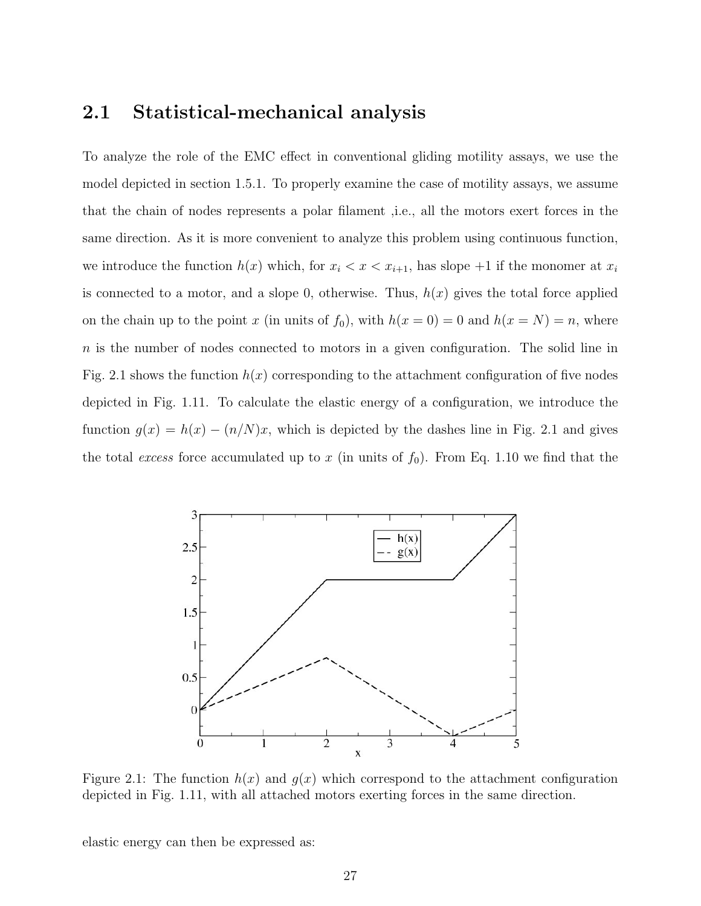## 2.1 Statistical-mechanical analysis

To analyze the role of the EMC effect in conventional gliding motility assays, we use the model depicted in section 1.5.1. To properly examine the case of motility assays, we assume that the chain of nodes represents a polar filament ,i.e., all the motors exert forces in the same direction. As it is more convenient to analyze this problem using continuous function, we introduce the function $h(x)$ which, for $x_i < x < x_{i+1}$, has slope +1 if the monomer at $x_i$ is connected to a motor, and a slope 0, otherwise. Thus, $h(x)$ gives the total force applied on the chain up to the point $x$ (in units of $f_0$), with $h(x = 0) = 0$ and $h(x = N) = n$, where $n$ is the number of nodes connected to motors in a given configuration. The solid line in Fig. 2.1 shows the function $h(x)$ corresponding to the attachment configuration of five nodes depicted in Fig. 1.11. To calculate the elastic energy of a configuration, we introduce the function $g(x) = h(x) - (n/N)x$, which is depicted by the dashes line in Fig. 2.1 and gives the total *excess* force accumulated up to $x$ (in units of $f_0$). From Eq. 1.10 we find that the

h(x)
g(x)
x
0 1 2 3 4 5
0 0.5 1 1.5 2 2.5 3

Figure 2.1: The function $h(x)$ and $g(x)$ which correspond to the attachment configuration depicted in Fig. 1.11, with all attached motors exerting forces in the same direction.

elastic energy can then be expressed as: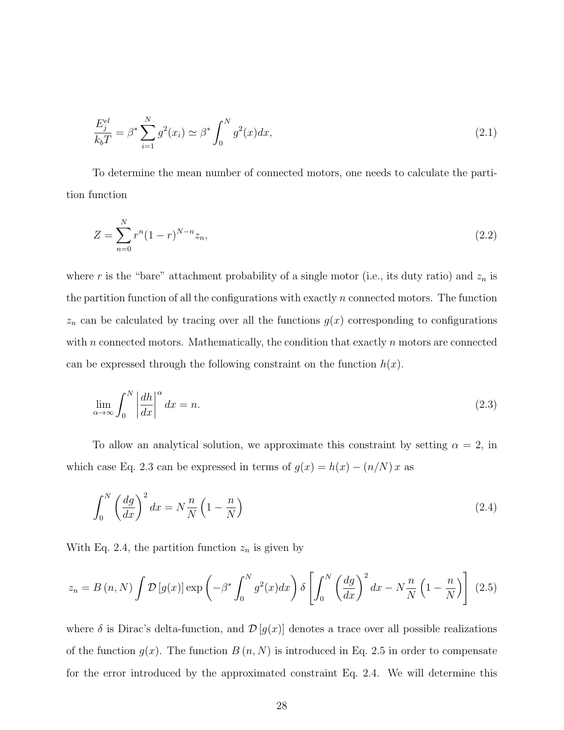$$\frac{E_j^{el}}{k_b T} = \beta^* \sum_{i=1}^{N} g^2(x_i) \simeq \beta^* \int_0^N g^2(x) dx, \tag{2.1}$$

To determine the mean number of connected motors, one needs to calculate the partition function

$$Z = \sum_{n=0}^{N} r^n (1-r)^{N-n} z_n, \tag{2.2}$$

where $r$ is the "bare" attachment probability of a single motor (i.e., its duty ratio) and $z_n$ is the partition function of all the configurations with exactly $n$ connected motors. The function $z_n$ can be calculated by tracing over all the functions $g(x)$ corresponding to configurations with $n$ connected motors. Mathematically, the condition that exactly $n$ motors are connected can be expressed through the following constraint on the function $h(x)$.

$$\lim_{\alpha \to \infty} \int_0^N \left| \frac{dh}{dx} \right|^\alpha dx = n. \tag{2.3}$$

To allow an analytical solution, we approximate this constraint by setting $\alpha = 2$, in which case Eq. 2.3 can be expressed in terms of $g(x) = h(x) - (n/N)\, x$ as

$$\int_0^N \left( \frac{dg}{dx} \right)^2 dx = N \frac{n}{N} \left( 1 - \frac{n}{N} \right) \tag{2.4}$$

With Eq. 2.4, the partition function $z_n$ is given by

$$z_n = B\left(n, N\right) \int \mathcal{D}\left[g(x)\right] \exp\left( -\beta^* \int_0^N g^2(x) dx \right) \delta \left[ \int_0^N \left( \frac{dg}{dx} \right)^2 dx - N \frac{n}{N} \left( 1 - \frac{n}{N} \right) \right] \tag{2.5}$$

where $\delta$ is Dirac's delta-function, and $\mathcal{D}\left[g(x)\right]$ denotes a trace over all possible realizations of the function $g(x)$. The function $B\left(n, N\right)$ is introduced in Eq. 2.5 in order to compensate for the error introduced by the approximated constraint Eq. 2.4. We will determine this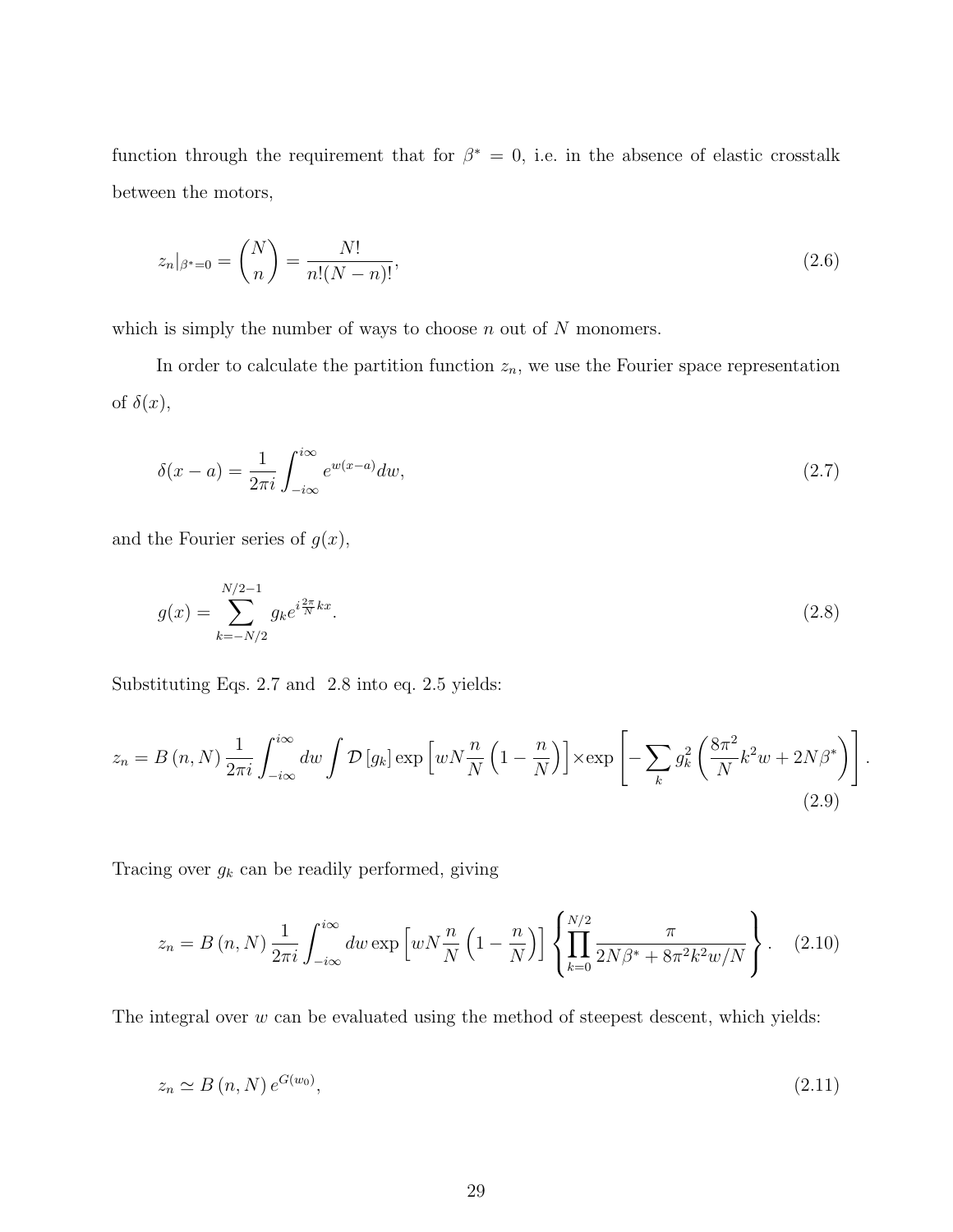function through the requirement that for $\beta^* = 0$, i.e. in the absence of elastic crosstalk between the motors,

$$z_n|_{\beta^*=0} = \binom{N}{n} = \frac{N!}{n!(N-n)!}, \tag{2.6}$$

which is simply the number of ways to choose $n$ out of $N$ monomers.

In order to calculate the partition function $z_n$, we use the Fourier space representation of $\delta(x)$,

$$\delta(x-a) = \frac{1}{2\pi i}\int_{-i\infty}^{i\infty} e^{w(x-a)} dw, \tag{2.7}$$

and the Fourier series of $g(x)$,

$$g(x) = \sum_{k=-N/2}^{N/2-1} g_k e^{i\frac{2\pi}{N}kx}. \tag{2.8}$$

Substituting Eqs. 2.7 and 2.8 into eq. 2.5 yields:

$$z_n = B(n,N)\frac{1}{2\pi i}\int_{-i\infty}^{i\infty} dw \int \mathcal{D}[g_k] \exp\left[wN\frac{n}{N}\left(1-\frac{n}{N}\right)\right] \times \exp\left[-\sum_k g_k^2\left(\frac{8\pi^2}{N}k^2 w + 2N\beta^*\right)\right]. \tag{2.9}$$

Tracing over $g_k$ can be readily performed, giving

$$z_n = B(n,N)\frac{1}{2\pi i}\int_{-i\infty}^{i\infty} dw \exp\left[wN\frac{n}{N}\left(1-\frac{n}{N}\right)\right]\left\{\prod_{k=0}^{N/2}\frac{\pi}{2N\beta^* + 8\pi^2 k^2 w/N}\right\}. \tag{2.10}$$

The integral over $w$ can be evaluated using the method of steepest descent, which yields:

$$z_n \simeq B(n,N)\, e^{G(w_0)}, \tag{2.11}$$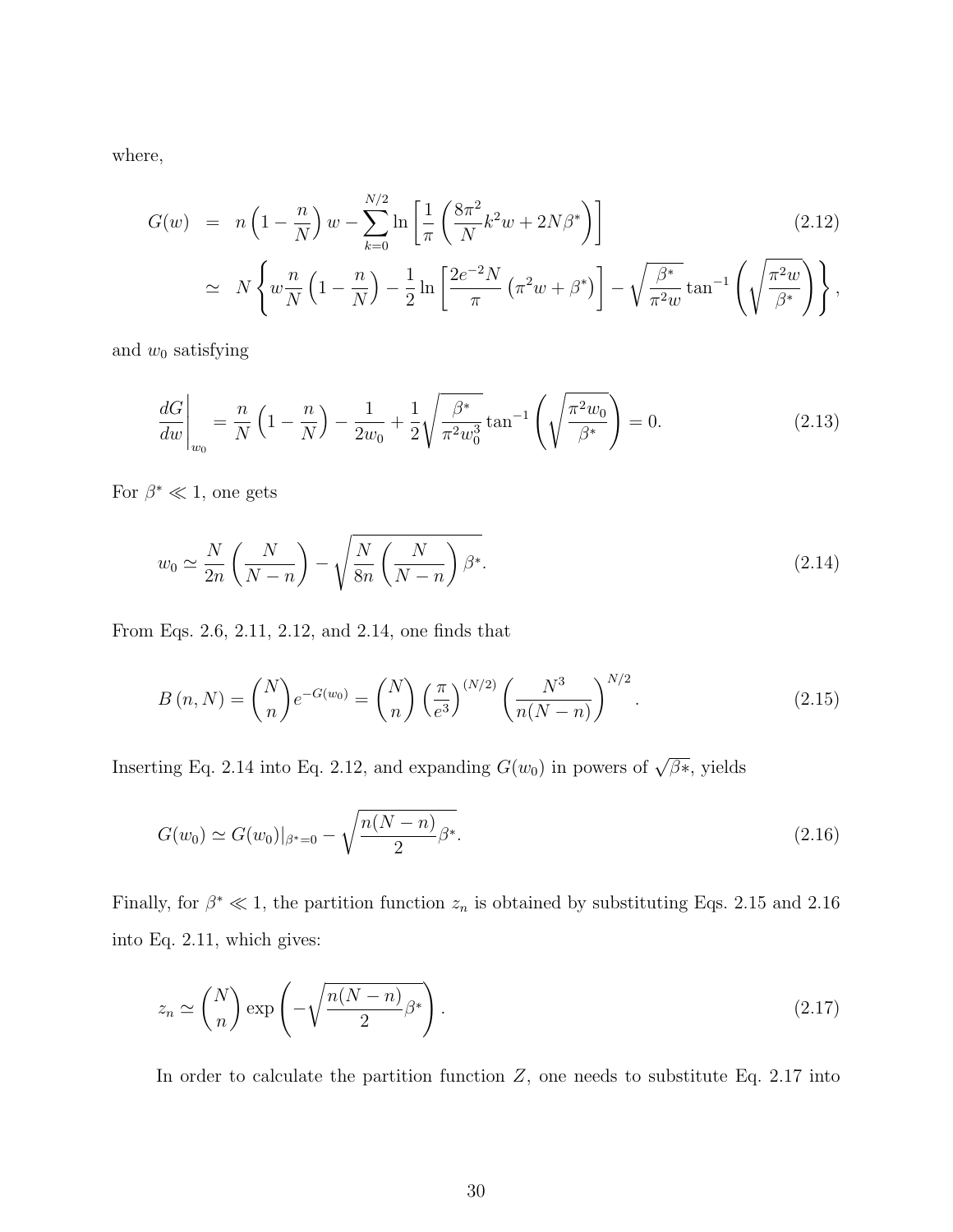where,

$$
\begin{aligned}
G(w) &= n\left(1-\frac{n}{N}\right)w - \sum_{k=0}^{N/2} \ln\left[\frac{1}{\pi}\left(\frac{8\pi^2}{N}k^2 w + 2N\beta^*\right)\right] \\
&\simeq N\left\{ w\frac{n}{N}\left(1-\frac{n}{N}\right) - \frac{1}{2}\ln\left[\frac{2e^{-2}N}{\pi}\left(\pi^2 w + \beta^*\right)\right] - \sqrt{\frac{\beta^*}{\pi^2 w}}\tan^{-1}\left(\sqrt{\frac{\pi^2 w}{\beta^*}}\right)\right\},
\end{aligned}
\tag{2.12}
$$

and $w_0$ satisfying

$$
\left.\frac{dG}{dw}\right|_{w_0} = \frac{n}{N}\left(1-\frac{n}{N}\right) - \frac{1}{2w_0} + \frac{1}{2}\sqrt{\frac{\beta^*}{\pi^2 w_0^3}}\tan^{-1}\left(\sqrt{\frac{\pi^2 w_0}{\beta^*}}\right) = 0. \tag{2.13}
$$

For $\beta^* \ll 1$, one gets

$$
w_0 \simeq \frac{N}{2n}\left(\frac{N}{N-n}\right) - \sqrt{\frac{N}{8n}\left(\frac{N}{N-n}\right)\beta^*}. \tag{2.14}
$$

From Eqs. 2.6, 2.11, 2.12, and 2.14, one finds that

$$
B\left(n,N\right) = \binom{N}{n} e^{-G(w_0)} = \binom{N}{n}\left(\frac{\pi}{e^3}\right)^{(N/2)}\left(\frac{N^3}{n(N-n)}\right)^{N/2}. \tag{2.15}
$$

Inserting Eq. 2.14 into Eq. 2.12, and expanding $G(w_0)$ in powers of $\sqrt{\beta *}$, yields

$$
G(w_0) \simeq G(w_0)|_{\beta^*=0} - \sqrt{\frac{n(N-n)}{2}\beta^*}. \tag{2.16}
$$

Finally, for $\beta^* \ll 1$, the partition function $z_n$ is obtained by substituting Eqs. 2.15 and 2.16 into Eq. 2.11, which gives:

$$
z_n \simeq \binom{N}{n}\exp\left(-\sqrt{\frac{n(N-n)}{2}\beta^*}\right). \tag{2.17}
$$

In order to calculate the partition function $Z$, one needs to substitute Eq. 2.17 into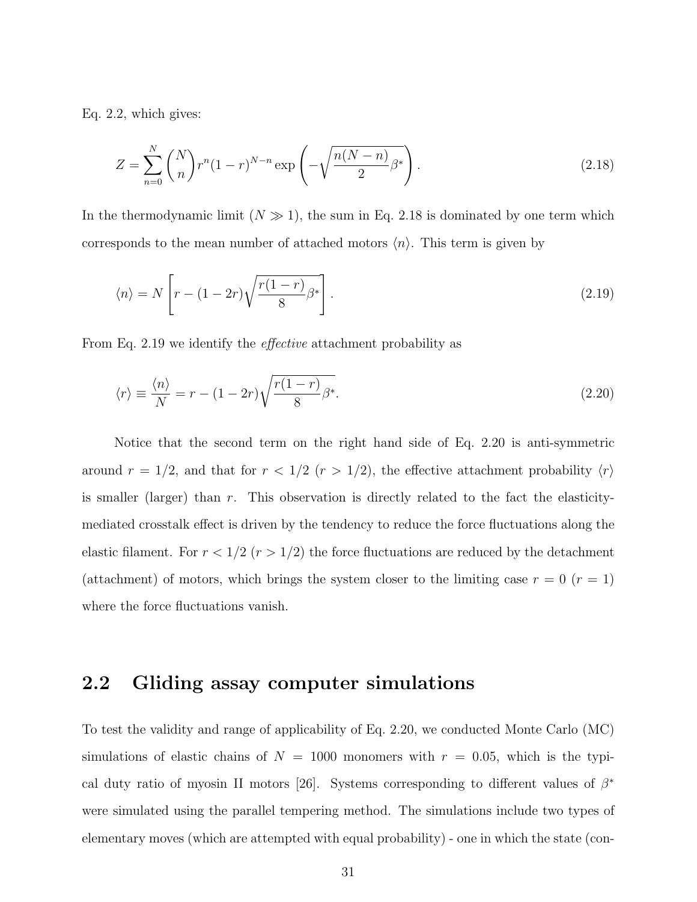Eq. 2.2, which gives:

$$Z = \sum_{n=0}^{N} \binom{N}{n} r^n (1-r)^{N-n} \exp\left(-\sqrt{\frac{n(N-n)}{2}\beta^*}\right). \tag{2.18}$$

In the thermodynamic limit ($N \gg 1$), the sum in Eq. 2.18 is dominated by one term which corresponds to the mean number of attached motors $\langle n \rangle$. This term is given by

$$\langle n \rangle = N\left[r - (1-2r)\sqrt{\frac{r(1-r)}{8}\beta^*}\right]. \tag{2.19}$$

From Eq. 2.19 we identify the *effective* attachment probability as

$$\langle r \rangle \equiv \frac{\langle n \rangle}{N} = r - (1-2r)\sqrt{\frac{r(1-r)}{8}\beta^*}. \tag{2.20}$$

Notice that the second term on the right hand side of Eq. 2.20 is anti-symmetric around $r = 1/2$, and that for $r < 1/2$ ($r > 1/2$), the effective attachment probability $\langle r \rangle$ is smaller (larger) than $r$. This observation is directly related to the fact the elasticity-mediated crosstalk effect is driven by the tendency to reduce the force fluctuations along the elastic filament. For $r < 1/2$ ($r > 1/2$) the force fluctuations are reduced by the detachment (attachment) of motors, which brings the system closer to the limiting case $r = 0$ ($r = 1$) where the force fluctuations vanish.

## 2.2 Gliding assay computer simulations

To test the validity and range of applicability of Eq. 2.20, we conducted Monte Carlo (MC) simulations of elastic chains of $N = 1000$ monomers with $r = 0.05$, which is the typical duty ratio of myosin II motors [26]. Systems corresponding to different values of $\beta^*$ were simulated using the parallel tempering method. The simulations include two types of elementary moves (which are attempted with equal probability) - one in which the state (con-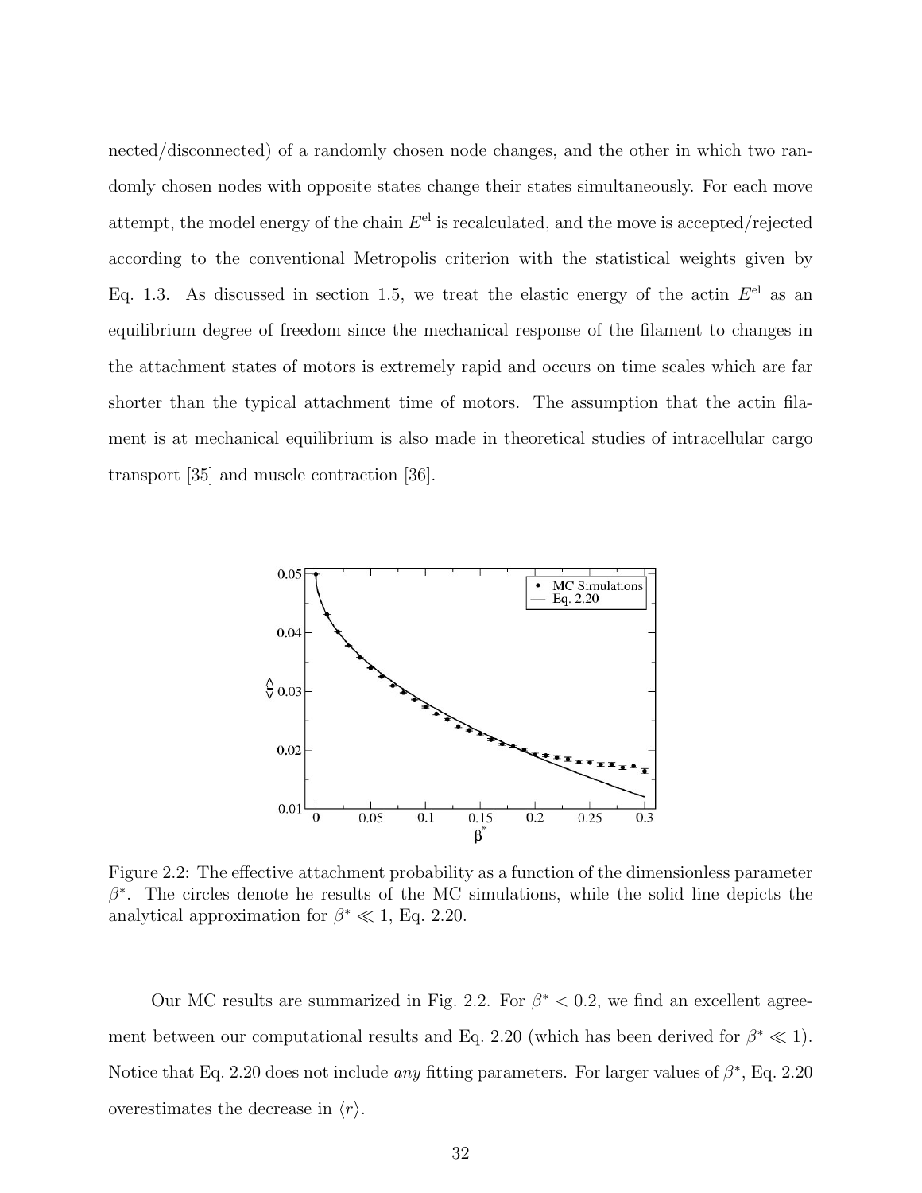nected/disconnected) of a randomly chosen node changes, and the other in which two randomly chosen nodes with opposite states change their states simultaneously. For each move attempt, the model energy of the chain $E^{\rm el}$ is recalculated, and the move is accepted/rejected according to the conventional Metropolis criterion with the statistical weights given by Eq. 1.3. As discussed in section 1.5, we treat the elastic energy of the actin $E^{\rm el}$ as an equilibrium degree of freedom since the mechanical response of the filament to changes in the attachment states of motors is extremely rapid and occurs on time scales which are far shorter than the typical attachment time of motors. The assumption that the actin filament is at mechanical equilibrium is also made in theoretical studies of intracellular cargo transport [35] and muscle contraction [36].

MC Simulations
Eq. 2.20
<r>
0.01
0.02
0.03
0.04
0.05
0
0.05
0.1
0.15
0.2
0.25
0.3
β*

Figure 2.2: The effective attachment probability as a function of the dimensionless parameter $\beta^*$. The circles denote he results of the MC simulations, while the solid line depicts the analytical approximation for $\beta^* \ll 1$, Eq. 2.20.

Our MC results are summarized in Fig. 2.2. For $\beta^* < 0.2$, we find an excellent agreement between our computational results and Eq. 2.20 (which has been derived for $\beta^* \ll 1$). Notice that Eq. 2.20 does not include *any* fitting parameters. For larger values of $\beta^*$, Eq. 2.20 overestimates the decrease in $\langle r \rangle$.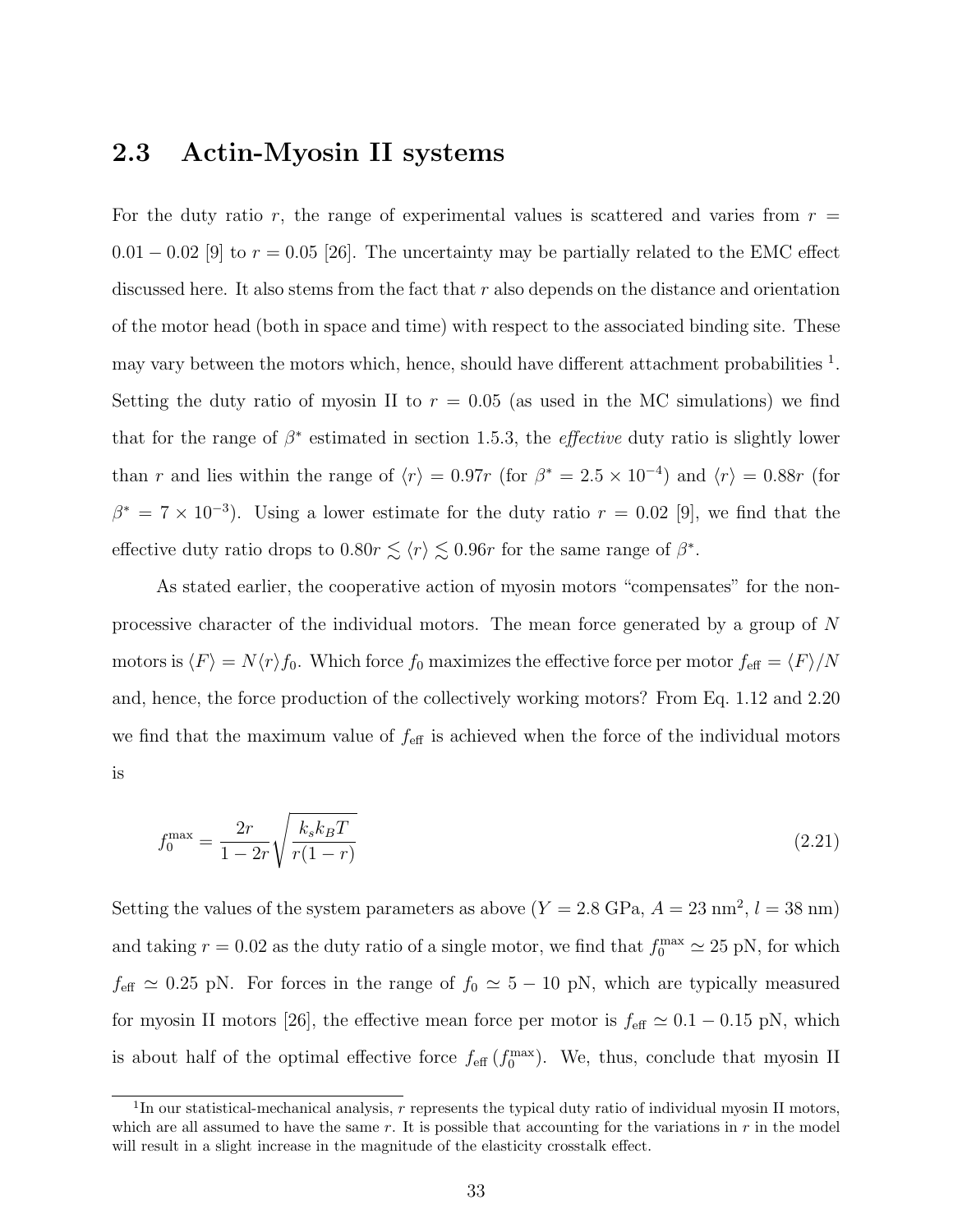## 2.3 Actin-Myosin II systems

For the duty ratio $r$, the range of experimental values is scattered and varies from $r = 0.01-0.02$ [9] to $r = 0.05$ [26]. The uncertainty may be partially related to the EMC effect discussed here. It also stems from the fact that $r$ also depends on the distance and orientation of the motor head (both in space and time) with respect to the associated binding site. These may vary between the motors which, hence, should have different attachment probabilities [1]. Setting the duty ratio of myosin II to $r = 0.05$ (as used in the MC simulations) we find that for the range of $\beta^*$ estimated in section 1.5.3, the *effective* duty ratio is slightly lower than $r$ and lies within the range of $\langle r\rangle = 0.97r$ (for $\beta^* = 2.5\times 10^{-4}$) and $\langle r\rangle = 0.88r$ (for $\beta^* = 7\times 10^{-3}$). Using a lower estimate for the duty ratio $r = 0.02$ [9], we find that the effective duty ratio drops to $0.80r \lesssim \langle r\rangle \lesssim 0.96r$ for the same range of $\beta^*$.

As stated earlier, the cooperative action of myosin motors "compensates" for the non-processive character of the individual motors. The mean force generated by a group of $N$ motors is $\langle F\rangle = N\langle r\rangle f_0$. Which force $f_0$ maximizes the effective force per motor $f_{\rm eff} = \langle F\rangle/N$ and, hence, the force production of the collectively working motors? From Eq. 1.12 and 2.20 we find that the maximum value of $f_{\rm eff}$ is achieved when the force of the individual motors is

$$f_0^{\rm max} = \frac{2r}{1-2r}\sqrt{\frac{k_s k_B T}{r(1-r)}} \tag{2.21}$$

Setting the values of the system parameters as above ($Y = 2.8$ GPa, $A = 23$ nm$^2$, $l = 38$ nm) and taking $r = 0.02$ as the duty ratio of a single motor, we find that $f_0^{\rm max} \simeq 25$ pN, for which $f_{\rm eff} \simeq 0.25$ pN. For forces in the range of $f_0 \simeq 5-10$ pN, which are typically measured for myosin II motors [26], the effective mean force per motor is $f_{\rm eff} \simeq 0.1-0.15$ pN, which is about half of the optimal effective force $f_{\rm eff}\,(f_0^{\rm max})$. We, thus, conclude that myosin II

[1] In our statistical-mechanical analysis, $r$ represents the typical duty ratio of individual myosin II motors, which are all assumed to have the same $r$. It is possible that accounting for the variations in $r$ in the model will result in a slight increase in the magnitude of the elasticity crosstalk effect.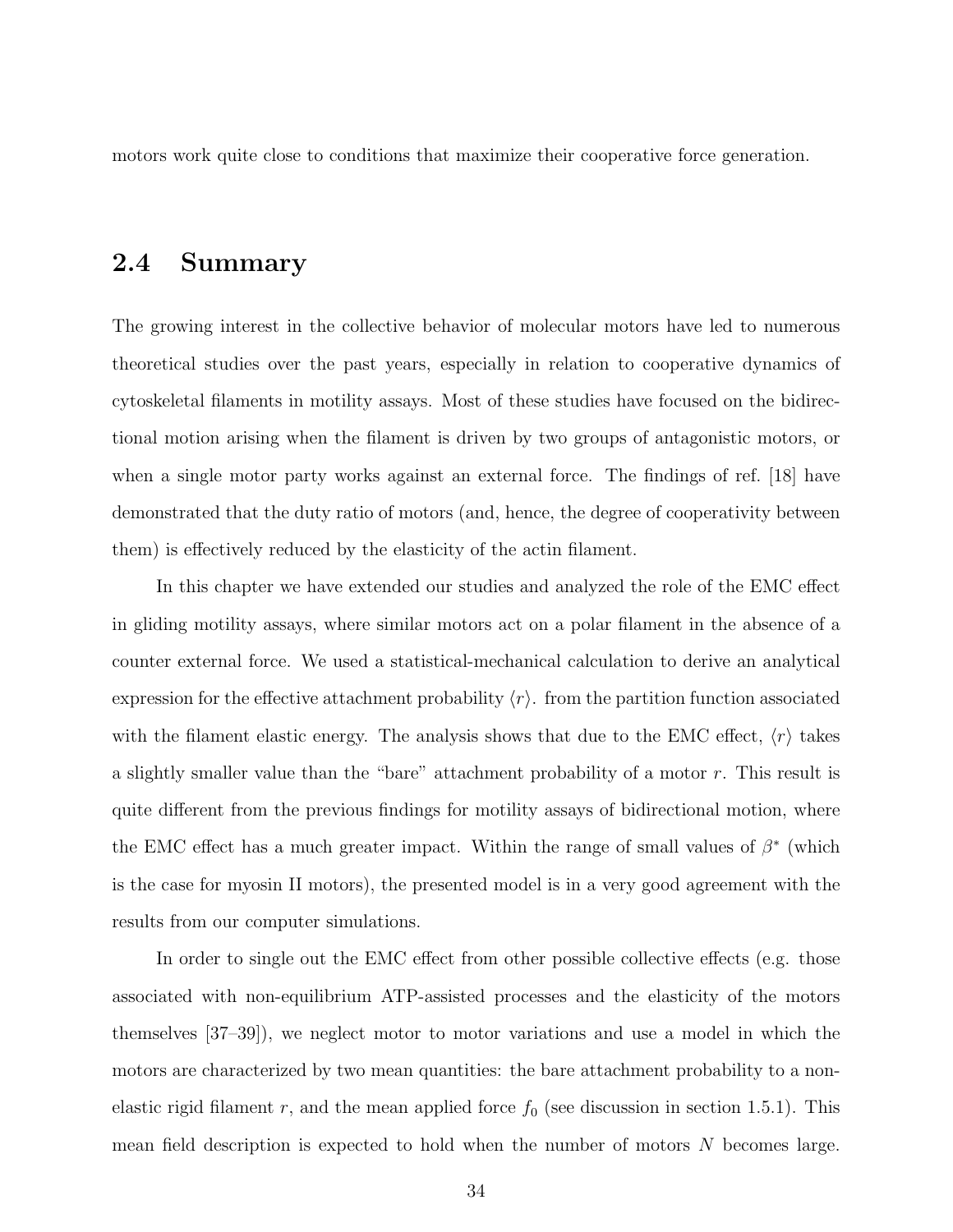motors work quite close to conditions that maximize their cooperative force generation.

## 2.4 Summary

The growing interest in the collective behavior of molecular motors have led to numerous theoretical studies over the past years, especially in relation to cooperative dynamics of cytoskeletal filaments in motility assays. Most of these studies have focused on the bidirectional motion arising when the filament is driven by two groups of antagonistic motors, or when a single motor party works against an external force. The findings of ref. [18] have demonstrated that the duty ratio of motors (and, hence, the degree of cooperativity between them) is effectively reduced by the elasticity of the actin filament.

In this chapter we have extended our studies and analyzed the role of the EMC effect in gliding motility assays, where similar motors act on a polar filament in the absence of a counter external force. We used a statistical-mechanical calculation to derive an analytical expression for the effective attachment probability $\langle r \rangle$. from the partition function associated with the filament elastic energy. The analysis shows that due to the EMC effect, $\langle r \rangle$ takes a slightly smaller value than the "bare" attachment probability of a motor $r$. This result is quite different from the previous findings for motility assays of bidirectional motion, where the EMC effect has a much greater impact. Within the range of small values of $\beta^*$ (which is the case for myosin II motors), the presented model is in a very good agreement with the results from our computer simulations.

In order to single out the EMC effect from other possible collective effects (e.g. those associated with non-equilibrium ATP-assisted processes and the elasticity of the motors themselves [37–39]), we neglect motor to motor variations and use a model in which the motors are characterized by two mean quantities: the bare attachment probability to a non-elastic rigid filament $r$, and the mean applied force $f_0$ (see discussion in section 1.5.1). This mean field description is expected to hold when the number of motors $N$ becomes large.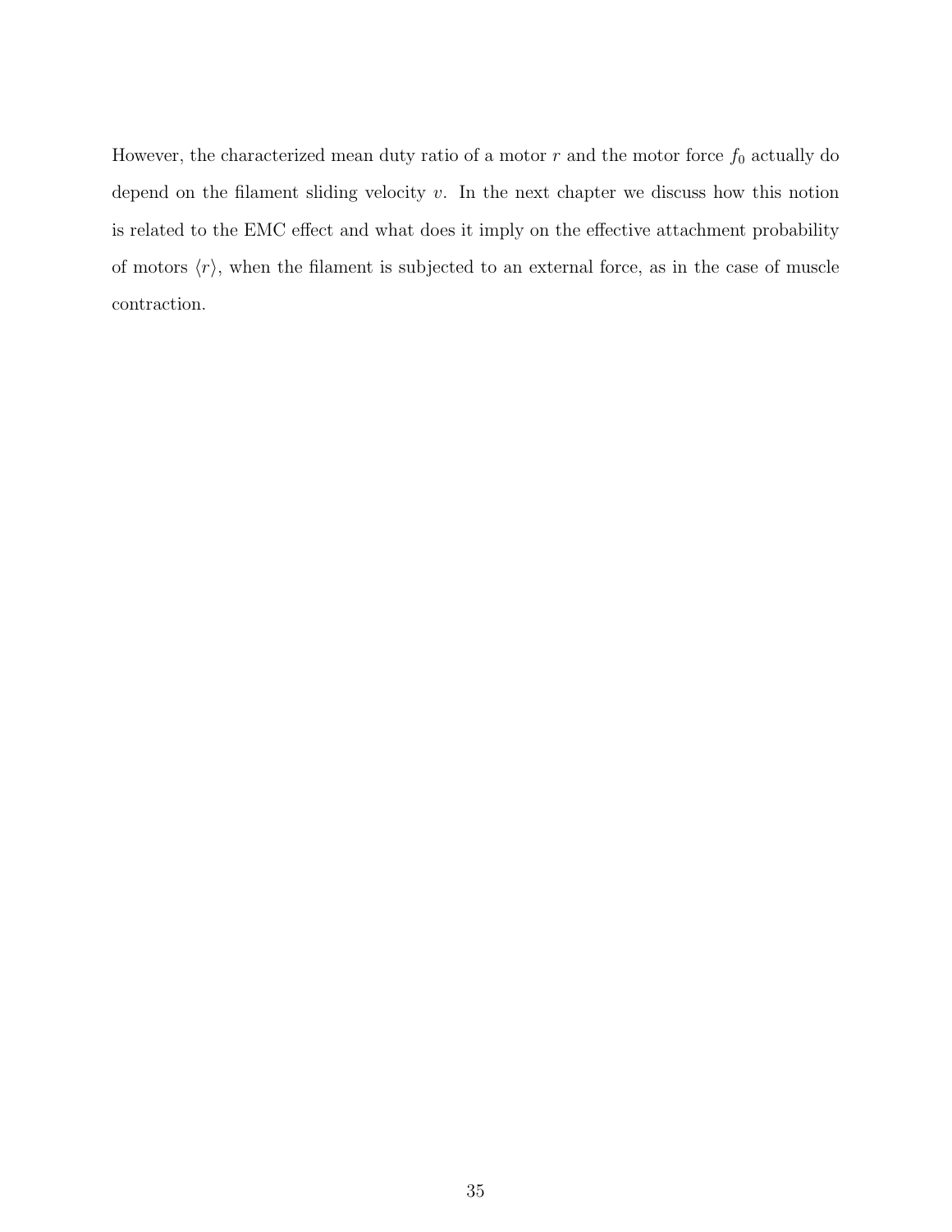However, the characterized mean duty ratio of a motor $r$ and the motor force $f_0$ actually do depend on the filament sliding velocity $v$. In the next chapter we discuss how this notion is related to the EMC effect and what does it imply on the effective attachment probability of motors $\langle r \rangle$, when the filament is subjected to an external force, as in the case of muscle contraction.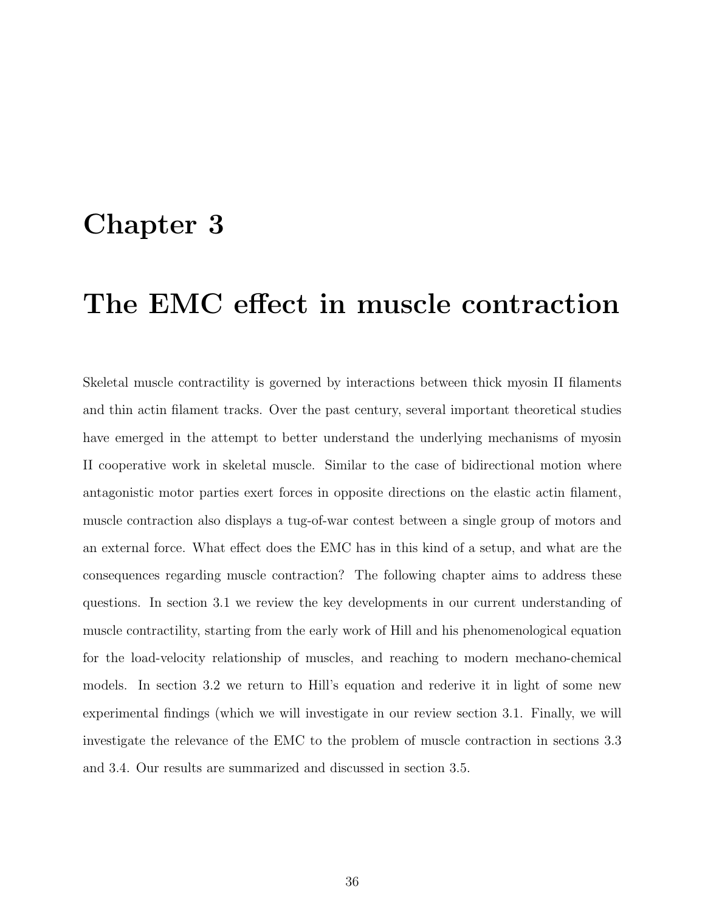# Chapter 3

# The EMC effect in muscle contraction

Skeletal muscle contractility is governed by interactions between thick myosin II filaments and thin actin filament tracks. Over the past century, several important theoretical studies have emerged in the attempt to better understand the underlying mechanisms of myosin II cooperative work in skeletal muscle. Similar to the case of bidirectional motion where antagonistic motor parties exert forces in opposite directions on the elastic actin filament, muscle contraction also displays a tug-of-war contest between a single group of motors and an external force. What effect does the EMC has in this kind of a setup, and what are the consequences regarding muscle contraction? The following chapter aims to address these questions. In section 3.1 we review the key developments in our current understanding of muscle contractility, starting from the early work of Hill and his phenomenological equation for the load-velocity relationship of muscles, and reaching to modern mechano-chemical models. In section 3.2 we return to Hill's equation and rederive it in light of some new experimental findings (which we will investigate in our review section 3.1. Finally, we will investigate the relevance of the EMC to the problem of muscle contraction in sections 3.3 and 3.4. Our results are summarized and discussed in section 3.5.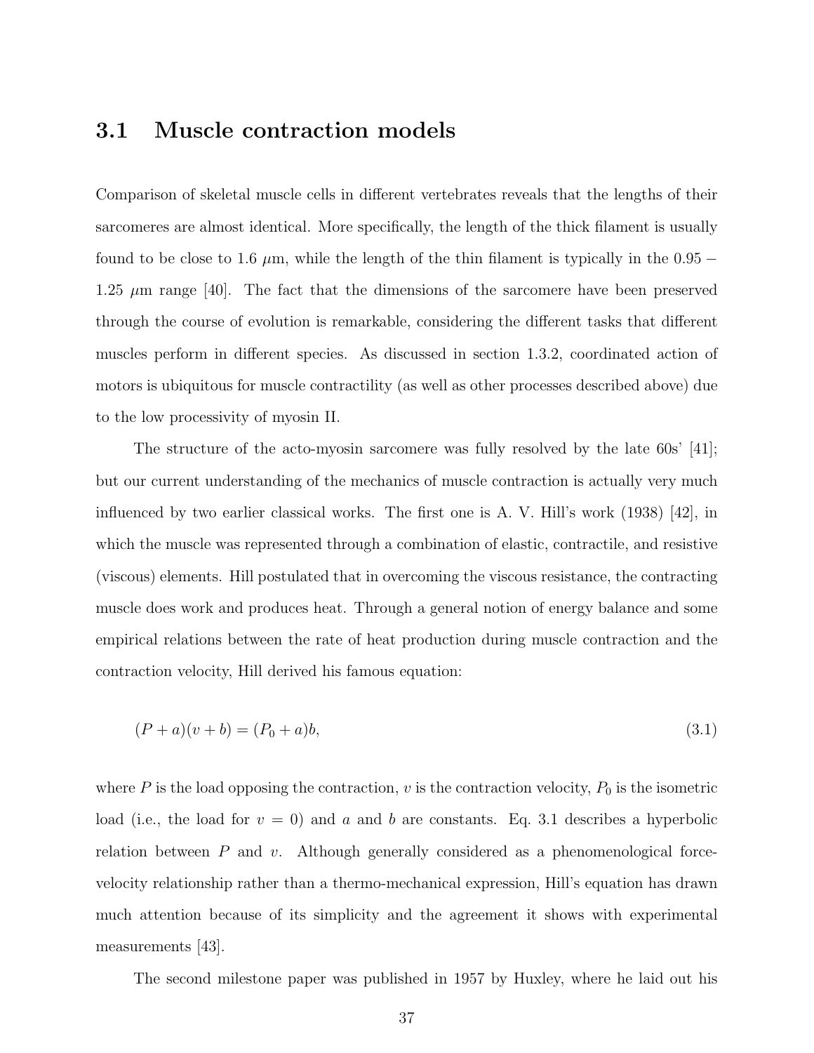## 3.1 Muscle contraction models

Comparison of skeletal muscle cells in different vertebrates reveals that the lengths of their sarcomeres are almost identical. More specifically, the length of the thick filament is usually found to be close to 1.6 $\mu$m, while the length of the thin filament is typically in the $0.95 - 1.25$ $\mu$m range [40]. The fact that the dimensions of the sarcomere have been preserved through the course of evolution is remarkable, considering the different tasks that different muscles perform in different species. As discussed in section 1.3.2, coordinated action of motors is ubiquitous for muscle contractility (as well as other processes described above) due to the low processivity of myosin II.

The structure of the acto-myosin sarcomere was fully resolved by the late 60s' [41]; but our current understanding of the mechanics of muscle contraction is actually very much influenced by two earlier classical works. The first one is A. V. Hill's work (1938) [42], in which the muscle was represented through a combination of elastic, contractile, and resistive (viscous) elements. Hill postulated that in overcoming the viscous resistance, the contracting muscle does work and produces heat. Through a general notion of energy balance and some empirical relations between the rate of heat production during muscle contraction and the contraction velocity, Hill derived his famous equation:

$$(P + a)(v + b) = (P_0 + a)b, \tag{3.1}$$

where $P$ is the load opposing the contraction, $v$ is the contraction velocity, $P_0$ is the isometric load (i.e., the load for $v = 0$) and $a$ and $b$ are constants. Eq. 3.1 describes a hyperbolic relation between $P$ and $v$. Although generally considered as a phenomenological force-velocity relationship rather than a thermo-mechanical expression, Hill's equation has drawn much attention because of its simplicity and the agreement it shows with experimental measurements [43].

The second milestone paper was published in 1957 by Huxley, where he laid out his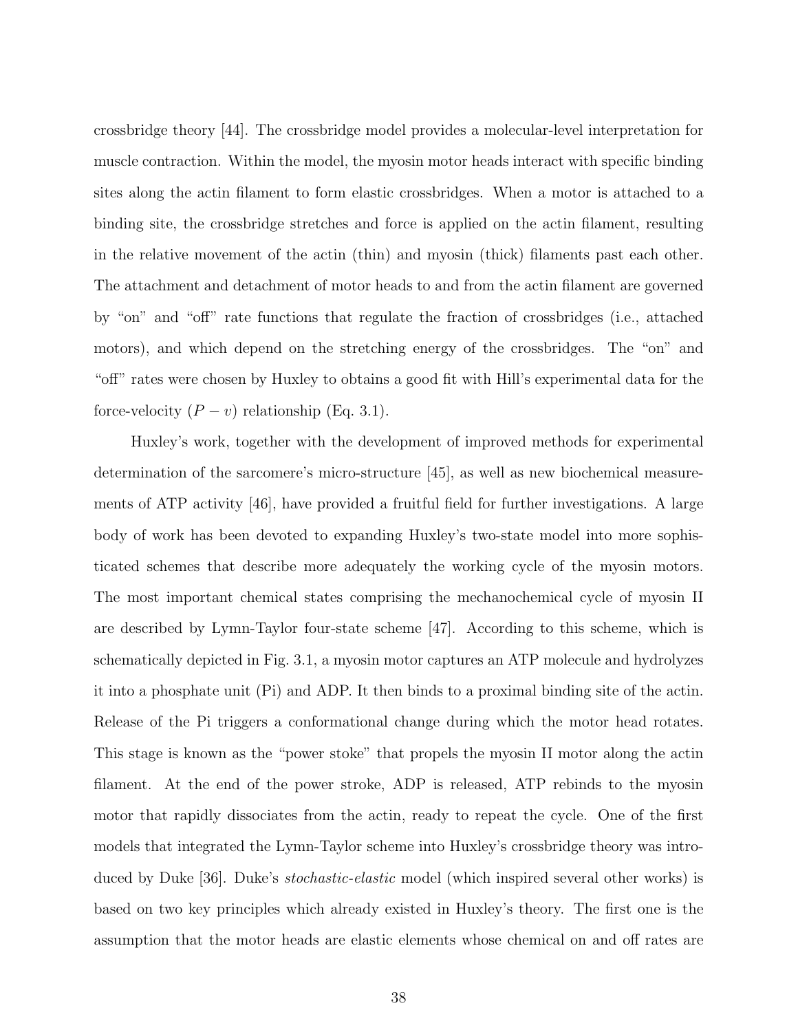crossbridge theory [44]. The crossbridge model provides a molecular-level interpretation for muscle contraction. Within the model, the myosin motor heads interact with specific binding sites along the actin filament to form elastic crossbridges. When a motor is attached to a binding site, the crossbridge stretches and force is applied on the actin filament, resulting in the relative movement of the actin (thin) and myosin (thick) filaments past each other. The attachment and detachment of motor heads to and from the actin filament are governed by "on" and "off" rate functions that regulate the fraction of crossbridges (i.e., attached motors), and which depend on the stretching energy of the crossbridges. The "on" and "off" rates were chosen by Huxley to obtains a good fit with Hill's experimental data for the force-velocity ($P - v$) relationship (Eq. 3.1).

Huxley's work, together with the development of improved methods for experimental determination of the sarcomere's micro-structure [45], as well as new biochemical measurements of ATP activity [46], have provided a fruitful field for further investigations. A large body of work has been devoted to expanding Huxley's two-state model into more sophisticated schemes that describe more adequately the working cycle of the myosin motors. The most important chemical states comprising the mechanochemical cycle of myosin II are described by Lymn-Taylor four-state scheme [47]. According to this scheme, which is schematically depicted in Fig. 3.1, a myosin motor captures an ATP molecule and hydrolyzes it into a phosphate unit (Pi) and ADP. It then binds to a proximal binding site of the actin. Release of the Pi triggers a conformational change during which the motor head rotates. This stage is known as the "power stoke" that propels the myosin II motor along the actin filament. At the end of the power stroke, ADP is released, ATP rebinds to the myosin motor that rapidly dissociates from the actin, ready to repeat the cycle. One of the first models that integrated the Lymn-Taylor scheme into Huxley's crossbridge theory was introduced by Duke [36]. Duke's *stochastic-elastic* model (which inspired several other works) is based on two key principles which already existed in Huxley's theory. The first one is the assumption that the motor heads are elastic elements whose chemical on and off rates are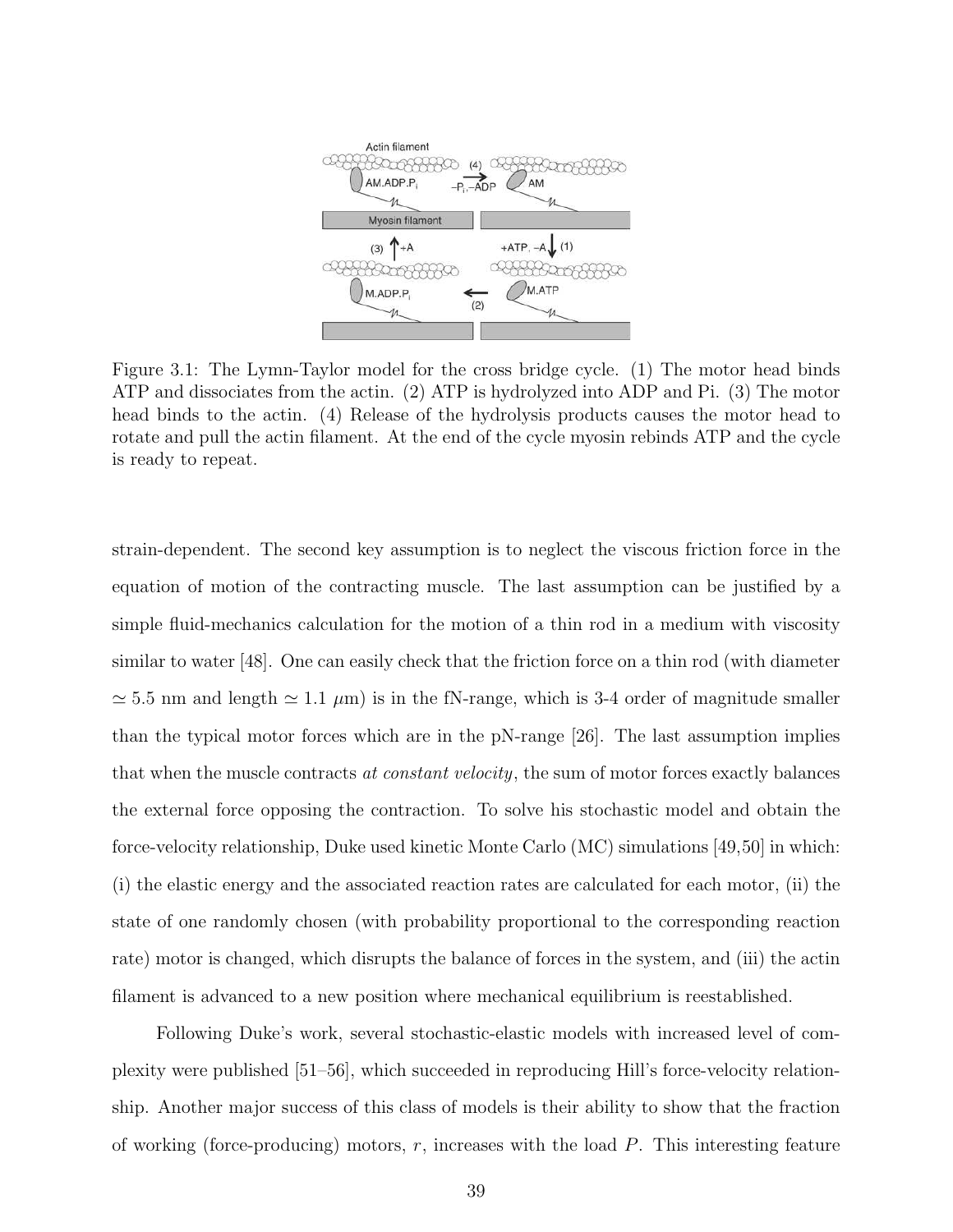Actin filament

AM.ADP.P$_i$

(4)

$-P_i$, $-$ADP

AM

Myosin filament

(3) +A

+ATP, $-$A (1)

M.ADP.P$_i$

(2)

M.ATP

Figure 3.1: The Lymn-Taylor model for the cross bridge cycle. (1) The motor head binds ATP and dissociates from the actin. (2) ATP is hydrolyzed into ADP and Pi. (3) The motor head binds to the actin. (4) Release of the hydrolysis products causes the motor head to rotate and pull the actin filament. At the end of the cycle myosin rebinds ATP and the cycle is ready to repeat.

strain-dependent. The second key assumption is to neglect the viscous friction force in the equation of motion of the contracting muscle. The last assumption can be justified by a simple fluid-mechanics calculation for the motion of a thin rod in a medium with viscosity similar to water [48]. One can easily check that the friction force on a thin rod (with diameter $\simeq 5.5$ nm and length $\simeq 1.1$ $\mu$m) is in the fN-range, which is 3-4 order of magnitude smaller than the typical motor forces which are in the pN-range [26]. The last assumption implies that when the muscle contracts *at constant velocity*, the sum of motor forces exactly balances the external force opposing the contraction. To solve his stochastic model and obtain the force-velocity relationship, Duke used kinetic Monte Carlo (MC) simulations [49,50] in which: (i) the elastic energy and the associated reaction rates are calculated for each motor, (ii) the state of one randomly chosen (with probability proportional to the corresponding reaction rate) motor is changed, which disrupts the balance of forces in the system, and (iii) the actin filament is advanced to a new position where mechanical equilibrium is reestablished.

Following Duke's work, several stochastic-elastic models with increased level of complexity were published [51–56], which succeeded in reproducing Hill's force-velocity relationship. Another major success of this class of models is their ability to show that the fraction of working (force-producing) motors, $r$, increases with the load $P$. This interesting feature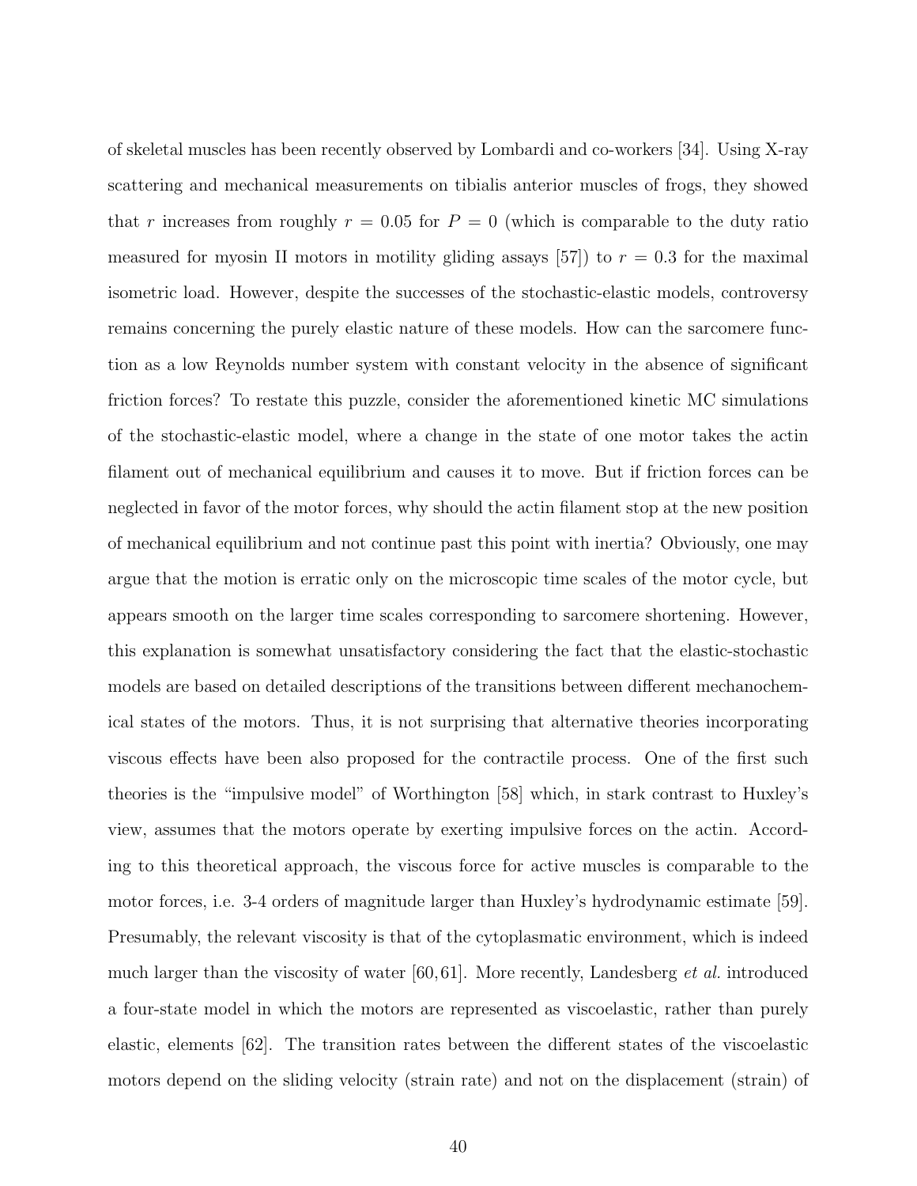of skeletal muscles has been recently observed by Lombardi and co-workers [34]. Using X-ray scattering and mechanical measurements on tibialis anterior muscles of frogs, they showed that $r$ increases from roughly $r = 0.05$ for $P = 0$ (which is comparable to the duty ratio measured for myosin II motors in motility gliding assays [57]) to $r = 0.3$ for the maximal isometric load. However, despite the successes of the stochastic-elastic models, controversy remains concerning the purely elastic nature of these models. How can the sarcomere function as a low Reynolds number system with constant velocity in the absence of significant friction forces? To restate this puzzle, consider the aforementioned kinetic MC simulations of the stochastic-elastic model, where a change in the state of one motor takes the actin filament out of mechanical equilibrium and causes it to move. But if friction forces can be neglected in favor of the motor forces, why should the actin filament stop at the new position of mechanical equilibrium and not continue past this point with inertia? Obviously, one may argue that the motion is erratic only on the microscopic time scales of the motor cycle, but appears smooth on the larger time scales corresponding to sarcomere shortening. However, this explanation is somewhat unsatisfactory considering the fact that the elastic-stochastic models are based on detailed descriptions of the transitions between different mechanochemical states of the motors. Thus, it is not surprising that alternative theories incorporating viscous effects have been also proposed for the contractile process. One of the first such theories is the "impulsive model" of Worthington [58] which, in stark contrast to Huxley's view, assumes that the motors operate by exerting impulsive forces on the actin. According to this theoretical approach, the viscous force for active muscles is comparable to the motor forces, i.e. 3-4 orders of magnitude larger than Huxley's hydrodynamic estimate [59]. Presumably, the relevant viscosity is that of the cytoplasmatic environment, which is indeed much larger than the viscosity of water [60,61]. More recently, Landesberg *et al.* introduced a four-state model in which the motors are represented as viscoelastic, rather than purely elastic, elements [62]. The transition rates between the different states of the viscoelastic motors depend on the sliding velocity (strain rate) and not on the displacement (strain) of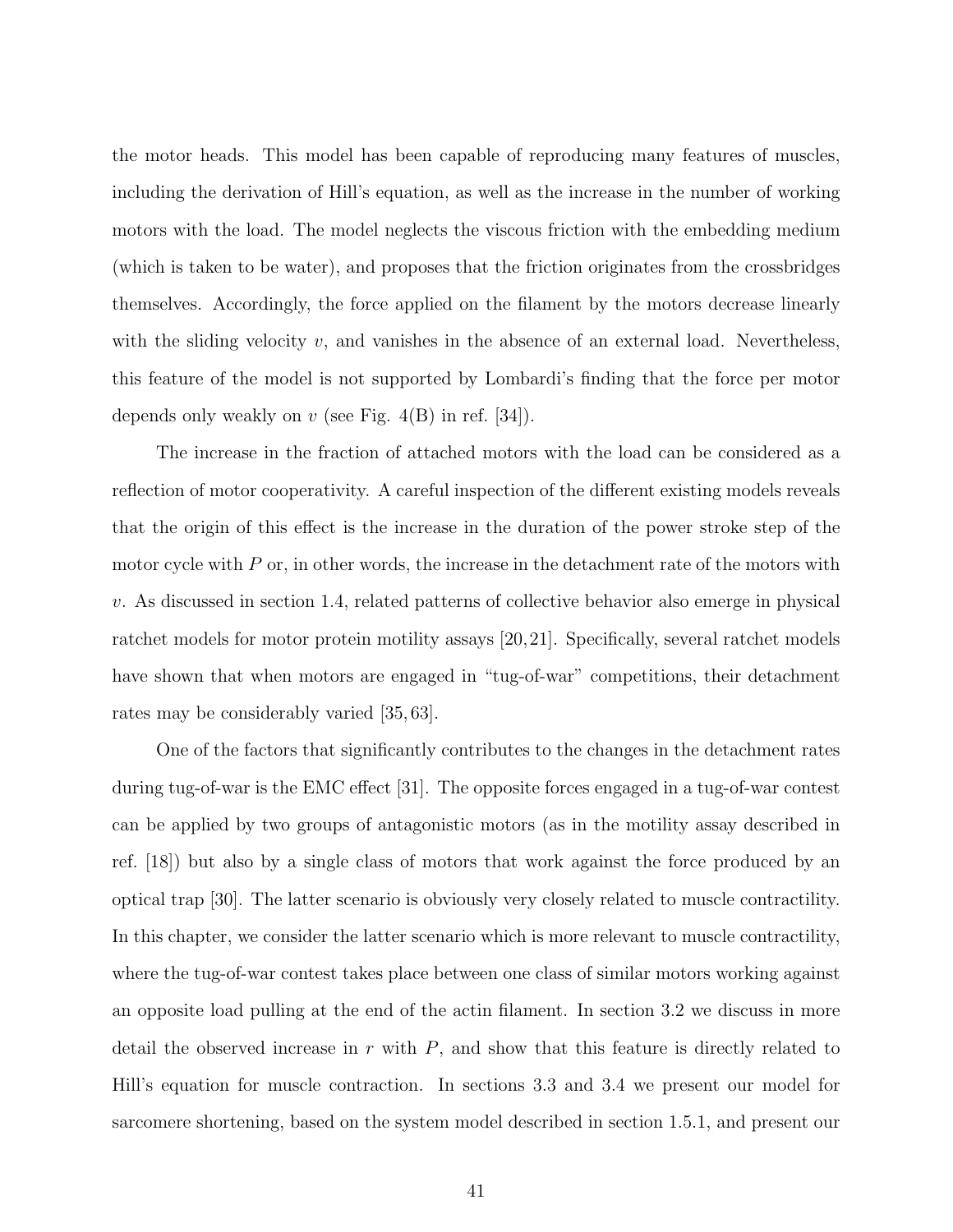the motor heads. This model has been capable of reproducing many features of muscles, including the derivation of Hill's equation, as well as the increase in the number of working motors with the load. The model neglects the viscous friction with the embedding medium (which is taken to be water), and proposes that the friction originates from the crossbridges themselves. Accordingly, the force applied on the filament by the motors decrease linearly with the sliding velocity $v$, and vanishes in the absence of an external load. Nevertheless, this feature of the model is not supported by Lombardi's finding that the force per motor depends only weakly on $v$ (see Fig. 4(B) in ref. [34]).

The increase in the fraction of attached motors with the load can be considered as a reflection of motor cooperativity. A careful inspection of the different existing models reveals that the origin of this effect is the increase in the duration of the power stroke step of the motor cycle with $P$ or, in other words, the increase in the detachment rate of the motors with $v$. As discussed in section 1.4, related patterns of collective behavior also emerge in physical ratchet models for motor protein motility assays [20, 21]. Specifically, several ratchet models have shown that when motors are engaged in "tug-of-war" competitions, their detachment rates may be considerably varied [35, 63].

One of the factors that significantly contributes to the changes in the detachment rates during tug-of-war is the EMC effect [31]. The opposite forces engaged in a tug-of-war contest can be applied by two groups of antagonistic motors (as in the motility assay described in ref. [18]) but also by a single class of motors that work against the force produced by an optical trap [30]. The latter scenario is obviously very closely related to muscle contractility. In this chapter, we consider the latter scenario which is more relevant to muscle contractility, where the tug-of-war contest takes place between one class of similar motors working against an opposite load pulling at the end of the actin filament. In section 3.2 we discuss in more detail the observed increase in $r$ with $P$, and show that this feature is directly related to Hill's equation for muscle contraction. In sections 3.3 and 3.4 we present our model for sarcomere shortening, based on the system model described in section 1.5.1, and present our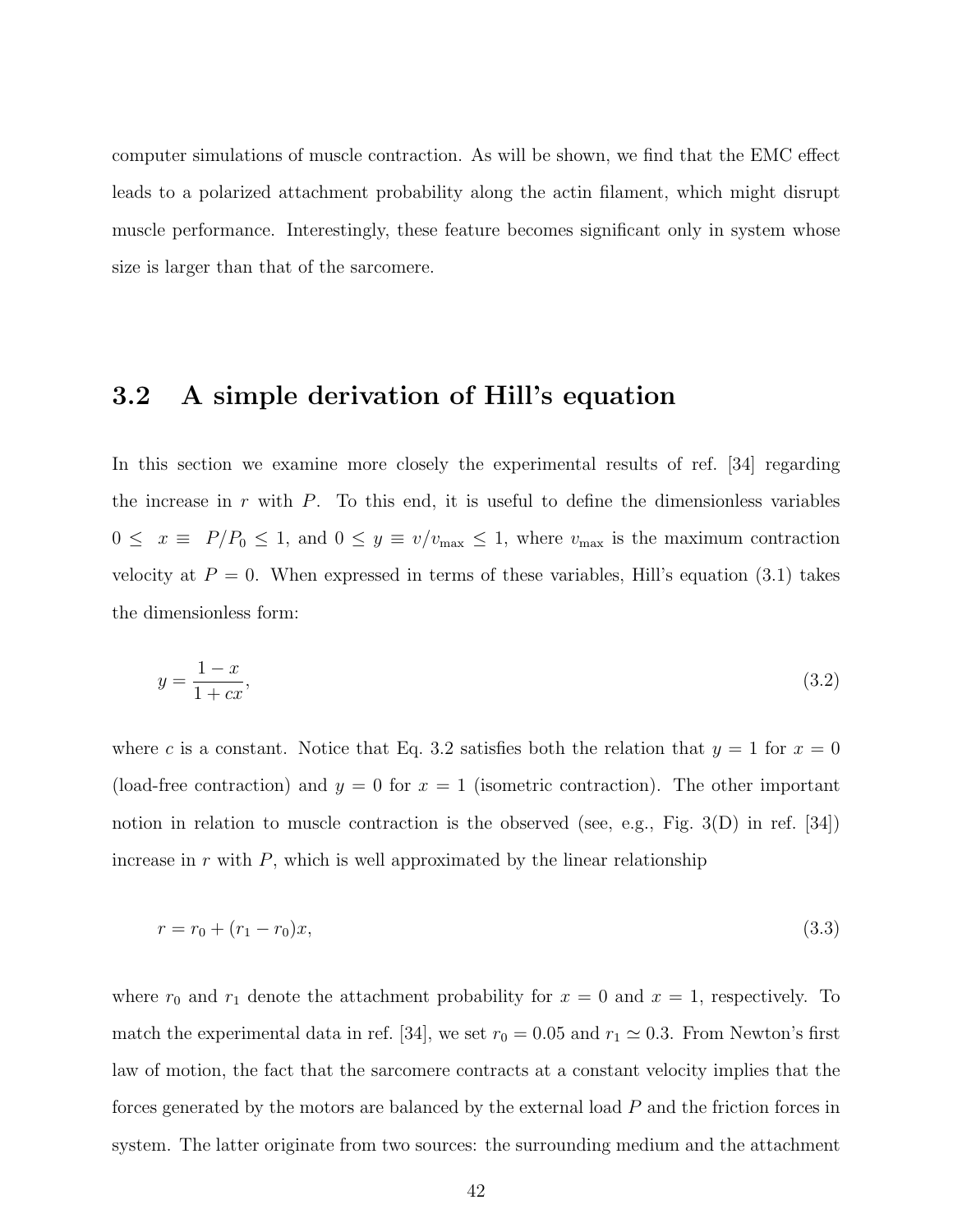computer simulations of muscle contraction. As will be shown, we find that the EMC effect leads to a polarized attachment probability along the actin filament, which might disrupt muscle performance. Interestingly, these feature becomes significant only in system whose size is larger than that of the sarcomere.

## 3.2 A simple derivation of Hill's equation

In this section we examine more closely the experimental results of ref. [34] regarding the increase in $r$ with $P$. To this end, it is useful to define the dimensionless variables $0 \leq \ x \equiv \ P/P_0 \leq 1$, and $0 \leq y \equiv v/v_{\max} \leq 1$, where $v_{\max}$ is the maximum contraction velocity at $P = 0$. When expressed in terms of these variables, Hill's equation (3.1) takes the dimensionless form:

$$y = \frac{1-x}{1+cx}, \tag{3.2}$$

where $c$ is a constant. Notice that Eq. 3.2 satisfies both the relation that $y = 1$ for $x = 0$ (load-free contraction) and $y = 0$ for $x = 1$ (isometric contraction). The other important notion in relation to muscle contraction is the observed (see, e.g., Fig. 3(D) in ref. [34]) increase in $r$ with $P$, which is well approximated by the linear relationship

$$r = r_0 + (r_1 - r_0)x, \tag{3.3}$$

where $r_0$ and $r_1$ denote the attachment probability for $x = 0$ and $x = 1$, respectively. To match the experimental data in ref. [34], we set $r_0 = 0.05$ and $r_1 \simeq 0.3$. From Newton's first law of motion, the fact that the sarcomere contracts at a constant velocity implies that the forces generated by the motors are balanced by the external load $P$ and the friction forces in system. The latter originate from two sources: the surrounding medium and the attachment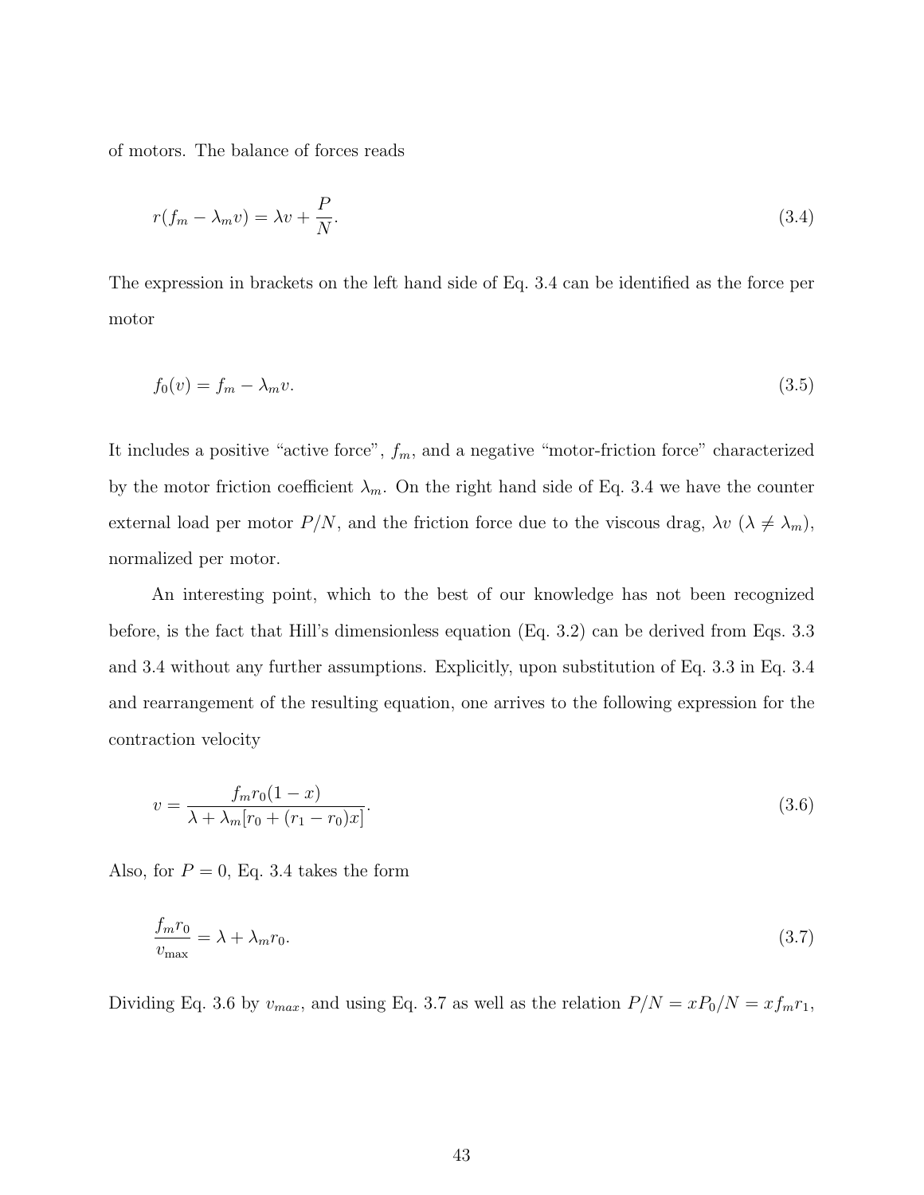of motors. The balance of forces reads

$$r(f_m - \lambda_m v) = \lambda v + \frac{P}{N}. \tag{3.4}$$

The expression in brackets on the left hand side of Eq. 3.4 can be identified as the force per motor

$$f_0(v) = f_m - \lambda_m v. \tag{3.5}$$

It includes a positive "active force", $f_m$, and a negative "motor-friction force" characterized by the motor friction coefficient $\lambda_m$. On the right hand side of Eq. 3.4 we have the counter external load per motor $P/N$, and the friction force due to the viscous drag, $\lambda v$ ($\lambda \neq \lambda_m$), normalized per motor.

An interesting point, which to the best of our knowledge has not been recognized before, is the fact that Hill's dimensionless equation (Eq. 3.2) can be derived from Eqs. 3.3 and 3.4 without any further assumptions. Explicitly, upon substitution of Eq. 3.3 in Eq. 3.4 and rearrangement of the resulting equation, one arrives to the following expression for the contraction velocity

$$v = \frac{f_m r_0 (1 - x)}{\lambda + \lambda_m [r_0 + (r_1 - r_0)x]}. \tag{3.6}$$

Also, for $P = 0$, Eq. 3.4 takes the form

$$\frac{f_m r_0}{v_{\max}} = \lambda + \lambda_m r_0. \tag{3.7}$$

Dividing Eq. 3.6 by $v_{max}$, and using Eq. 3.7 as well as the relation $P/N = xP_0/N = x f_m r_1$,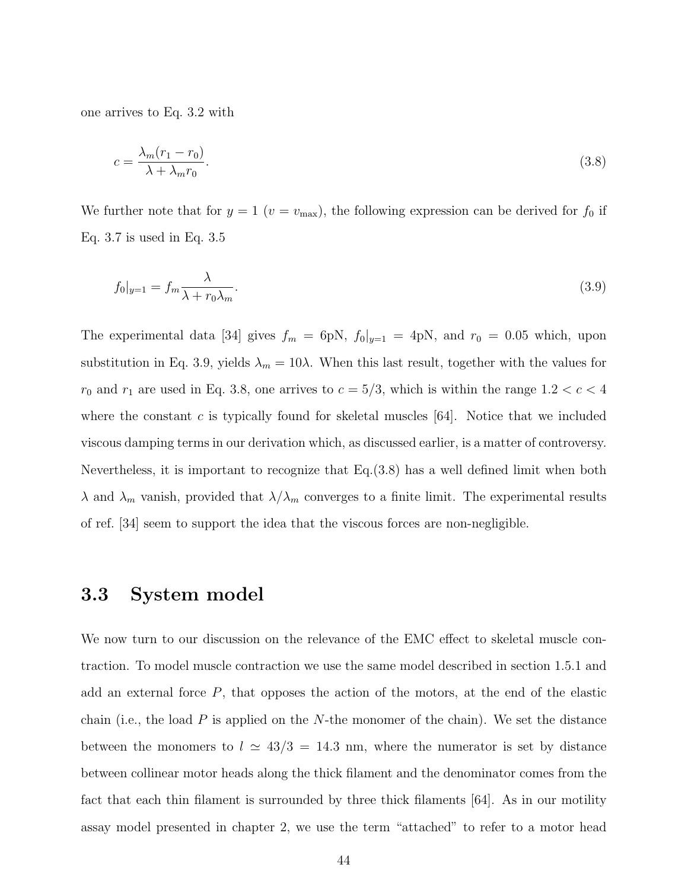one arrives to Eq. 3.2 with

$$c = \frac{\lambda_m (r_1 - r_0)}{\lambda + \lambda_m r_0}. \tag{3.8}$$

We further note that for $y = 1$ ($v = v_{\max}$), the following expression can be derived for $f_0$ if Eq. 3.7 is used in Eq. 3.5

$$f_0|_{y=1} = f_m \frac{\lambda}{\lambda + r_0 \lambda_m}. \tag{3.9}$$

The experimental data [34] gives $f_m = 6$pN, $f_0|_{y=1} = 4$pN, and $r_0 = 0.05$ which, upon substitution in Eq. 3.9, yields $\lambda_m = 10\lambda$. When this last result, together with the values for $r_0$ and $r_1$ are used in Eq. 3.8, one arrives to $c = 5/3$, which is within the range $1.2 < c < 4$ where the constant $c$ is typically found for skeletal muscles [64]. Notice that we included viscous damping terms in our derivation which, as discussed earlier, is a matter of controversy. Nevertheless, it is important to recognize that Eq.(3.8) has a well defined limit when both $\lambda$ and $\lambda_m$ vanish, provided that $\lambda/\lambda_m$ converges to a finite limit. The experimental results of ref. [34] seem to support the idea that the viscous forces are non-negligible.

## 3.3 System model

We now turn to our discussion on the relevance of the EMC effect to skeletal muscle contraction. To model muscle contraction we use the same model described in section 1.5.1 and add an external force $P$, that opposes the action of the motors, at the end of the elastic chain (i.e., the load $P$ is applied on the $N$-the monomer of the chain). We set the distance between the monomers to $l \simeq 43/3 = 14.3$ nm, where the numerator is set by distance between collinear motor heads along the thick filament and the denominator comes from the fact that each thin filament is surrounded by three thick filaments [64]. As in our motility assay model presented in chapter 2, we use the term "attached" to refer to a motor head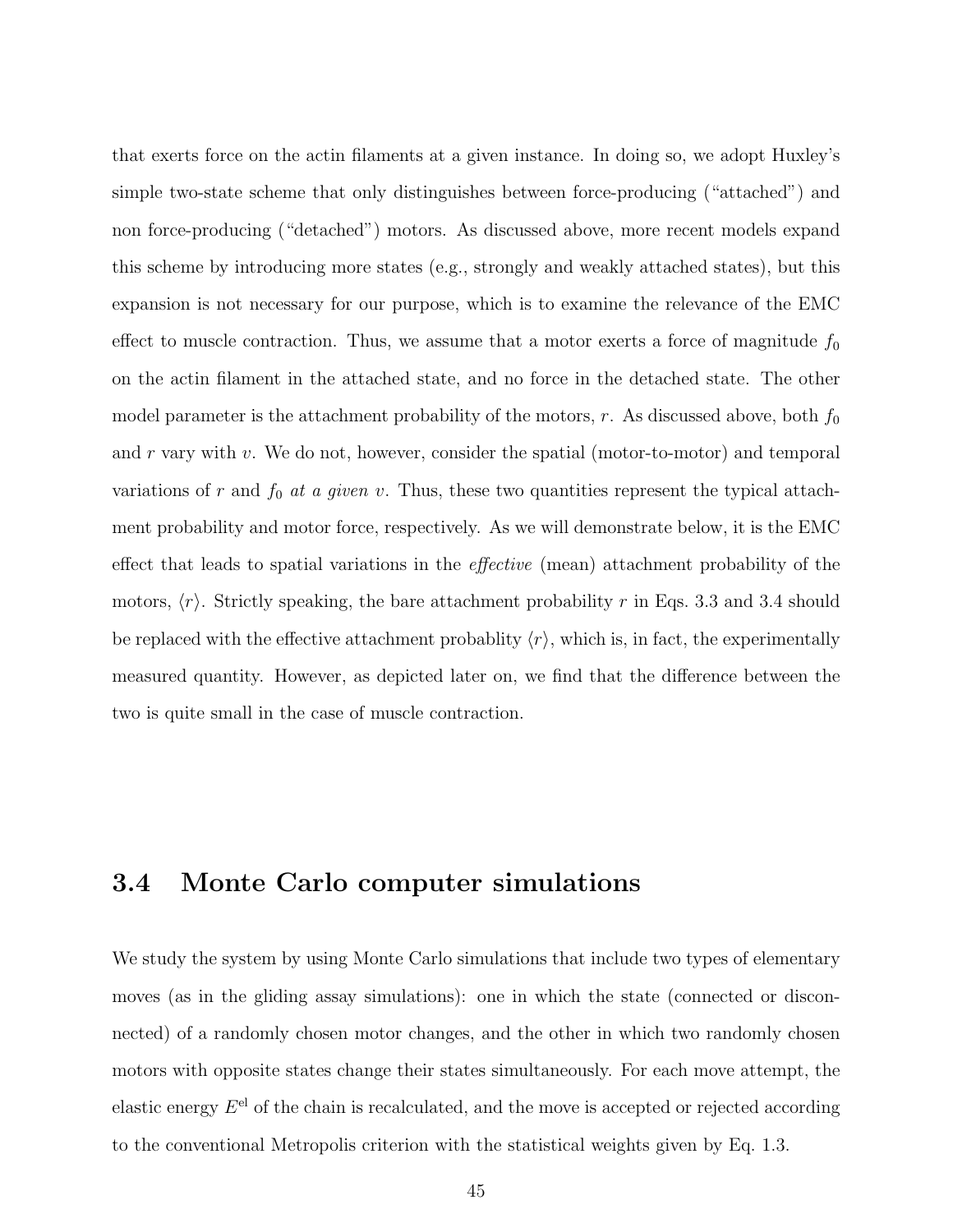that exerts force on the actin filaments at a given instance. In doing so, we adopt Huxley's simple two-state scheme that only distinguishes between force-producing ("attached") and non force-producing ("detached") motors. As discussed above, more recent models expand this scheme by introducing more states (e.g., strongly and weakly attached states), but this expansion is not necessary for our purpose, which is to examine the relevance of the EMC effect to muscle contraction. Thus, we assume that a motor exerts a force of magnitude $f_0$ on the actin filament in the attached state, and no force in the detached state. The other model parameter is the attachment probability of the motors, $r$. As discussed above, both $f_0$ and $r$ vary with $v$. We do not, however, consider the spatial (motor-to-motor) and temporal variations of $r$ and $f_0$ *at a given* $v$. Thus, these two quantities represent the typical attachment probability and motor force, respectively. As we will demonstrate below, it is the EMC effect that leads to spatial variations in the *effective* (mean) attachment probability of the motors, $\langle r \rangle$. Strictly speaking, the bare attachment probability $r$ in Eqs. 3.3 and 3.4 should be replaced with the effective attachment probablity $\langle r \rangle$, which is, in fact, the experimentally measured quantity. However, as depicted later on, we find that the difference between the two is quite small in the case of muscle contraction.

## 3.4 Monte Carlo computer simulations

We study the system by using Monte Carlo simulations that include two types of elementary moves (as in the gliding assay simulations): one in which the state (connected or disconnected) of a randomly chosen motor changes, and the other in which two randomly chosen motors with opposite states change their states simultaneously. For each move attempt, the elastic energy $E^{\text{el}}$ of the chain is recalculated, and the move is accepted or rejected according to the conventional Metropolis criterion with the statistical weights given by Eq. 1.3.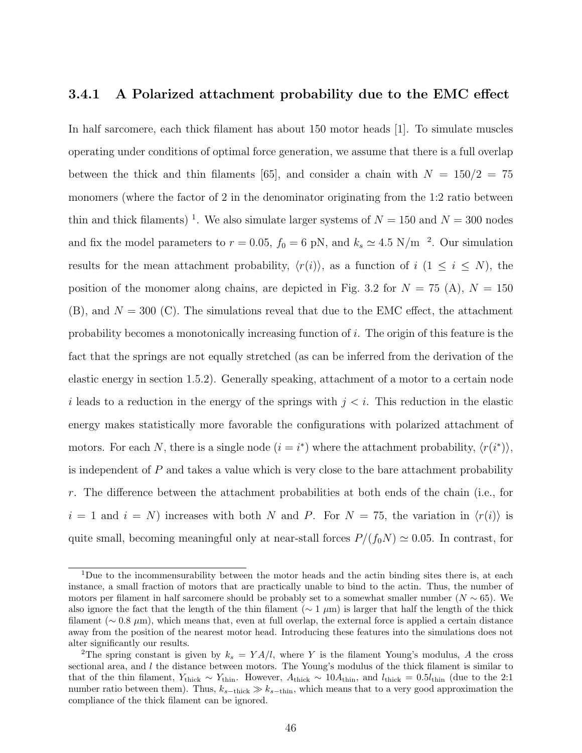### 3.4.1 A Polarized attachment probability due to the EMC effect

In half sarcomere, each thick filament has about 150 motor heads [1]. To simulate muscles operating under conditions of optimal force generation, we assume that there is a full overlap between the thick and thin filaments [65], and consider a chain with $N = 150/2 = 75$ monomers (where the factor of 2 in the denominator originating from the 1:2 ratio between thin and thick filaments) [1]. We also simulate larger systems of $N = 150$ and $N = 300$ nodes and fix the model parameters to $r = 0.05$, $f_0 = 6$ pN, and $k_s \simeq 4.5$ N/m [2]. Our simulation results for the mean attachment probability, $\langle r(i) \rangle$, as a function of $i$ ($1 \leq i \leq N$), the position of the monomer along chains, are depicted in Fig. 3.2 for $N = 75$ (A), $N = 150$ (B), and $N = 300$ (C). The simulations reveal that due to the EMC effect, the attachment probability becomes a monotonically increasing function of $i$. The origin of this feature is the fact that the springs are not equally stretched (as can be inferred from the derivation of the elastic energy in section 1.5.2). Generally speaking, attachment of a motor to a certain node $i$ leads to a reduction in the energy of the springs with $j < i$. This reduction in the elastic energy makes statistically more favorable the configurations with polarized attachment of motors. For each $N$, there is a single node ($i = i^*$) where the attachment probability, $\langle r(i^*) \rangle$, is independent of $P$ and takes a value which is very close to the bare attachment probability $r$. The difference between the attachment probabilities at both ends of the chain (i.e., for $i = 1$ and $i = N$) increases with both $N$ and $P$. For $N = 75$, the variation in $\langle r(i) \rangle$ is quite small, becoming meaningful only at near-stall forces $P/(f_0 N) \simeq 0.05$. In contrast, for

---

[1] Due to the incommensurability between the motor heads and the actin binding sites there is, at each instance, a small fraction of motors that are practically unable to bind to the actin. Thus, the number of motors per filament in half sarcomere should be probably set to a somewhat smaller number ($N \sim 65$). We also ignore the fact that the length of the thin filament ($\sim 1$ $\mu$m) is larger that half the length of the thick filament ($\sim 0.8$ $\mu$m), which means that, even at full overlap, the external force is applied a certain distance away from the position of the nearest motor head. Introducing these features into the simulations does not alter significantly our results.

[2] The spring constant is given by $k_s = YA/l$, where $Y$ is the filament Young's modulus, $A$ the cross sectional area, and $l$ the distance between motors. The Young's modulus of the thick filament is similar to that of the thin filament, $Y_{\text{thick}} \sim Y_{\text{thin}}$. However, $A_{\text{thick}} \sim 10A_{\text{thin}}$, and $l_{\text{thick}} = 0.5 l_{\text{thin}}$ (due to the 2:1 number ratio between them). Thus, $k_{s-\text{thick}} \gg k_{s-\text{thin}}$, which means that to a very good approximation the compliance of the thick filament can be ignored.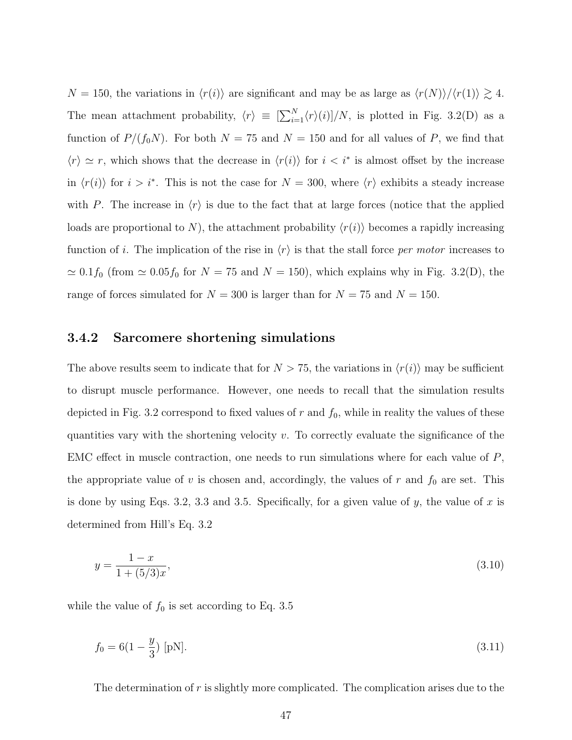$N = 150$, the variations in $\langle r(i) \rangle$ are significant and may be as large as $\langle r(N) \rangle / \langle r(1) \rangle \gtrsim 4$. The mean attachment probability, $\langle r \rangle \equiv [\sum_{i=1}^{N} \langle r \rangle(i)]/N$, is plotted in Fig. 3.2(D) as a function of $P/(f_0 N)$. For both $N = 75$ and $N = 150$ and for all values of $P$, we find that $\langle r \rangle \simeq r$, which shows that the decrease in $\langle r(i) \rangle$ for $i < i^*$ is almost offset by the increase in $\langle r(i) \rangle$ for $i > i^*$. This is not the case for $N = 300$, where $\langle r \rangle$ exhibits a steady increase with $P$. The increase in $\langle r \rangle$ is due to the fact that at large forces (notice that the applied loads are proportional to $N$), the attachment probability $\langle r(i) \rangle$ becomes a rapidly increasing function of $i$. The implication of the rise in $\langle r \rangle$ is that the stall force *per motor* increases to $\simeq 0.1 f_0$ (from $\simeq 0.05 f_0$ for $N = 75$ and $N = 150$), which explains why in Fig. 3.2(D), the range of forces simulated for $N = 300$ is larger than for $N = 75$ and $N = 150$.

### 3.4.2 Sarcomere shortening simulations

The above results seem to indicate that for $N > 75$, the variations in $\langle r(i) \rangle$ may be sufficient to disrupt muscle performance. However, one needs to recall that the simulation results depicted in Fig. 3.2 correspond to fixed values of $r$ and $f_0$, while in reality the values of these quantities vary with the shortening velocity $v$. To correctly evaluate the significance of the EMC effect in muscle contraction, one needs to run simulations where for each value of $P$, the appropriate value of $v$ is chosen and, accordingly, the values of $r$ and $f_0$ are set. This is done by using Eqs. 3.2, 3.3 and 3.5. Specifically, for a given value of $y$, the value of $x$ is determined from Hill's Eq. 3.2

$$y = \frac{1 - x}{1 + (5/3)x}, \tag{3.10}$$

while the value of $f_0$ is set according to Eq. 3.5

$$f_0 = 6(1 - \frac{y}{3}) \text{ [pN]}. \tag{3.11}$$

The determination of $r$ is slightly more complicated. The complication arises due to the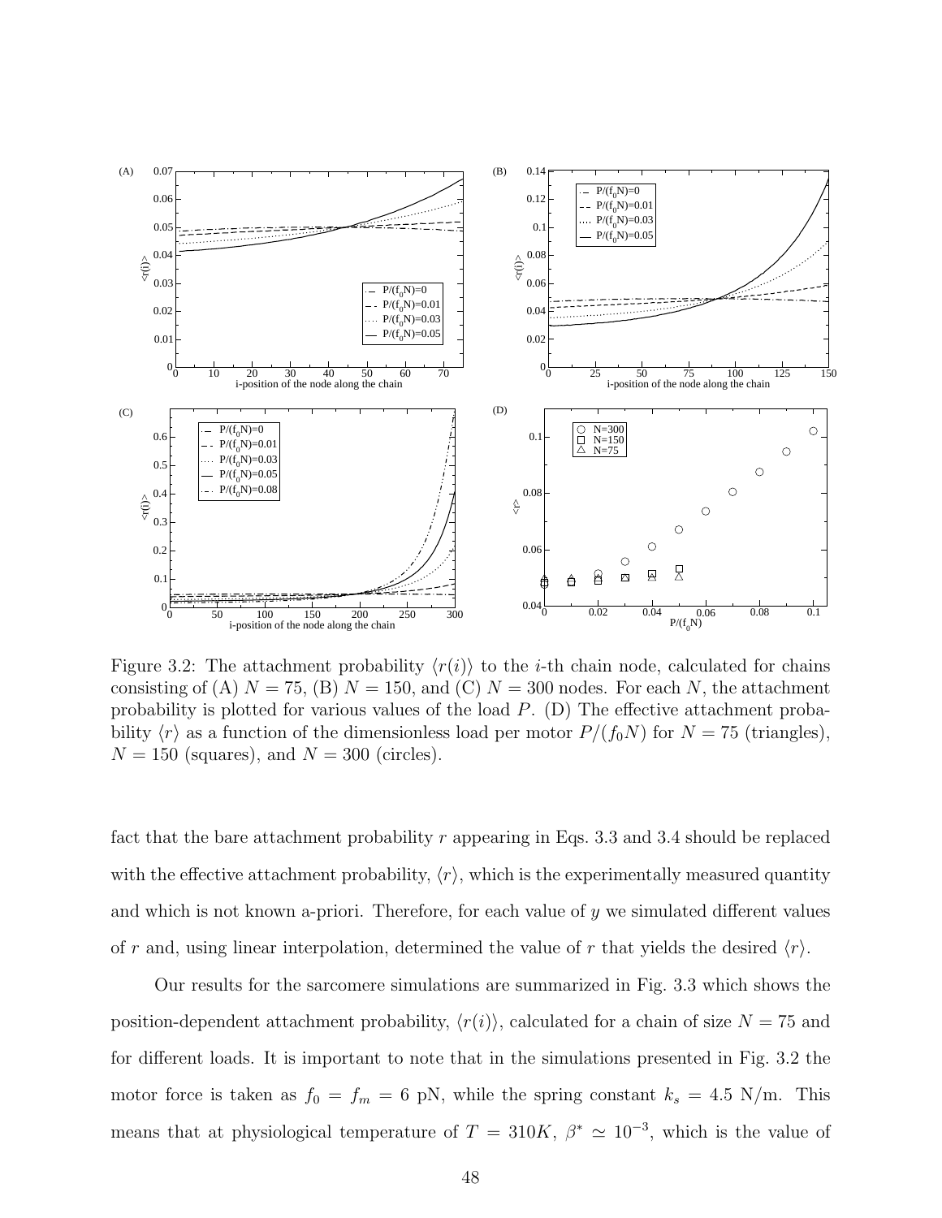(A)

0.07
0.06
0.05
0.04
0.03
0.02
0.01
0

<r(i)>

0 10 20 30 40 50 60 70

i-position of the node along the chain

P/(f$_0$N)=0
P/(f$_0$N)=0.01
P/(f$_0$N)=0.03
P/(f$_0$N)=0.05

(B)

0.14
0.12
0.1
0.08
0.06
0.04
0.02
0

<r(i)>

0 25 50 75 100 125 150

i-position of the node along the chain

P/(f$_0$N)=0
P/(f$_0$N)=0.01
P/(f$_0$N)=0.03
P/(f$_0$N)=0.05

(C)

0.6
0.5
0.4
0.3
0.2
0.1
0

<r(i)>

0 50 100 150 200 250 300

i-position of the node along the chain

P/(f$_0$N)=0
P/(f$_0$N)=0.01
P/(f$_0$N)=0.03
P/(f$_0$N)=0.05
P/(f$_0$N)=0.08

(D)

0.1
0.08
0.06
0.04

<r>

0 0.02 0.04 0.06 0.08 0.1

P/(f$_0$N)

N=300
N=150
N=75

Figure 3.2: The attachment probability $\langle r(i)\rangle$ to the $i$-th chain node, calculated for chains consisting of (A) $N = 75$, (B) $N = 150$, and (C) $N = 300$ nodes. For each $N$, the attachment probability is plotted for various values of the load $P$. (D) The effective attachment probability $\langle r\rangle$ as a function of the dimensionless load per motor $P/(f_0N)$ for $N = 75$ (triangles), $N = 150$ (squares), and $N = 300$ (circles).

fact that the bare attachment probability $r$ appearing in Eqs. 3.3 and 3.4 should be replaced with the effective attachment probability, $\langle r\rangle$, which is the experimentally measured quantity and which is not known a-priori. Therefore, for each value of $y$ we simulated different values of $r$ and, using linear interpolation, determined the value of $r$ that yields the desired $\langle r\rangle$.

Our results for the sarcomere simulations are summarized in Fig. 3.3 which shows the position-dependent attachment probability, $\langle r(i)\rangle$, calculated for a chain of size $N = 75$ and for different loads. It is important to note that in the simulations presented in Fig. 3.2 the motor force is taken as $f_0 = f_m = 6$ pN, while the spring constant $k_s = 4.5$ N/m. This means that at physiological temperature of $T = 310K$, $\beta^* \simeq 10^{-3}$, which is the value of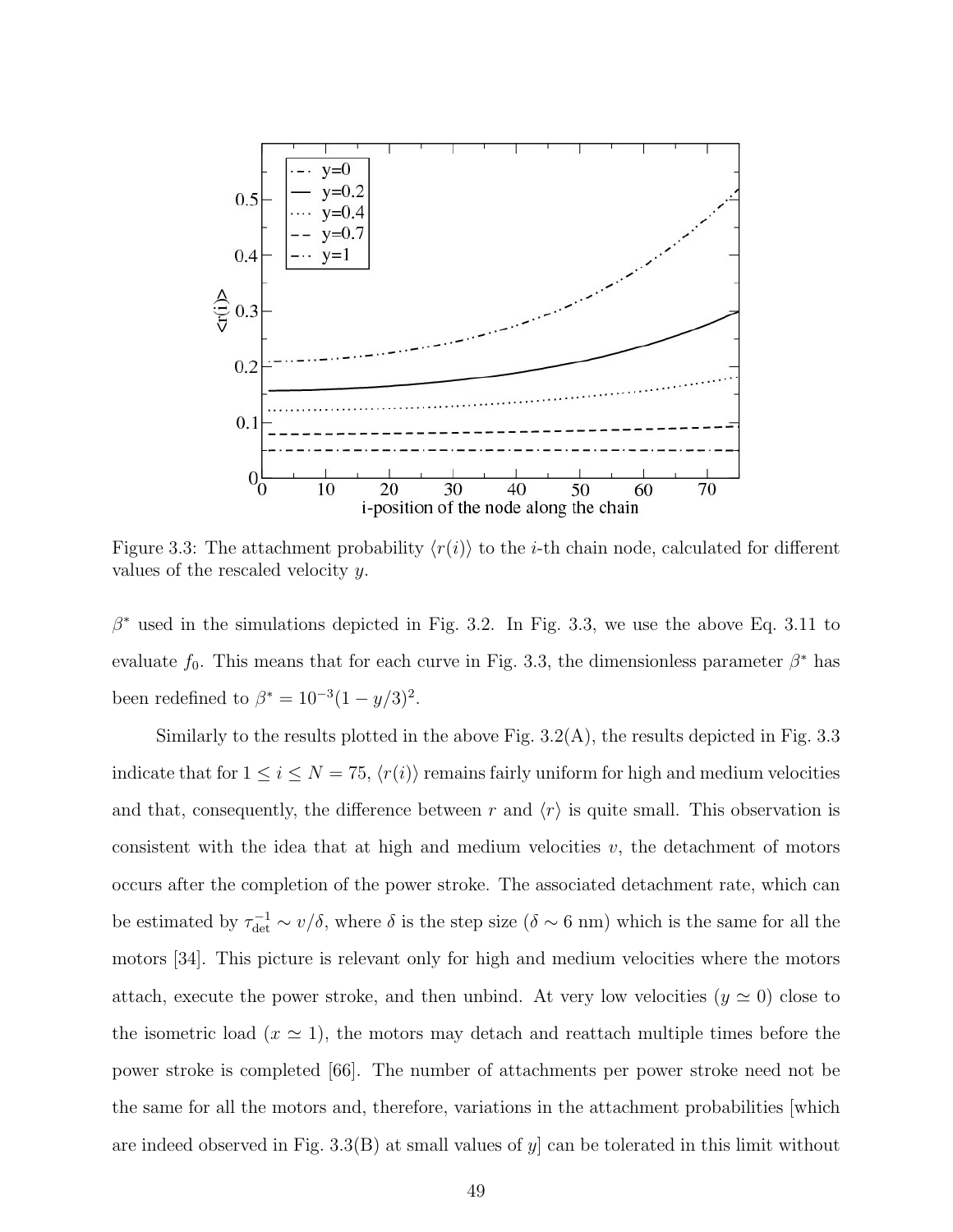<r(i)>

0.5

0.4

0.3

0.2

0.1

0

0

10

20

30

40

50

60

70

i-position of the node along the chain

y=0

y=0.2

y=0.4

y=0.7

y=1

Figure 3.3: The attachment probability $\langle r(i) \rangle$ to the $i$-th chain node, calculated for different values of the rescaled velocity $y$.

$\beta^*$ used in the simulations depicted in Fig. 3.2. In Fig. 3.3, we use the above Eq. 3.11 to evaluate $f_0$. This means that for each curve in Fig. 3.3, the dimensionless parameter $\beta^*$ has been redefined to $\beta^* = 10^{-3}(1 - y/3)^2$.

Similarly to the results plotted in the above Fig. 3.2(A), the results depicted in Fig. 3.3 indicate that for $1 \leq i \leq N = 75$, $\langle r(i) \rangle$ remains fairly uniform for high and medium velocities and that, consequently, the difference between $r$ and $\langle r \rangle$ is quite small. This observation is consistent with the idea that at high and medium velocities $v$, the detachment of motors occurs after the completion of the power stroke. The associated detachment rate, which can be estimated by $\tau_{\rm det}^{-1} \sim v/\delta$, where $\delta$ is the step size ($\delta \sim 6$ nm) which is the same for all the motors [34]. This picture is relevant only for high and medium velocities where the motors attach, execute the power stroke, and then unbind. At very low velocities ($y \simeq 0$) close to the isometric load ($x \simeq 1$), the motors may detach and reattach multiple times before the power stroke is completed [66]. The number of attachments per power stroke need not be the same for all the motors and, therefore, variations in the attachment probabilities [which are indeed observed in Fig. 3.3(B) at small values of $y$] can be tolerated in this limit without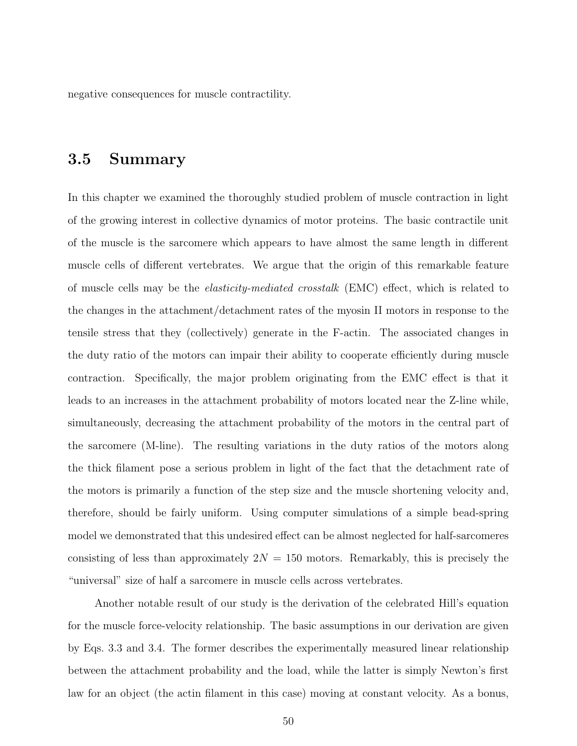negative consequences for muscle contractility.

## 3.5 Summary

In this chapter we examined the thoroughly studied problem of muscle contraction in light of the growing interest in collective dynamics of motor proteins. The basic contractile unit of the muscle is the sarcomere which appears to have almost the same length in different muscle cells of different vertebrates. We argue that the origin of this remarkable feature of muscle cells may be the *elasticity-mediated crosstalk* (EMC) effect, which is related to the changes in the attachment/detachment rates of the myosin II motors in response to the tensile stress that they (collectively) generate in the F-actin. The associated changes in the duty ratio of the motors can impair their ability to cooperate efficiently during muscle contraction. Specifically, the major problem originating from the EMC effect is that it leads to an increases in the attachment probability of motors located near the Z-line while, simultaneously, decreasing the attachment probability of the motors in the central part of the sarcomere (M-line). The resulting variations in the duty ratios of the motors along the thick filament pose a serious problem in light of the fact that the detachment rate of the motors is primarily a function of the step size and the muscle shortening velocity and, therefore, should be fairly uniform. Using computer simulations of a simple bead-spring model we demonstrated that this undesired effect can be almost neglected for half-sarcomeres consisting of less than approximately $2N = 150$ motors. Remarkably, this is precisely the "universal" size of half a sarcomere in muscle cells across vertebrates.

Another notable result of our study is the derivation of the celebrated Hill's equation for the muscle force-velocity relationship. The basic assumptions in our derivation are given by Eqs. 3.3 and 3.4. The former describes the experimentally measured linear relationship between the attachment probability and the load, while the latter is simply Newton's first law for an object (the actin filament in this case) moving at constant velocity. As a bonus,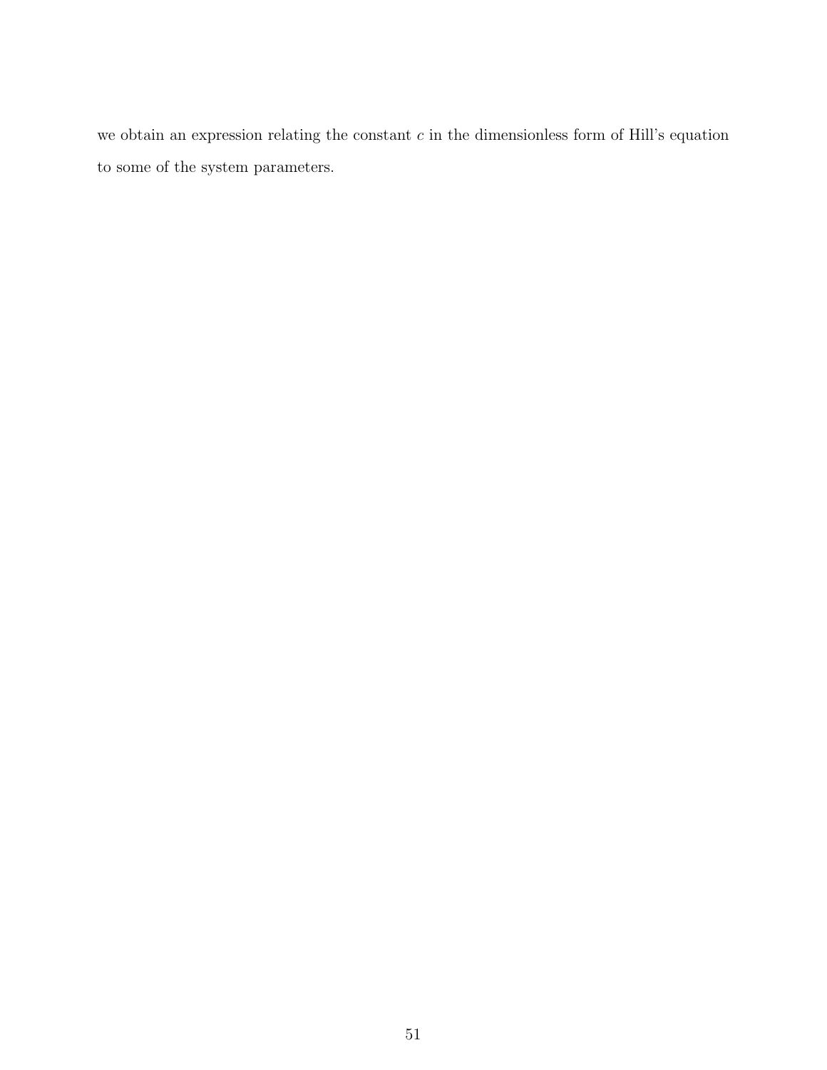we obtain an expression relating the constant $c$ in the dimensionless form of Hill's equation to some of the system parameters.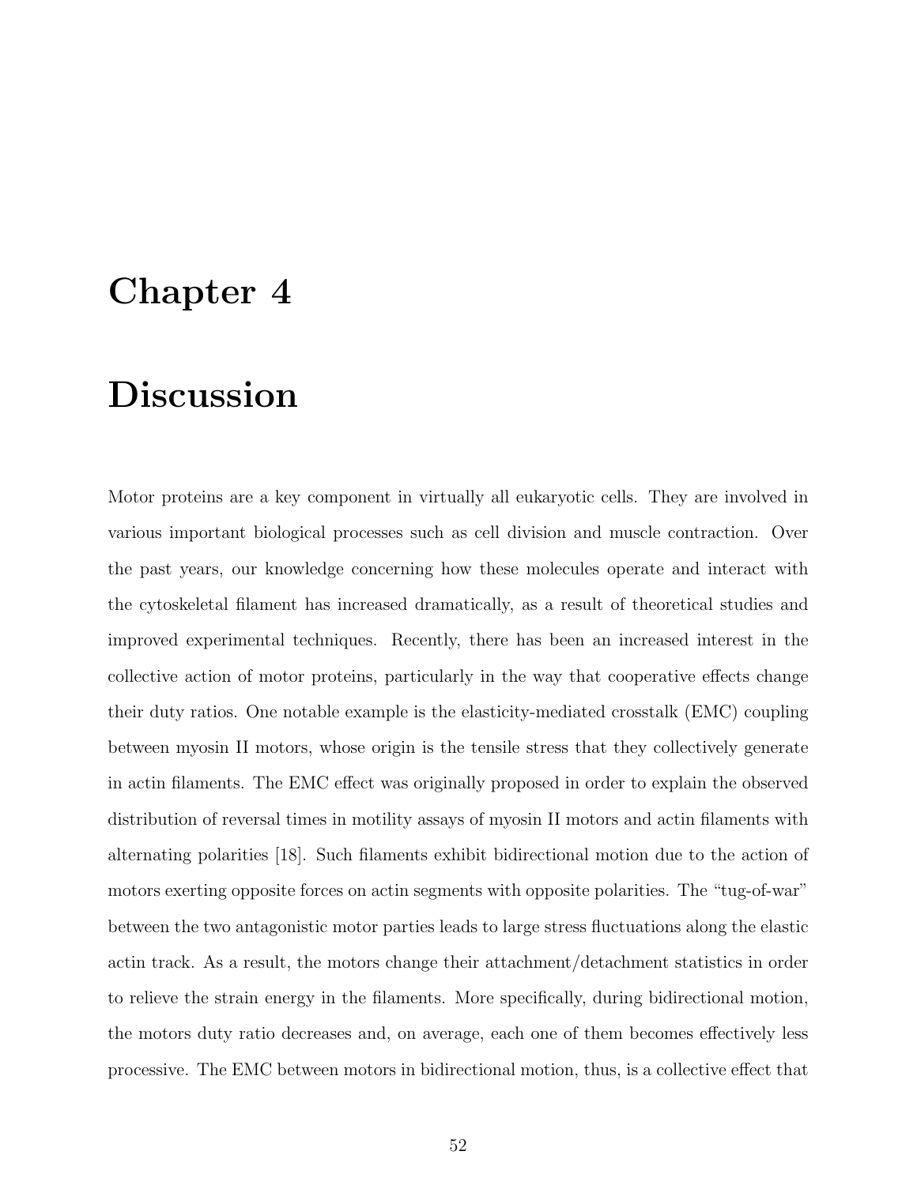# Chapter 4

# Discussion

Motor proteins are a key component in virtually all eukaryotic cells. They are involved in various important biological processes such as cell division and muscle contraction. Over the past years, our knowledge concerning how these molecules operate and interact with the cytoskeletal filament has increased dramatically, as a result of theoretical studies and improved experimental techniques. Recently, there has been an increased interest in the collective action of motor proteins, particularly in the way that cooperative effects change their duty ratios. One notable example is the elasticity-mediated crosstalk (EMC) coupling between myosin II motors, whose origin is the tensile stress that they collectively generate in actin filaments. The EMC effect was originally proposed in order to explain the observed distribution of reversal times in motility assays of myosin II motors and actin filaments with alternating polarities [18]. Such filaments exhibit bidirectional motion due to the action of motors exerting opposite forces on actin segments with opposite polarities. The "tug-of-war" between the two antagonistic motor parties leads to large stress fluctuations along the elastic actin track. As a result, the motors change their attachment/detachment statistics in order to relieve the strain energy in the filaments. More specifically, during bidirectional motion, the motors duty ratio decreases and, on average, each one of them becomes effectively less processive. The EMC between motors in bidirectional motion, thus, is a collective effect that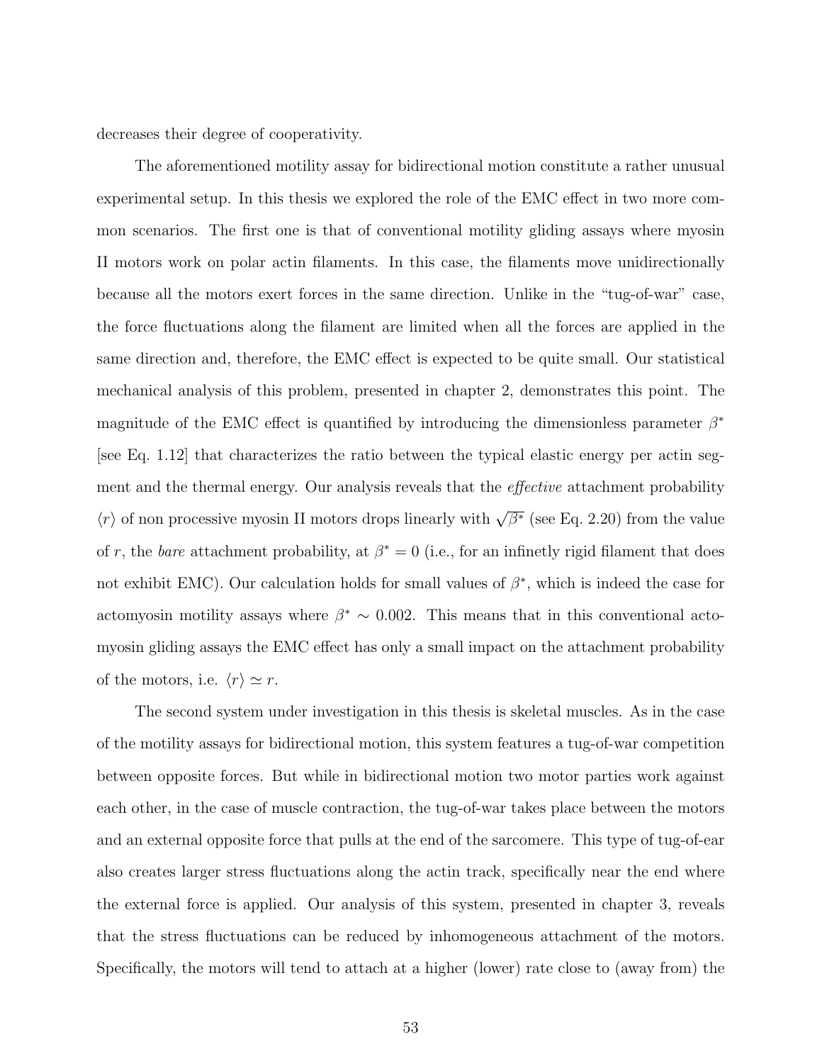decreases their degree of cooperativity.

The aforementioned motility assay for bidirectional motion constitute a rather unusual experimental setup. In this thesis we explored the role of the EMC effect in two more common scenarios. The first one is that of conventional motility gliding assays where myosin II motors work on polar actin filaments. In this case, the filaments move unidirectionally because all the motors exert forces in the same direction. Unlike in the "tug-of-war" case, the force fluctuations along the filament are limited when all the forces are applied in the same direction and, therefore, the EMC effect is expected to be quite small. Our statistical mechanical analysis of this problem, presented in chapter 2, demonstrates this point. The magnitude of the EMC effect is quantified by introducing the dimensionless parameter $\beta^*$ [see Eq. 1.12] that characterizes the ratio between the typical elastic energy per actin segment and the thermal energy. Our analysis reveals that the *effective* attachment probability $\langle r \rangle$ of non processive myosin II motors drops linearly with $\sqrt{\beta^*}$ (see Eq. 2.20) from the value of $r$, the *bare* attachment probability, at $\beta^* = 0$ (i.e., for an infinetly rigid filament that does not exhibit EMC). Our calculation holds for small values of $\beta^*$, which is indeed the case for actomyosin motility assays where $\beta^* \sim 0.002$. This means that in this conventional actomyosin gliding assays the EMC effect has only a small impact on the attachment probability of the motors, i.e. $\langle r \rangle \simeq r$.

The second system under investigation in this thesis is skeletal muscles. As in the case of the motility assays for bidirectional motion, this system features a tug-of-war competition between opposite forces. But while in bidirectional motion two motor parties work against each other, in the case of muscle contraction, the tug-of-war takes place between the motors and an external opposite force that pulls at the end of the sarcomere. This type of tug-of-ear also creates larger stress fluctuations along the actin track, specifically near the end where the external force is applied. Our analysis of this system, presented in chapter 3, reveals that the stress fluctuations can be reduced by inhomogeneous attachment of the motors. Specifically, the motors will tend to attach at a higher (lower) rate close to (away from) the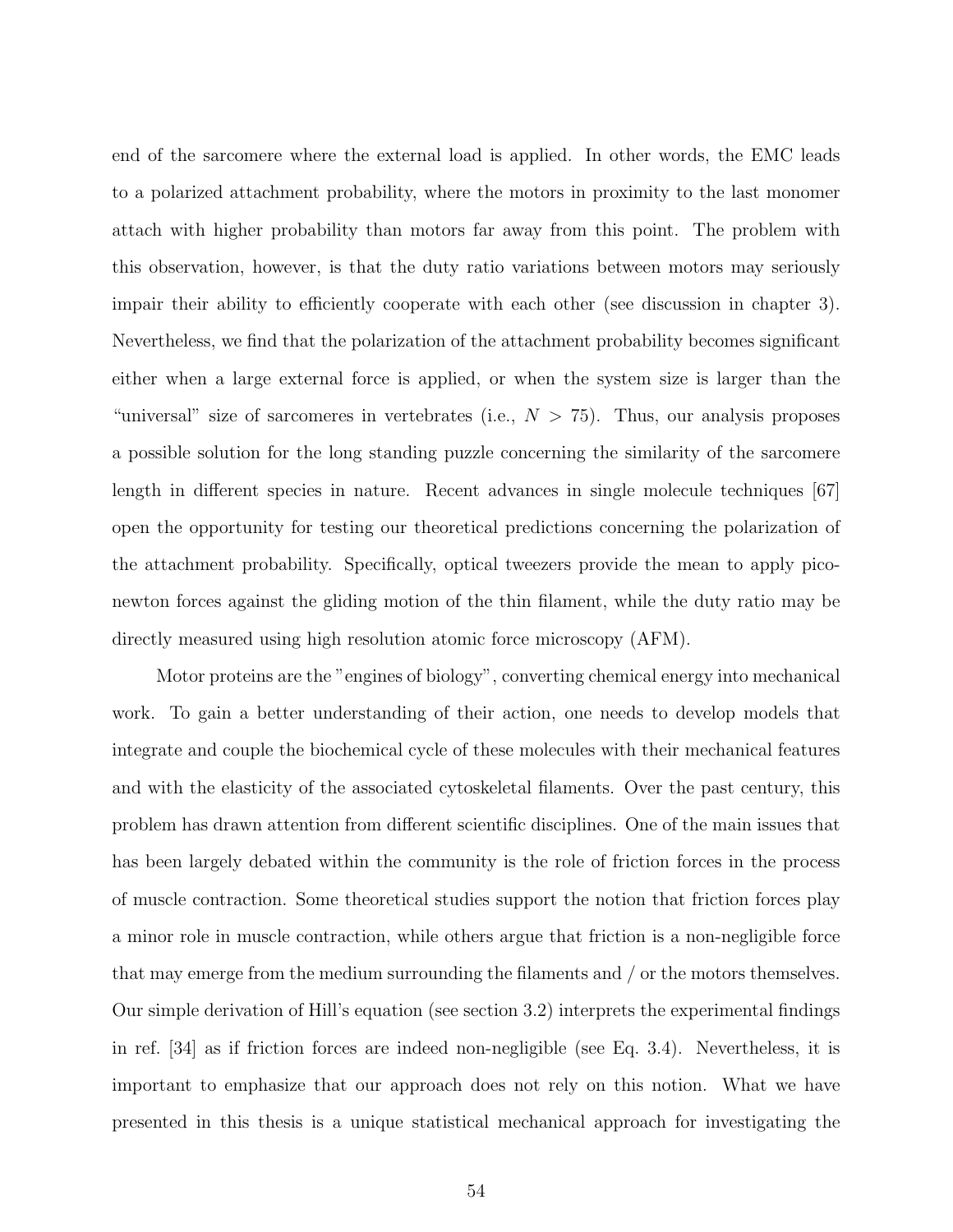end of the sarcomere where the external load is applied. In other words, the EMC leads to a polarized attachment probability, where the motors in proximity to the last monomer attach with higher probability than motors far away from this point. The problem with this observation, however, is that the duty ratio variations between motors may seriously impair their ability to efficiently cooperate with each other (see discussion in chapter 3). Nevertheless, we find that the polarization of the attachment probability becomes significant either when a large external force is applied, or when the system size is larger than the "universal" size of sarcomeres in vertebrates (i.e., $N > 75$). Thus, our analysis proposes a possible solution for the long standing puzzle concerning the similarity of the sarcomere length in different species in nature. Recent advances in single molecule techniques [67] open the opportunity for testing our theoretical predictions concerning the polarization of the attachment probability. Specifically, optical tweezers provide the mean to apply pico-newton forces against the gliding motion of the thin filament, while the duty ratio may be directly measured using high resolution atomic force microscopy (AFM).

Motor proteins are the "engines of biology", converting chemical energy into mechanical work. To gain a better understanding of their action, one needs to develop models that integrate and couple the biochemical cycle of these molecules with their mechanical features and with the elasticity of the associated cytoskeletal filaments. Over the past century, this problem has drawn attention from different scientific disciplines. One of the main issues that has been largely debated within the community is the role of friction forces in the process of muscle contraction. Some theoretical studies support the notion that friction forces play a minor role in muscle contraction, while others argue that friction is a non-negligible force that may emerge from the medium surrounding the filaments and / or the motors themselves. Our simple derivation of Hill's equation (see section 3.2) interprets the experimental findings in ref. [34] as if friction forces are indeed non-negligible (see Eq. 3.4). Nevertheless, it is important to emphasize that our approach does not rely on this notion. What we have presented in this thesis is a unique statistical mechanical approach for investigating the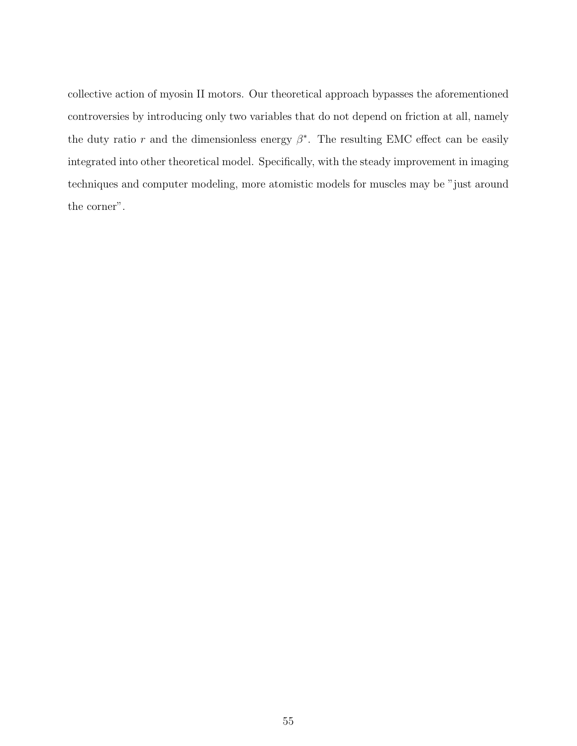collective action of myosin II motors. Our theoretical approach bypasses the aforementioned controversies by introducing only two variables that do not depend on friction at all, namely the duty ratio $r$ and the dimensionless energy $\beta^*$. The resulting EMC effect can be easily integrated into other theoretical model. Specifically, with the steady improvement in imaging techniques and computer modeling, more atomistic models for muscles may be "just around the corner".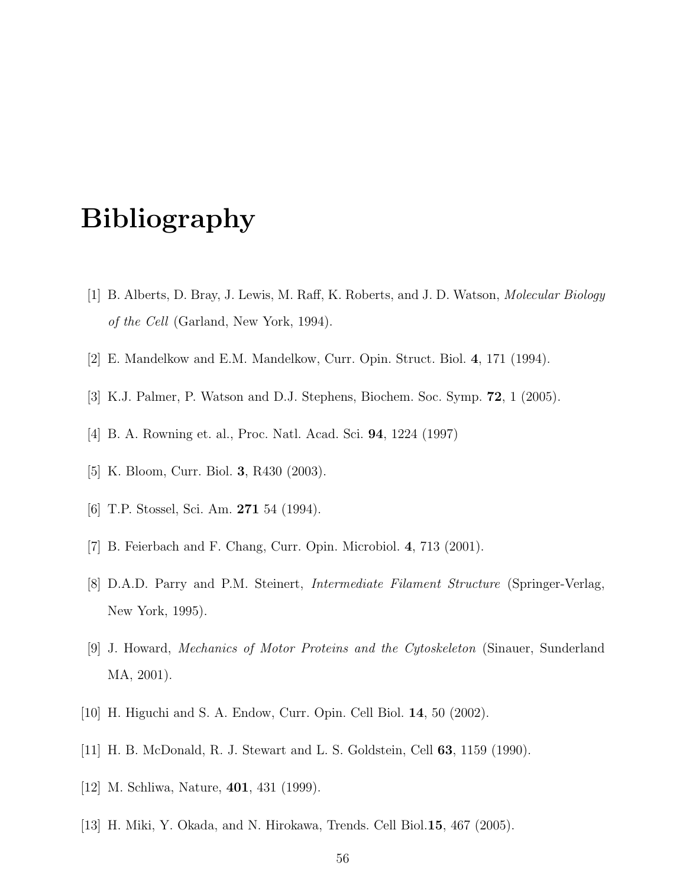# Bibliography

[1] B. Alberts, D. Bray, J. Lewis, M. Raff, K. Roberts, and J. D. Watson, *Molecular Biology of the Cell* (Garland, New York, 1994).

[2] E. Mandelkow and E.M. Mandelkow, Curr. Opin. Struct. Biol. **4**, 171 (1994).

[3] K.J. Palmer, P. Watson and D.J. Stephens, Biochem. Soc. Symp. **72**, 1 (2005).

[4] B. A. Rowning et. al., Proc. Natl. Acad. Sci. **94**, 1224 (1997)

[5] K. Bloom, Curr. Biol. **3**, R430 (2003).

[6] T.P. Stossel, Sci. Am. **271** 54 (1994).

[7] B. Feierbach and F. Chang, Curr. Opin. Microbiol. **4**, 713 (2001).

[8] D.A.D. Parry and P.M. Steinert, *Intermediate Filament Structure* (Springer-Verlag, New York, 1995).

[9] J. Howard, *Mechanics of Motor Proteins and the Cytoskeleton* (Sinauer, Sunderland MA, 2001).

[10] H. Higuchi and S. A. Endow, Curr. Opin. Cell Biol. **14**, 50 (2002).

[11] H. B. McDonald, R. J. Stewart and L. S. Goldstein, Cell **63**, 1159 (1990).

[12] M. Schliwa, Nature, **401**, 431 (1999).

[13] H. Miki, Y. Okada, and N. Hirokawa, Trends. Cell Biol.**15**, 467 (2005).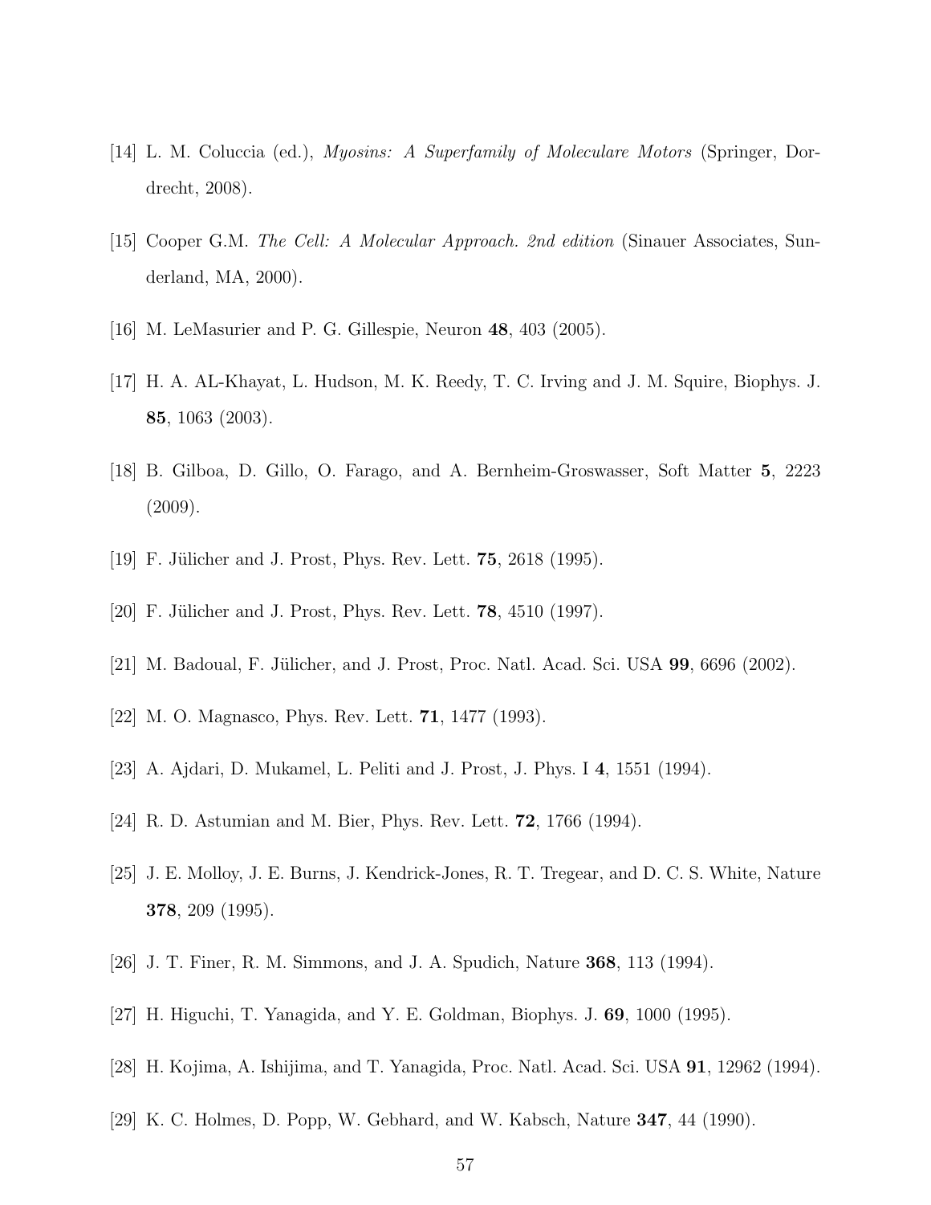[14] L. M. Coluccia (ed.), *Myosins: A Superfamily of Moleculare Motors* (Springer, Dordrecht, 2008).

[15] Cooper G.M. *The Cell: A Molecular Approach. 2nd edition* (Sinauer Associates, Sunderland, MA, 2000).

[16] M. LeMasurier and P. G. Gillespie, Neuron **48**, 403 (2005).

[17] H. A. AL-Khayat, L. Hudson, M. K. Reedy, T. C. Irving and J. M. Squire, Biophys. J. **85**, 1063 (2003).

[18] B. Gilboa, D. Gillo, O. Farago, and A. Bernheim-Groswasser, Soft Matter **5**, 2223 (2009).

[19] F. Jülicher and J. Prost, Phys. Rev. Lett. **75**, 2618 (1995).

[20] F. Jülicher and J. Prost, Phys. Rev. Lett. **78**, 4510 (1997).

[21] M. Badoual, F. Jülicher, and J. Prost, Proc. Natl. Acad. Sci. USA **99**, 6696 (2002).

[22] M. O. Magnasco, Phys. Rev. Lett. **71**, 1477 (1993).

[23] A. Ajdari, D. Mukamel, L. Peliti and J. Prost, J. Phys. I **4**, 1551 (1994).

[24] R. D. Astumian and M. Bier, Phys. Rev. Lett. **72**, 1766 (1994).

[25] J. E. Molloy, J. E. Burns, J. Kendrick-Jones, R. T. Tregear, and D. C. S. White, Nature **378**, 209 (1995).

[26] J. T. Finer, R. M. Simmons, and J. A. Spudich, Nature **368**, 113 (1994).

[27] H. Higuchi, T. Yanagida, and Y. E. Goldman, Biophys. J. **69**, 1000 (1995).

[28] H. Kojima, A. Ishijima, and T. Yanagida, Proc. Natl. Acad. Sci. USA **91**, 12962 (1994).

[29] K. C. Holmes, D. Popp, W. Gebhard, and W. Kabsch, Nature **347**, 44 (1990).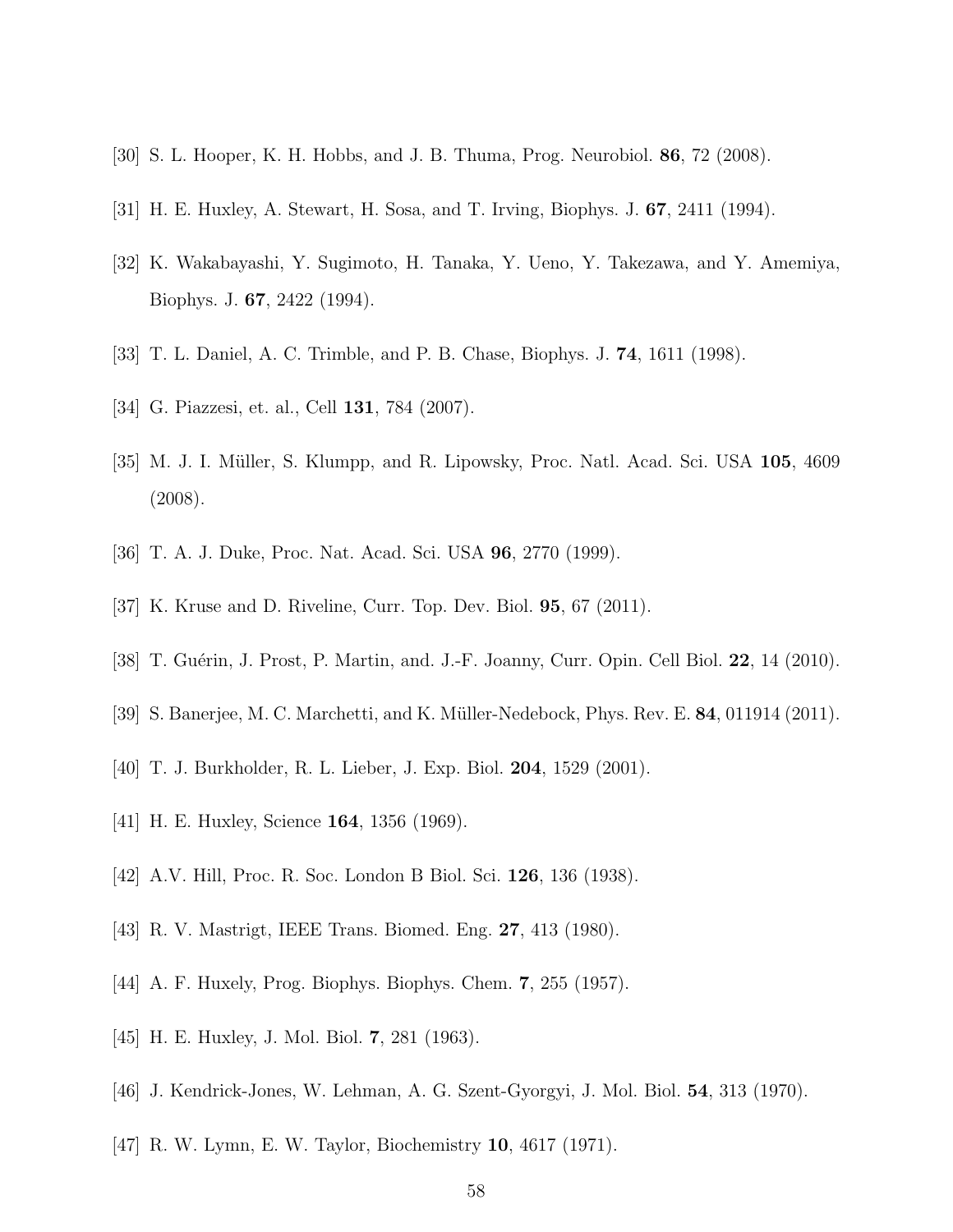[30] S. L. Hooper, K. H. Hobbs, and J. B. Thuma, Prog. Neurobiol. **86**, 72 (2008).

[31] H. E. Huxley, A. Stewart, H. Sosa, and T. Irving, Biophys. J. **67**, 2411 (1994).

[32] K. Wakabayashi, Y. Sugimoto, H. Tanaka, Y. Ueno, Y. Takezawa, and Y. Amemiya, Biophys. J. **67**, 2422 (1994).

[33] T. L. Daniel, A. C. Trimble, and P. B. Chase, Biophys. J. **74**, 1611 (1998).

[34] G. Piazzesi, et. al., Cell **131**, 784 (2007).

[35] M. J. I. Müller, S. Klumpp, and R. Lipowsky, Proc. Natl. Acad. Sci. USA **105**, 4609 (2008).

[36] T. A. J. Duke, Proc. Nat. Acad. Sci. USA **96**, 2770 (1999).

[37] K. Kruse and D. Riveline, Curr. Top. Dev. Biol. **95**, 67 (2011).

[38] T. Guérin, J. Prost, P. Martin, and. J.-F. Joanny, Curr. Opin. Cell Biol. **22**, 14 (2010).

[39] S. Banerjee, M. C. Marchetti, and K. Müller-Nedebock, Phys. Rev. E. **84**, 011914 (2011).

[40] T. J. Burkholder, R. L. Lieber, J. Exp. Biol. **204**, 1529 (2001).

[41] H. E. Huxley, Science **164**, 1356 (1969).

[42] A.V. Hill, Proc. R. Soc. London B Biol. Sci. **126**, 136 (1938).

[43] R. V. Mastrigt, IEEE Trans. Biomed. Eng. **27**, 413 (1980).

[44] A. F. Huxely, Prog. Biophys. Biophys. Chem. **7**, 255 (1957).

[45] H. E. Huxley, J. Mol. Biol. **7**, 281 (1963).

[46] J. Kendrick-Jones, W. Lehman, A. G. Szent-Gyorgyi, J. Mol. Biol. **54**, 313 (1970).

[47] R. W. Lymn, E. W. Taylor, Biochemistry **10**, 4617 (1971).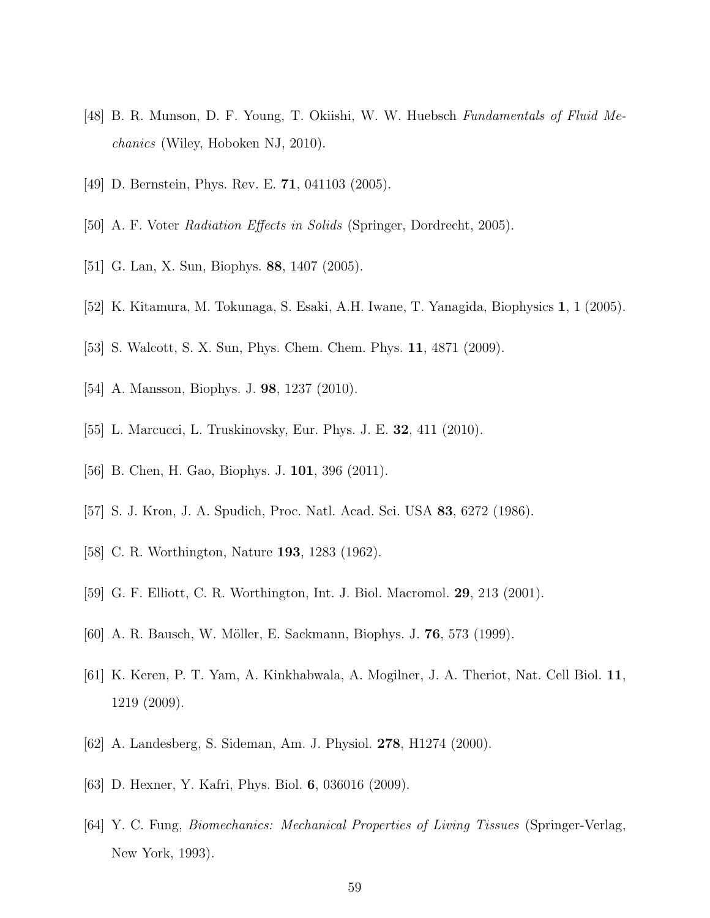[48] B. R. Munson, D. F. Young, T. Okiishi, W. W. Huebsch *Fundamentals of Fluid Mechanics* (Wiley, Hoboken NJ, 2010).

[49] D. Bernstein, Phys. Rev. E. **71**, 041103 (2005).

[50] A. F. Voter *Radiation Effects in Solids* (Springer, Dordrecht, 2005).

[51] G. Lan, X. Sun, Biophys. **88**, 1407 (2005).

[52] K. Kitamura, M. Tokunaga, S. Esaki, A.H. Iwane, T. Yanagida, Biophysics **1**, 1 (2005).

[53] S. Walcott, S. X. Sun, Phys. Chem. Chem. Phys. **11**, 4871 (2009).

[54] A. Mansson, Biophys. J. **98**, 1237 (2010).

[55] L. Marcucci, L. Truskinovsky, Eur. Phys. J. E. **32**, 411 (2010).

[56] B. Chen, H. Gao, Biophys. J. **101**, 396 (2011).

[57] S. J. Kron, J. A. Spudich, Proc. Natl. Acad. Sci. USA **83**, 6272 (1986).

[58] C. R. Worthington, Nature **193**, 1283 (1962).

[59] G. F. Elliott, C. R. Worthington, Int. J. Biol. Macromol. **29**, 213 (2001).

[60] A. R. Bausch, W. Möller, E. Sackmann, Biophys. J. **76**, 573 (1999).

[61] K. Keren, P. T. Yam, A. Kinkhabwala, A. Mogilner, J. A. Theriot, Nat. Cell Biol. **11**, 1219 (2009).

[62] A. Landesberg, S. Sideman, Am. J. Physiol. **278**, H1274 (2000).

[63] D. Hexner, Y. Kafri, Phys. Biol. **6**, 036016 (2009).

[64] Y. C. Fung, *Biomechanics: Mechanical Properties of Living Tissues* (Springer-Verlag, New York, 1993).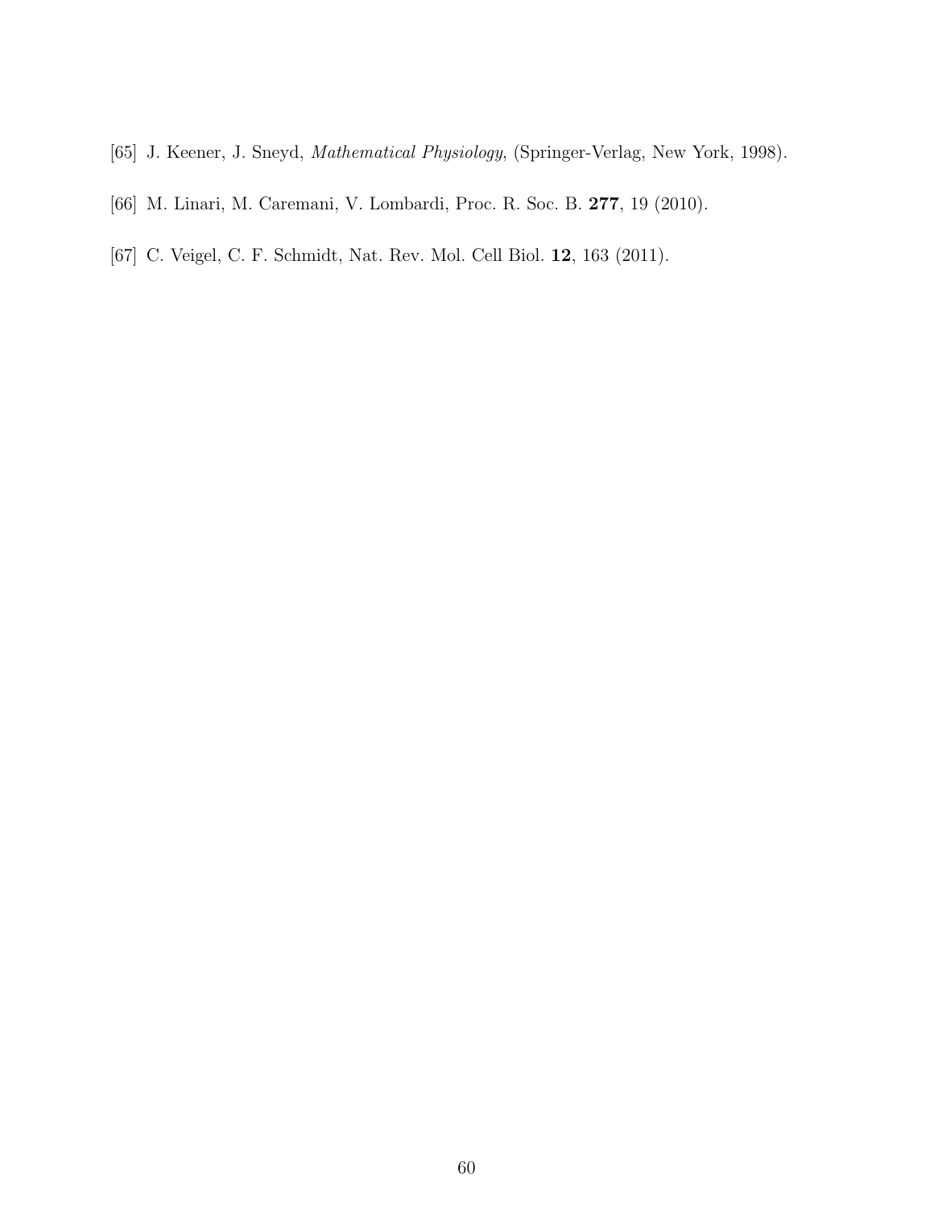[65] J. Keener, J. Sneyd, *Mathematical Physiology*, (Springer-Verlag, New York, 1998).

[66] M. Linari, M. Caremani, V. Lombardi, Proc. R. Soc. B. **277**, 19 (2010).

[67] C. Veigel, C. F. Schmidt, Nat. Rev. Mol. Cell Biol. **12**, 163 (2011).